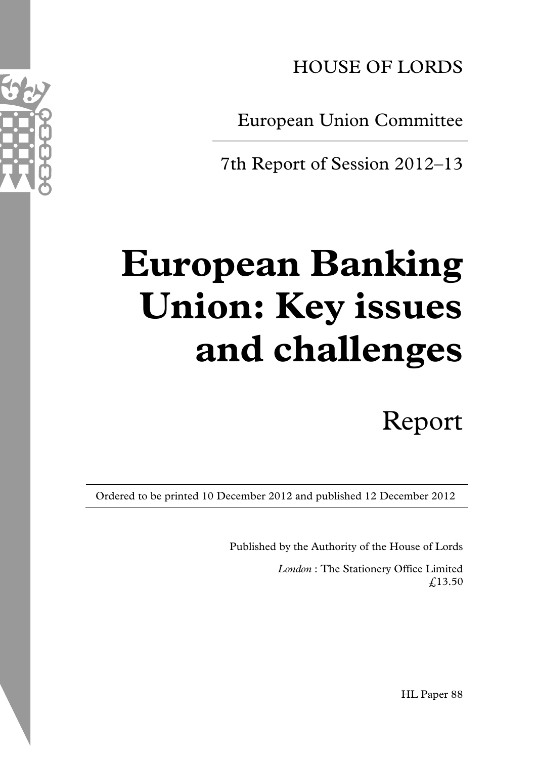HOUSE OF LORDS

European Union Committee

7th Report of Session 2012–13

# European Banking Union: Key issues and challenges

Report

Ordered to be printed 10 December 2012 and published 12 December 2012

Published by the Authority of the House of Lords

*London* : The Stationery Office Limited
£13.50

HL Paper 88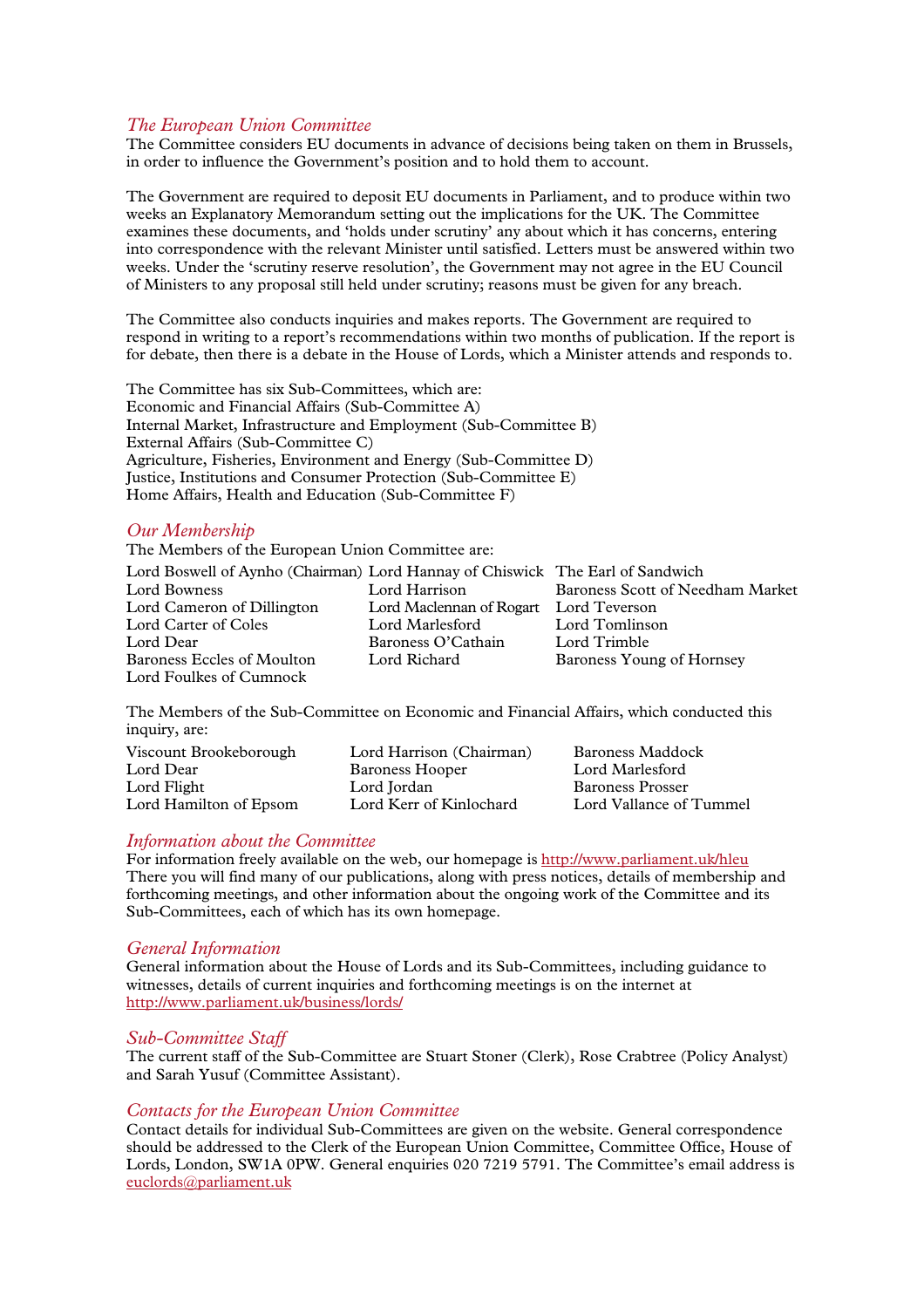## *The European Union Committee*

The Committee considers EU documents in advance of decisions being taken on them in Brussels, in order to influence the Government's position and to hold them to account.

The Government are required to deposit EU documents in Parliament, and to produce within two weeks an Explanatory Memorandum setting out the implications for the UK. The Committee examines these documents, and 'holds under scrutiny' any about which it has concerns, entering into correspondence with the relevant Minister until satisfied. Letters must be answered within two weeks. Under the 'scrutiny reserve resolution', the Government may not agree in the EU Council of Ministers to any proposal still held under scrutiny; reasons must be given for any breach.

The Committee also conducts inquiries and makes reports. The Government are required to respond in writing to a report's recommendations within two months of publication. If the report is for debate, then there is a debate in the House of Lords, which a Minister attends and responds to.

The Committee has six Sub-Committees, which are:
Economic and Financial Affairs (Sub-Committee A)
Internal Market, Infrastructure and Employment (Sub-Committee B)
External Affairs (Sub-Committee C)
Agriculture, Fisheries, Environment and Energy (Sub-Committee D)
Justice, Institutions and Consumer Protection (Sub-Committee E)
Home Affairs, Health and Education (Sub-Committee F)

## *Our Membership*

The Members of the European Union Committee are:

Lord Boswell of Aynho (Chairman)
Lord Bowness
Lord Cameron of Dillington
Lord Carter of Coles
Lord Dear
Baroness Eccles of Moulton
Lord Foulkes of Cumnock
Lord Hannay of Chiswick
Lord Harrison
Lord Maclennan of Rogart
Lord Marlesford
Baroness O'Cathain
Lord Richard
The Earl of Sandwich
Baroness Scott of Needham Market
Lord Teverson
Lord Tomlinson
Lord Trimble
Baroness Young of Hornsey

The Members of the Sub-Committee on Economic and Financial Affairs, which conducted this inquiry, are:

Viscount Brookeborough
Lord Dear
Lord Flight
Lord Hamilton of Epsom
Lord Harrison (Chairman)
Baroness Hooper
Lord Jordan
Lord Kerr of Kinlochard
Baroness Maddock
Lord Marlesford
Baroness Prosser
Lord Vallance of Tummel

## *Information about the Committee*

For information freely available on the web, our homepage is http://www.parliament.uk/hleu
There you will find many of our publications, along with press notices, details of membership and forthcoming meetings, and other information about the ongoing work of the Committee and its Sub-Committees, each of which has its own homepage.

## *General Information*

General information about the House of Lords and its Sub-Committees, including guidance to witnesses, details of current inquiries and forthcoming meetings is on the internet at http://www.parliament.uk/business/lords/

## *Sub-Committee Staff*

The current staff of the Sub-Committee are Stuart Stoner (Clerk), Rose Crabtree (Policy Analyst) and Sarah Yusuf (Committee Assistant).

## *Contacts for the European Union Committee*

Contact details for individual Sub-Committees are given on the website. General correspondence should be addressed to the Clerk of the European Union Committee, Committee Office, House of Lords, London, SW1A 0PW. General enquiries 020 7219 5791. The Committee's email address is euclords@parliament.uk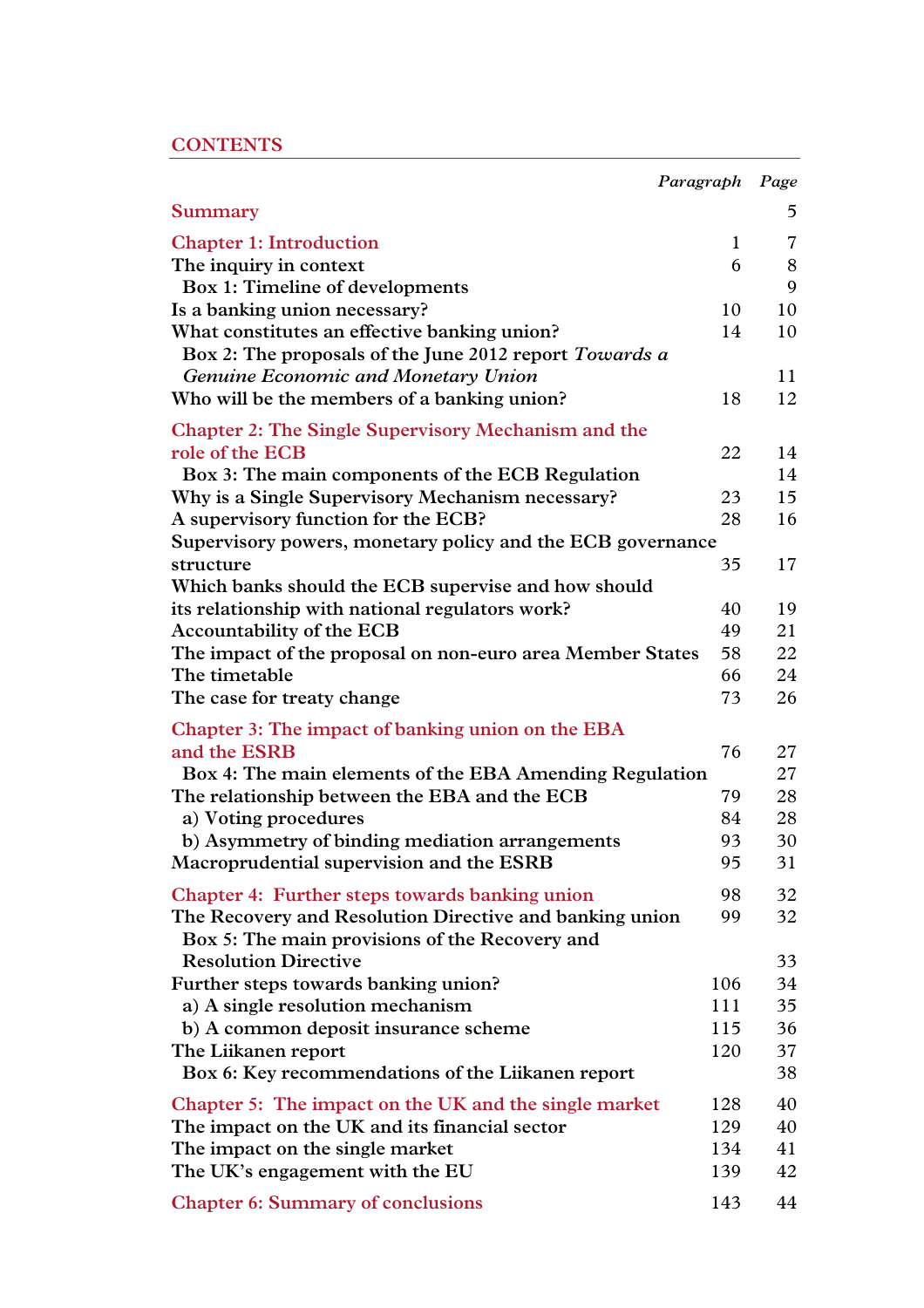## CONTENTS

| | Paragraph | Page |
|---|---|---|
| **Summary** | | 5 |
| **Chapter 1: Introduction** | 1 | 7 |
| The inquiry in context | 6 | 8 |
| Box 1: Timeline of developments | | 9 |
| Is a banking union necessary? | 10 | 10 |
| What constitutes an effective banking union? | 14 | 10 |
| Box 2: The proposals of the June 2012 report *Towards a Genuine Economic and Monetary Union* | | 11 |
| Who will be the members of a banking union? | 18 | 12 |
| **Chapter 2: The Single Supervisory Mechanism and the role of the ECB** | 22 | 14 |
| Box 3: The main components of the ECB Regulation | | 14 |
| Why is a Single Supervisory Mechanism necessary? | 23 | 15 |
| A supervisory function for the ECB? | 28 | 16 |
| Supervisory powers, monetary policy and the ECB governance structure | 35 | 17 |
| Which banks should the ECB supervise and how should its relationship with national regulators work? | 40 | 19 |
| Accountability of the ECB | 49 | 21 |
| The impact of the proposal on non-euro area Member States | 58 | 22 |
| The timetable | 66 | 24 |
| The case for treaty change | 73 | 26 |
| **Chapter 3: The impact of banking union on the EBA and the ESRB** | 76 | 27 |
| Box 4: The main elements of the EBA Amending Regulation | | 27 |
| The relationship between the EBA and the ECB | 79 | 28 |
| a) Voting procedures | 84 | 28 |
| b) Asymmetry of binding mediation arrangements | 93 | 30 |
| Macroprudential supervision and the ESRB | 95 | 31 |
| **Chapter 4: Further steps towards banking union** | 98 | 32 |
| The Recovery and Resolution Directive and banking union | 99 | 32 |
| Box 5: The main provisions of the Recovery and Resolution Directive | | 33 |
| Further steps towards banking union? | 106 | 34 |
| a) A single resolution mechanism | 111 | 35 |
| b) A common deposit insurance scheme | 115 | 36 |
| The Liikanen report | 120 | 37 |
| Box 6: Key recommendations of the Liikanen report | | 38 |
| **Chapter 5: The impact on the UK and the single market** | 128 | 40 |
| The impact on the UK and its financial sector | 129 | 40 |
| The impact on the single market | 134 | 41 |
| The UK's engagement with the EU | 139 | 42 |
| **Chapter 6: Summary of conclusions** | 143 | 44 |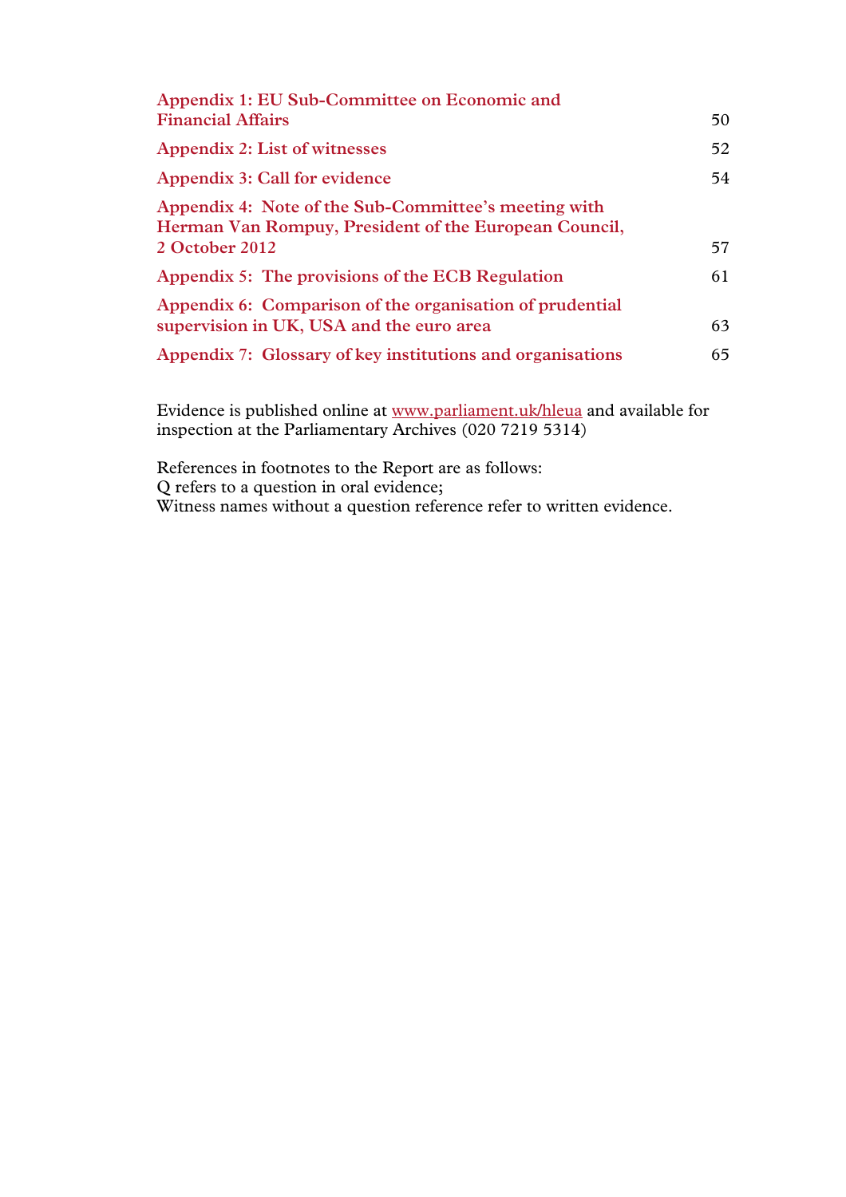| | |
|---|---|
| **Appendix 1: EU Sub-Committee on Economic and Financial Affairs** | 50 |
| **Appendix 2: List of witnesses** | 52 |
| **Appendix 3: Call for evidence** | 54 |
| **Appendix 4: Note of the Sub-Committee's meeting with Herman Van Rompuy, President of the European Council, 2 October 2012** | 57 |
| **Appendix 5: The provisions of the ECB Regulation** | 61 |
| **Appendix 6: Comparison of the organisation of prudential supervision in UK, USA and the euro area** | 63 |
| **Appendix 7: Glossary of key institutions and organisations** | 65 |

Evidence is published online at www.parliament.uk/hleua and available for inspection at the Parliamentary Archives (020 7219 5314)

References in footnotes to the Report are as follows:
Q refers to a question in oral evidence;
Witness names without a question reference refer to written evidence.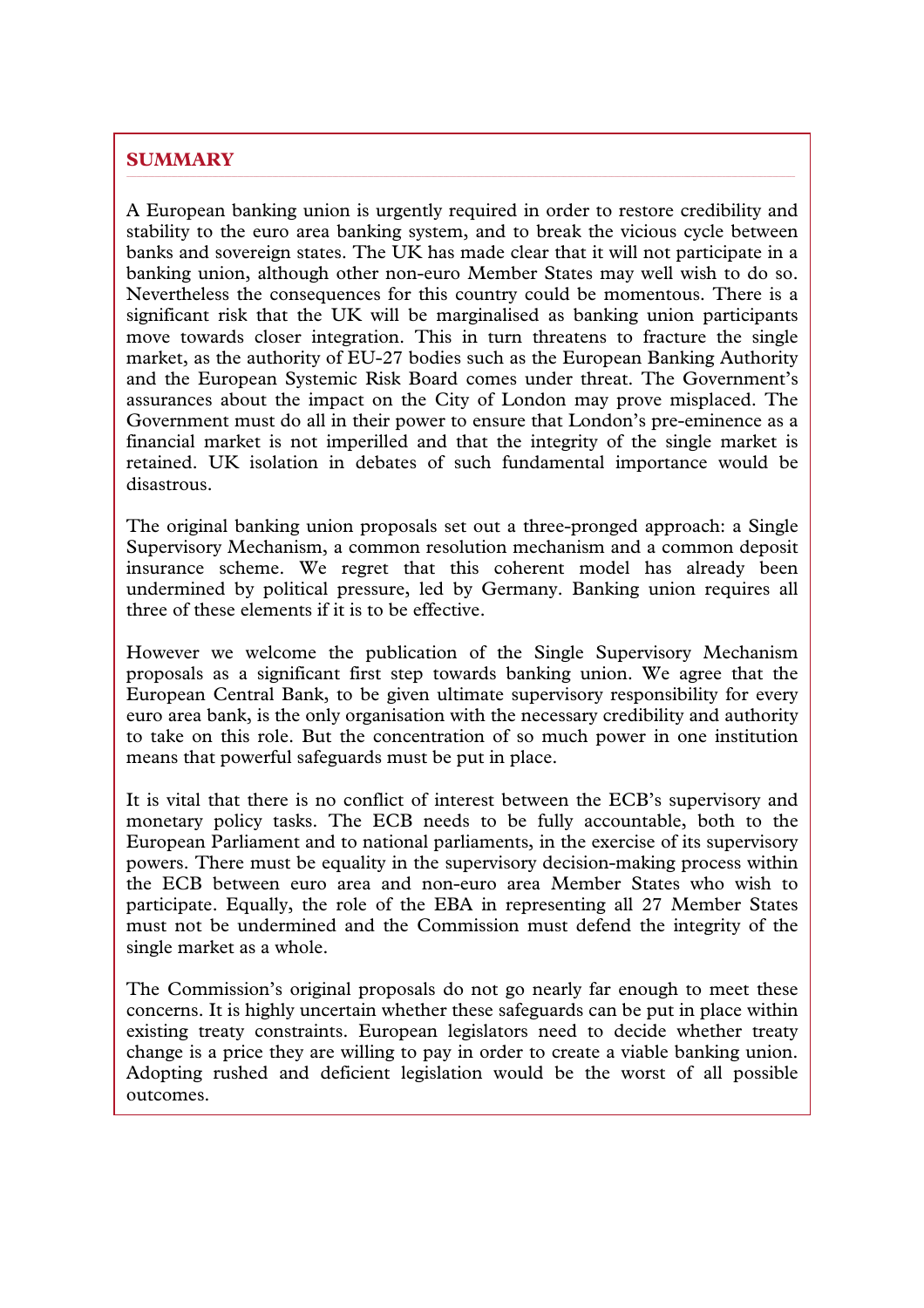## SUMMARY

A European banking union is urgently required in order to restore credibility and stability to the euro area banking system, and to break the vicious cycle between banks and sovereign states. The UK has made clear that it will not participate in a banking union, although other non-euro Member States may well wish to do so. Nevertheless the consequences for this country could be momentous. There is a significant risk that the UK will be marginalised as banking union participants move towards closer integration. This in turn threatens to fracture the single market, as the authority of EU-27 bodies such as the European Banking Authority and the European Systemic Risk Board comes under threat. The Government's assurances about the impact on the City of London may prove misplaced. The Government must do all in their power to ensure that London's pre-eminence as a financial market is not imperilled and that the integrity of the single market is retained. UK isolation in debates of such fundamental importance would be disastrous.

The original banking union proposals set out a three-pronged approach: a Single Supervisory Mechanism, a common resolution mechanism and a common deposit insurance scheme. We regret that this coherent model has already been undermined by political pressure, led by Germany. Banking union requires all three of these elements if it is to be effective.

However we welcome the publication of the Single Supervisory Mechanism proposals as a significant first step towards banking union. We agree that the European Central Bank, to be given ultimate supervisory responsibility for every euro area bank, is the only organisation with the necessary credibility and authority to take on this role. But the concentration of so much power in one institution means that powerful safeguards must be put in place.

It is vital that there is no conflict of interest between the ECB's supervisory and monetary policy tasks. The ECB needs to be fully accountable, both to the European Parliament and to national parliaments, in the exercise of its supervisory powers. There must be equality in the supervisory decision-making process within the ECB between euro area and non-euro area Member States who wish to participate. Equally, the role of the EBA in representing all 27 Member States must not be undermined and the Commission must defend the integrity of the single market as a whole.

The Commission's original proposals do not go nearly far enough to meet these concerns. It is highly uncertain whether these safeguards can be put in place within existing treaty constraints. European legislators need to decide whether treaty change is a price they are willing to pay in order to create a viable banking union. Adopting rushed and deficient legislation would be the worst of all possible outcomes.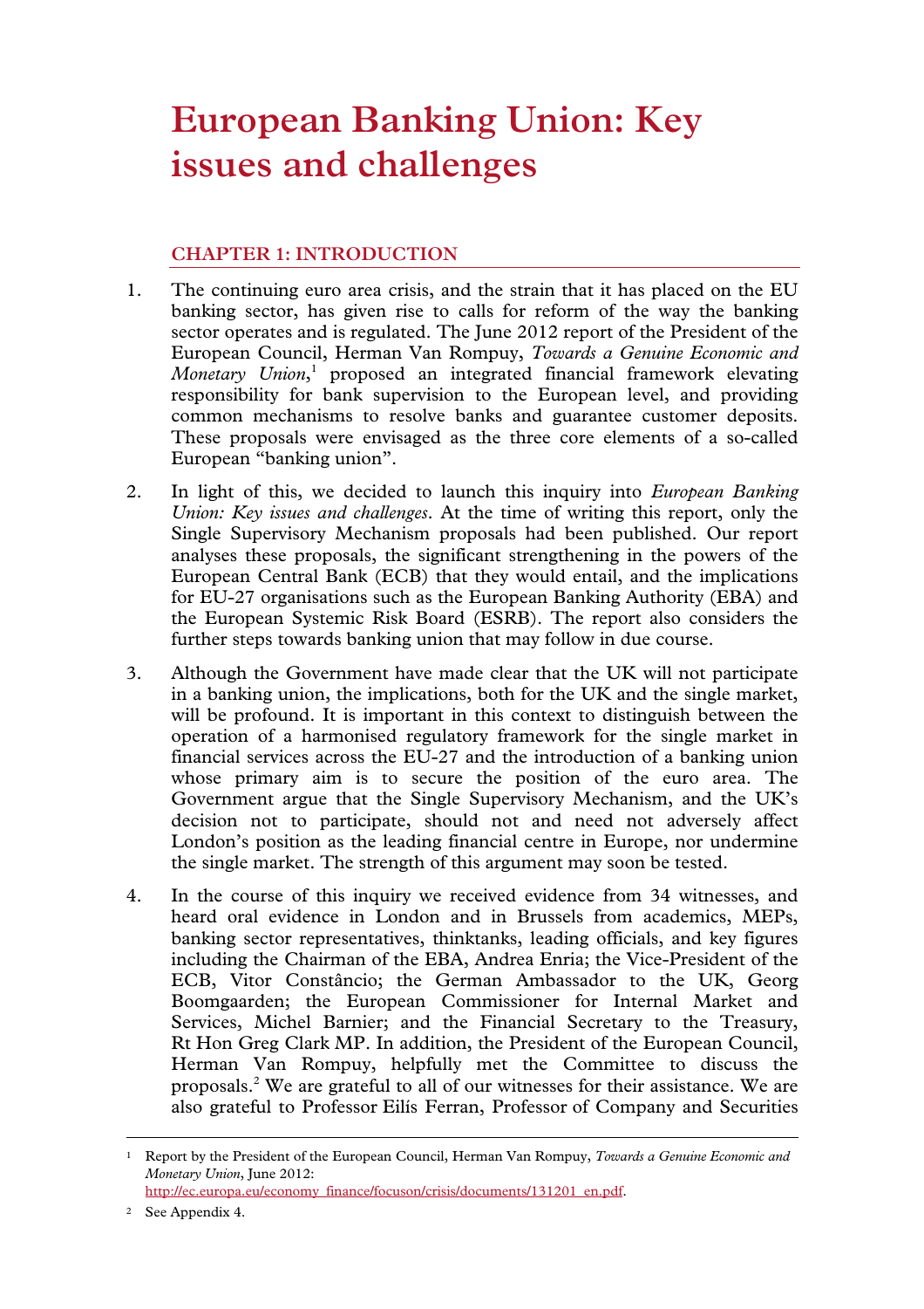# European Banking Union: Key issues and challenges

## CHAPTER 1: INTRODUCTION

1. The continuing euro area crisis, and the strain that it has placed on the EU banking sector, has given rise to calls for reform of the way the banking sector operates and is regulated. The June 2012 report of the President of the European Council, Herman Van Rompuy, *Towards a Genuine Economic and Monetary Union*,[1] proposed an integrated financial framework elevating responsibility for bank supervision to the European level, and providing common mechanisms to resolve banks and guarantee customer deposits. These proposals were envisaged as the three core elements of a so-called European "banking union".

2. In light of this, we decided to launch this inquiry into *European Banking Union: Key issues and challenges*. At the time of writing this report, only the Single Supervisory Mechanism proposals had been published. Our report analyses these proposals, the significant strengthening in the powers of the European Central Bank (ECB) that they would entail, and the implications for EU-27 organisations such as the European Banking Authority (EBA) and the European Systemic Risk Board (ESRB). The report also considers the further steps towards banking union that may follow in due course.

3. Although the Government have made clear that the UK will not participate in a banking union, the implications, both for the UK and the single market, will be profound. It is important in this context to distinguish between the operation of a harmonised regulatory framework for the single market in financial services across the EU-27 and the introduction of a banking union whose primary aim is to secure the position of the euro area. The Government argue that the Single Supervisory Mechanism, and the UK's decision not to participate, should not and need not adversely affect London's position as the leading financial centre in Europe, nor undermine the single market. The strength of this argument may soon be tested.

4. In the course of this inquiry we received evidence from 34 witnesses, and heard oral evidence in London and in Brussels from academics, MEPs, banking sector representatives, thinktanks, leading officials, and key figures including the Chairman of the EBA, Andrea Enria; the Vice-President of the ECB, Vitor Constâncio; the German Ambassador to the UK, Georg Boomgaarden; the European Commissioner for Internal Market and Services, Michel Barnier; and the Financial Secretary to the Treasury, Rt Hon Greg Clark MP. In addition, the President of the European Council, Herman Van Rompuy, helpfully met the Committee to discuss the proposals.[2] We are grateful to all of our witnesses for their assistance. We are also grateful to Professor Eilís Ferran, Professor of Company and Securities

---

[1] Report by the President of the European Council, Herman Van Rompuy, *Towards a Genuine Economic and Monetary Union*, June 2012: http://ec.europa.eu/economy_finance/focuson/crisis/documents/131201_en.pdf.

[2] See Appendix 4.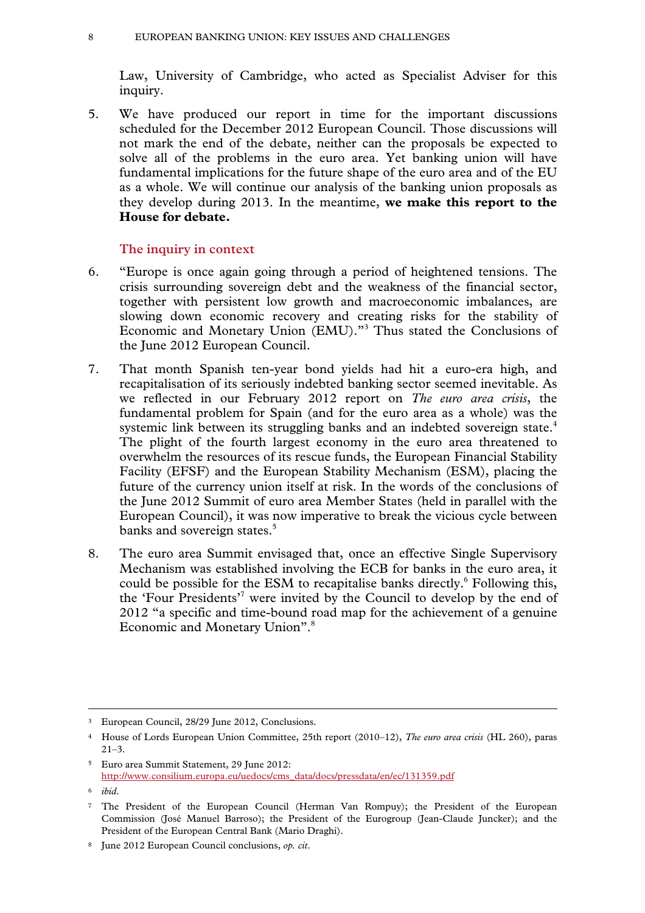Law, University of Cambridge, who acted as Specialist Adviser for this inquiry.

5. We have produced our report in time for the important discussions scheduled for the December 2012 European Council. Those discussions will not mark the end of the debate, neither can the proposals be expected to solve all of the problems in the euro area. Yet banking union will have fundamental implications for the future shape of the euro area and of the EU as a whole. We will continue our analysis of the banking union proposals as they develop during 2013. In the meantime, **we make this report to the House for debate.**

### The inquiry in context

6. "Europe is once again going through a period of heightened tensions. The crisis surrounding sovereign debt and the weakness of the financial sector, together with persistent low growth and macroeconomic imbalances, are slowing down economic recovery and creating risks for the stability of Economic and Monetary Union (EMU)."[3] Thus stated the Conclusions of the June 2012 European Council.

7. That month Spanish ten-year bond yields had hit a euro-era high, and recapitalisation of its seriously indebted banking sector seemed inevitable. As we reflected in our February 2012 report on *The euro area crisis*, the fundamental problem for Spain (and for the euro area as a whole) was the systemic link between its struggling banks and an indebted sovereign state.[4] The plight of the fourth largest economy in the euro area threatened to overwhelm the resources of its rescue funds, the European Financial Stability Facility (EFSF) and the European Stability Mechanism (ESM), placing the future of the currency union itself at risk. In the words of the conclusions of the June 2012 Summit of euro area Member States (held in parallel with the European Council), it was now imperative to break the vicious cycle between banks and sovereign states.[5]

8. The euro area Summit envisaged that, once an effective Single Supervisory Mechanism was established involving the ECB for banks in the euro area, it could be possible for the ESM to recapitalise banks directly.[6] Following this, the 'Four Presidents'[7] were invited by the Council to develop by the end of 2012 "a specific and time-bound road map for the achievement of a genuine Economic and Monetary Union".[8]

---

[3] European Council, 28/29 June 2012, Conclusions.

[4] House of Lords European Union Committee, 25th report (2010–12), *The euro area crisis* (HL 260), paras 21–3.

[5] Euro area Summit Statement, 29 June 2012: http://www.consilium.europa.eu/uedocs/cms_data/docs/pressdata/en/ec/131359.pdf

[6] *ibid.*

[7] The President of the European Council (Herman Van Rompuy); the President of the European Commission (José Manuel Barroso); the President of the Eurogroup (Jean-Claude Juncker); and the President of the European Central Bank (Mario Draghi).

[8] June 2012 European Council conclusions, *op. cit*.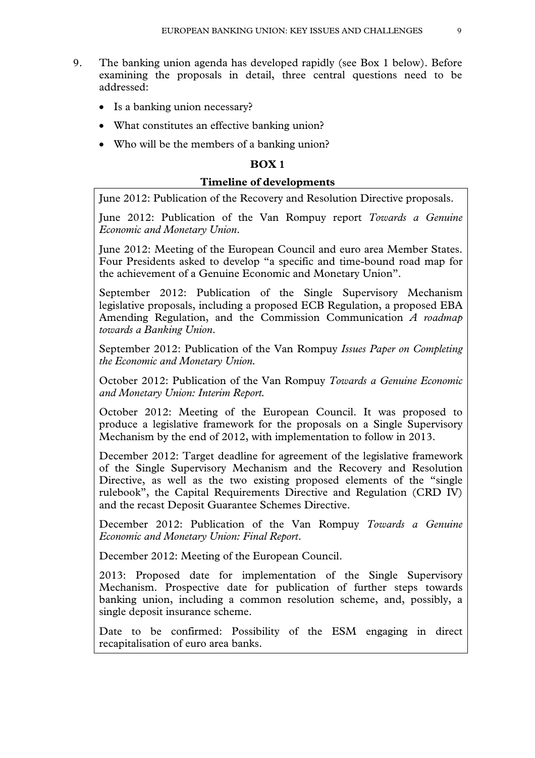9. The banking union agenda has developed rapidly (see Box 1 below). Before examining the proposals in detail, three central questions need to be addressed:

- Is a banking union necessary?
- What constitutes an effective banking union?
- Who will be the members of a banking union?

**BOX 1**

**Timeline of developments**

June 2012: Publication of the Recovery and Resolution Directive proposals.

June 2012: Publication of the Van Rompuy report *Towards a Genuine Economic and Monetary Union*.

June 2012: Meeting of the European Council and euro area Member States. Four Presidents asked to develop "a specific and time-bound road map for the achievement of a Genuine Economic and Monetary Union".

September 2012: Publication of the Single Supervisory Mechanism legislative proposals, including a proposed ECB Regulation, a proposed EBA Amending Regulation, and the Commission Communication *A roadmap towards a Banking Union*.

September 2012: Publication of the Van Rompuy *Issues Paper on Completing the Economic and Monetary Union.*

October 2012: Publication of the Van Rompuy *Towards a Genuine Economic and Monetary Union: Interim Report.*

October 2012: Meeting of the European Council. It was proposed to produce a legislative framework for the proposals on a Single Supervisory Mechanism by the end of 2012, with implementation to follow in 2013.

December 2012: Target deadline for agreement of the legislative framework of the Single Supervisory Mechanism and the Recovery and Resolution Directive, as well as the two existing proposed elements of the "single rulebook", the Capital Requirements Directive and Regulation (CRD IV) and the recast Deposit Guarantee Schemes Directive.

December 2012: Publication of the Van Rompuy *Towards a Genuine Economic and Monetary Union: Final Report*.

December 2012: Meeting of the European Council.

2013: Proposed date for implementation of the Single Supervisory Mechanism. Prospective date for publication of further steps towards banking union, including a common resolution scheme, and, possibly, a single deposit insurance scheme.

Date to be confirmed: Possibility of the ESM engaging in direct recapitalisation of euro area banks.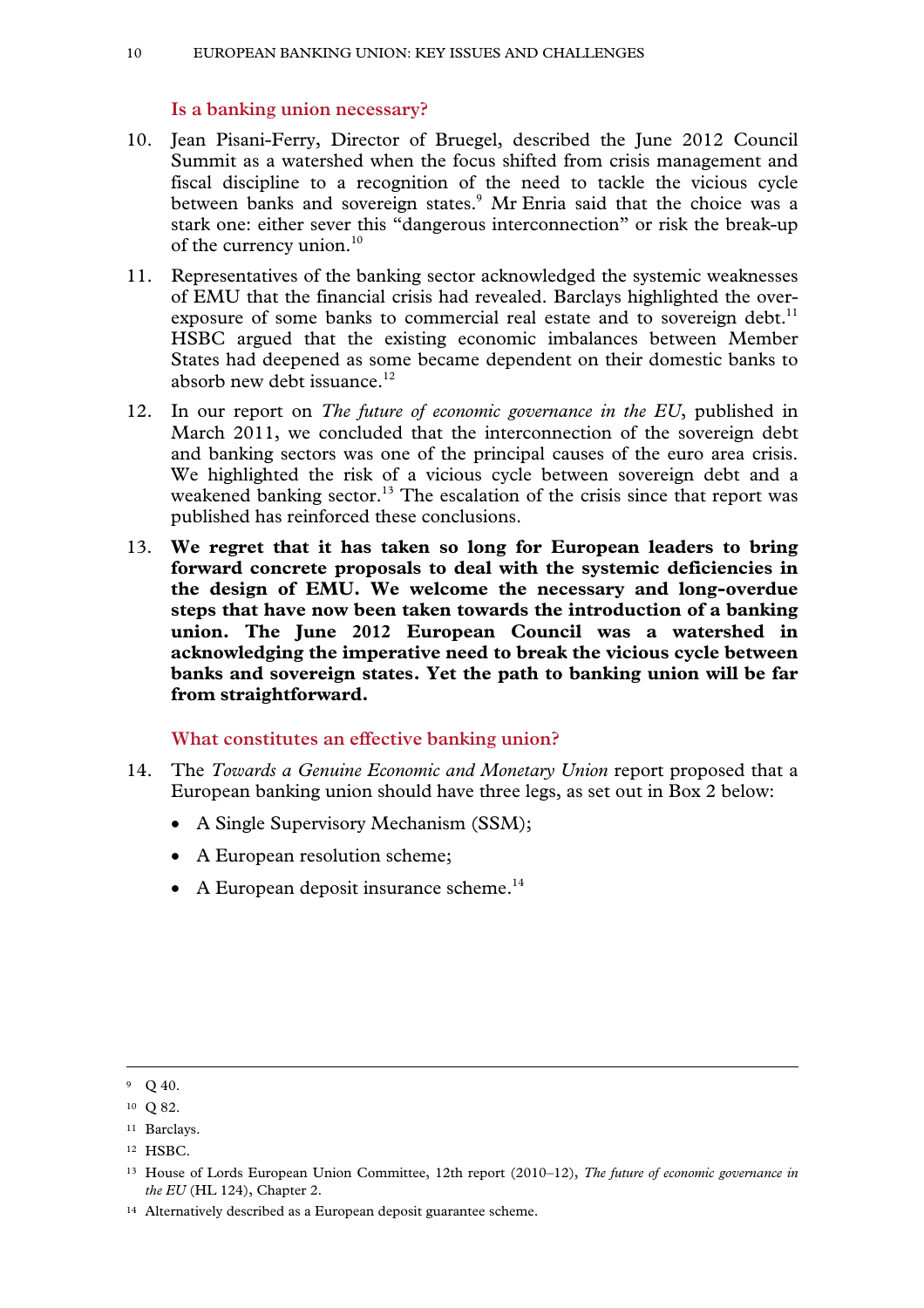### Is a banking union necessary?

10. Jean Pisani-Ferry, Director of Bruegel, described the June 2012 Council Summit as a watershed when the focus shifted from crisis management and fiscal discipline to a recognition of the need to tackle the vicious cycle between banks and sovereign states.[9] Mr Enria said that the choice was a stark one: either sever this "dangerous interconnection" or risk the break-up of the currency union.[10]

11. Representatives of the banking sector acknowledged the systemic weaknesses of EMU that the financial crisis had revealed. Barclays highlighted the over-exposure of some banks to commercial real estate and to sovereign debt.[11] HSBC argued that the existing economic imbalances between Member States had deepened as some became dependent on their domestic banks to absorb new debt issuance.[12]

12. In our report on *The future of economic governance in the EU*, published in March 2011, we concluded that the interconnection of the sovereign debt and banking sectors was one of the principal causes of the euro area crisis. We highlighted the risk of a vicious cycle between sovereign debt and a weakened banking sector.[13] The escalation of the crisis since that report was published has reinforced these conclusions.

13. **We regret that it has taken so long for European leaders to bring forward concrete proposals to deal with the systemic deficiencies in the design of EMU. We welcome the necessary and long-overdue steps that have now been taken towards the introduction of a banking union. The June 2012 European Council was a watershed in acknowledging the imperative need to break the vicious cycle between banks and sovereign states. Yet the path to banking union will be far from straightforward.**

### What constitutes an effective banking union?

14. The *Towards a Genuine Economic and Monetary Union* report proposed that a European banking union should have three legs, as set out in Box 2 below:

    - A Single Supervisory Mechanism (SSM);
    - A European resolution scheme;
    - A European deposit insurance scheme.[14]

---

[9] Q 40.

[10] Q 82.

[11] Barclays.

[12] HSBC.

[13] House of Lords European Union Committee, 12th report (2010–12), *The future of economic governance in the EU* (HL 124), Chapter 2.

[14] Alternatively described as a European deposit guarantee scheme.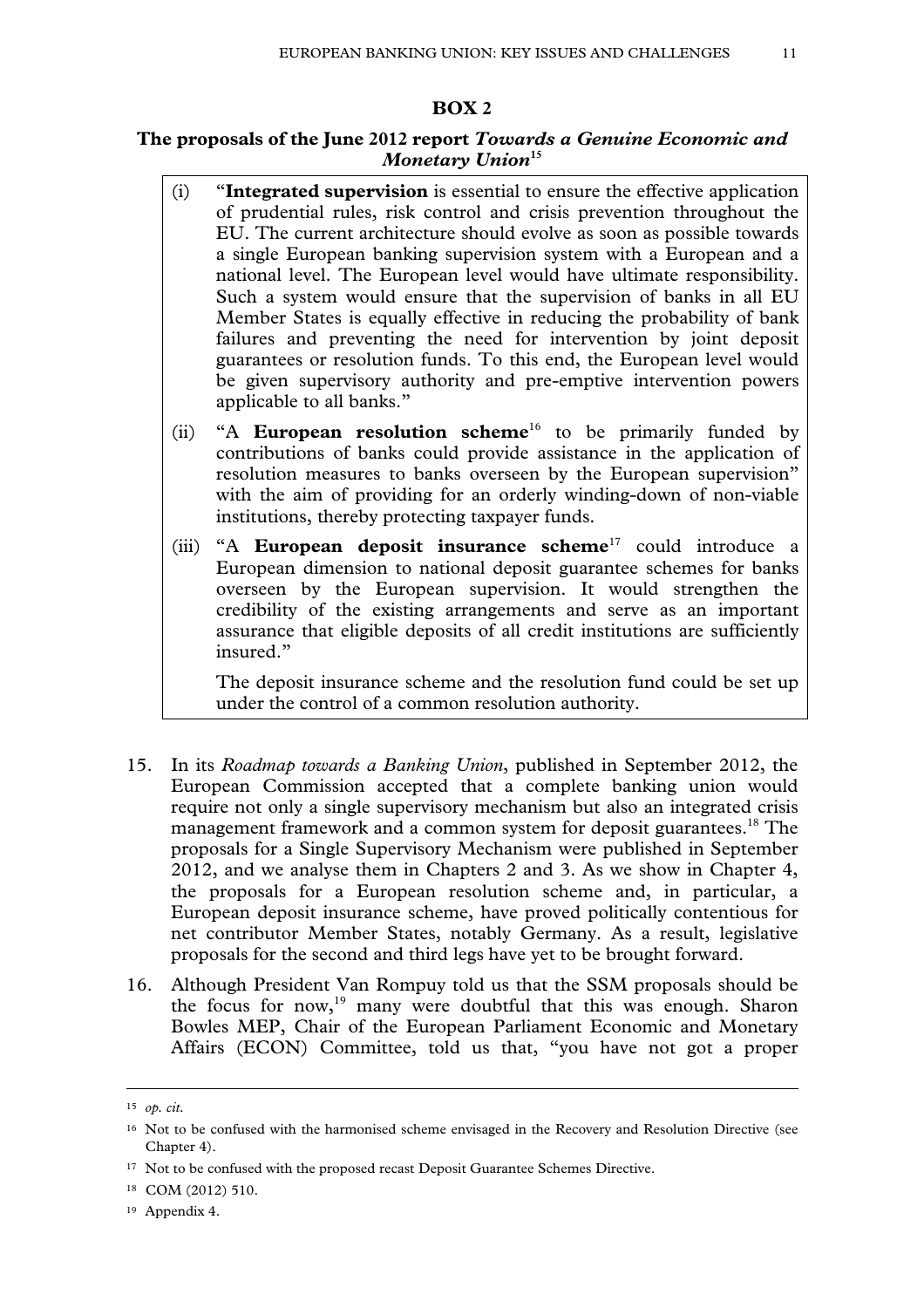**BOX 2**

**The proposals of the June 2012 report *Towards a Genuine Economic and Monetary Union*[15]**

(i) "**Integrated supervision** is essential to ensure the effective application of prudential rules, risk control and crisis prevention throughout the EU. The current architecture should evolve as soon as possible towards a single European banking supervision system with a European and a national level. The European level would have ultimate responsibility. Such a system would ensure that the supervision of banks in all EU Member States is equally effective in reducing the probability of bank failures and preventing the need for intervention by joint deposit guarantees or resolution funds. To this end, the European level would be given supervisory authority and pre-emptive intervention powers applicable to all banks."

(ii) "A **European resolution scheme**[16] to be primarily funded by contributions of banks could provide assistance in the application of resolution measures to banks overseen by the European supervision" with the aim of providing for an orderly winding-down of non-viable institutions, thereby protecting taxpayer funds.

(iii) "A **European deposit insurance scheme**[17] could introduce a European dimension to national deposit guarantee schemes for banks overseen by the European supervision. It would strengthen the credibility of the existing arrangements and serve as an important assurance that eligible deposits of all credit institutions are sufficiently insured."

The deposit insurance scheme and the resolution fund could be set up under the control of a common resolution authority.

15. In its *Roadmap towards a Banking Union*, published in September 2012, the European Commission accepted that a complete banking union would require not only a single supervisory mechanism but also an integrated crisis management framework and a common system for deposit guarantees.[18] The proposals for a Single Supervisory Mechanism were published in September 2012, and we analyse them in Chapters 2 and 3. As we show in Chapter 4, the proposals for a European resolution scheme and, in particular, a European deposit insurance scheme, have proved politically contentious for net contributor Member States, notably Germany. As a result, legislative proposals for the second and third legs have yet to be brought forward.

16. Although President Van Rompuy told us that the SSM proposals should be the focus for now,[19] many were doubtful that this was enough. Sharon Bowles MEP, Chair of the European Parliament Economic and Monetary Affairs (ECON) Committee, told us that, "you have not got a proper

---

[15] *op. cit.*

[16] Not to be confused with the harmonised scheme envisaged in the Recovery and Resolution Directive (see Chapter 4).

[17] Not to be confused with the proposed recast Deposit Guarantee Schemes Directive.

[18] COM (2012) 510.

[19] Appendix 4.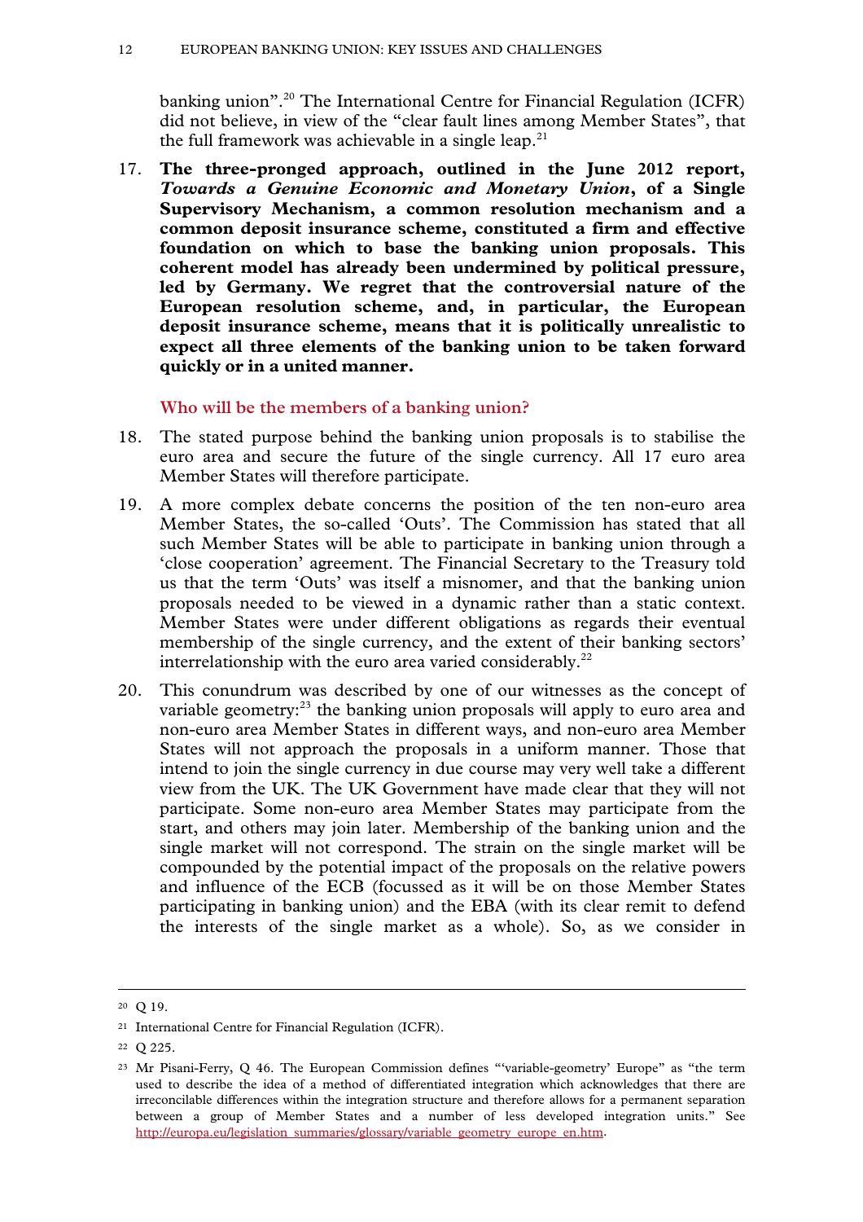banking union".[20] The International Centre for Financial Regulation (ICFR) did not believe, in view of the "clear fault lines among Member States", that the full framework was achievable in a single leap.[21]

17. **The three-pronged approach, outlined in the June 2012 report, *Towards a Genuine Economic and Monetary Union*, of a Single Supervisory Mechanism, a common resolution mechanism and a common deposit insurance scheme, constituted a firm and effective foundation on which to base the banking union proposals. This coherent model has already been undermined by political pressure, led by Germany. We regret that the controversial nature of the European resolution scheme, and, in particular, the European deposit insurance scheme, means that it is politically unrealistic to expect all three elements of the banking union to be taken forward quickly or in a united manner.**

### Who will be the members of a banking union?

18. The stated purpose behind the banking union proposals is to stabilise the euro area and secure the future of the single currency. All 17 euro area Member States will therefore participate.

19. A more complex debate concerns the position of the ten non-euro area Member States, the so-called 'Outs'. The Commission has stated that all such Member States will be able to participate in banking union through a 'close cooperation' agreement. The Financial Secretary to the Treasury told us that the term 'Outs' was itself a misnomer, and that the banking union proposals needed to be viewed in a dynamic rather than a static context. Member States were under different obligations as regards their eventual membership of the single currency, and the extent of their banking sectors' interrelationship with the euro area varied considerably.[22]

20. This conundrum was described by one of our witnesses as the concept of variable geometry:[23] the banking union proposals will apply to euro area and non-euro area Member States in different ways, and non-euro area Member States will not approach the proposals in a uniform manner. Those that intend to join the single currency in due course may very well take a different view from the UK. The UK Government have made clear that they will not participate. Some non-euro area Member States may participate from the start, and others may join later. Membership of the banking union and the single market will not correspond. The strain on the single market will be compounded by the potential impact of the proposals on the relative powers and influence of the ECB (focussed as it will be on those Member States participating in banking union) and the EBA (with its clear remit to defend the interests of the single market as a whole). So, as we consider in

---

[20] Q 19.

[21] International Centre for Financial Regulation (ICFR).

[22] Q 225.

[23] Mr Pisani-Ferry, Q 46. The European Commission defines "'variable-geometry' Europe" as "the term used to describe the idea of a method of differentiated integration which acknowledges that there are irreconcilable differences within the integration structure and therefore allows for a permanent separation between a group of Member States and a number of less developed integration units." See http://europa.eu/legislation_summaries/glossary/variable_geometry_europe_en.htm.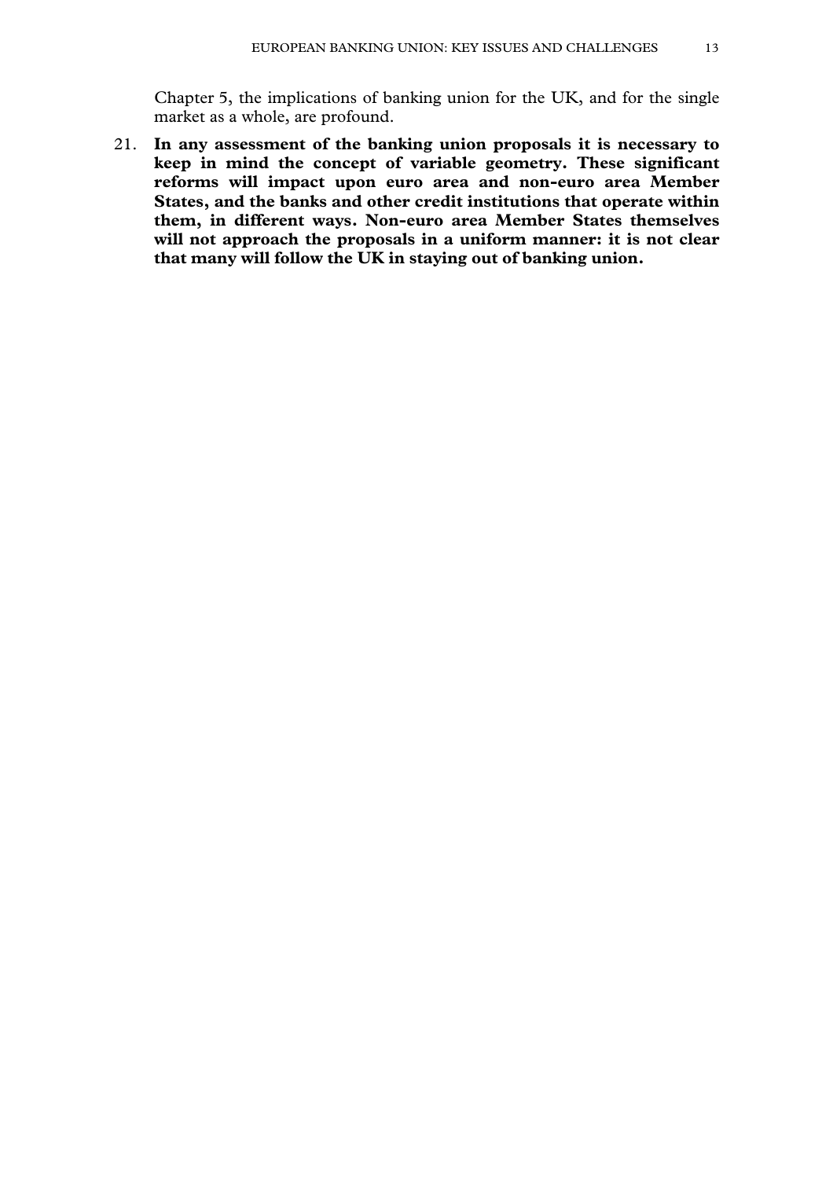Chapter 5, the implications of banking union for the UK, and for the single market as a whole, are profound.

21. **In any assessment of the banking union proposals it is necessary to keep in mind the concept of variable geometry. These significant reforms will impact upon euro area and non-euro area Member States, and the banks and other credit institutions that operate within them, in different ways. Non-euro area Member States themselves will not approach the proposals in a uniform manner: it is not clear that many will follow the UK in staying out of banking union.**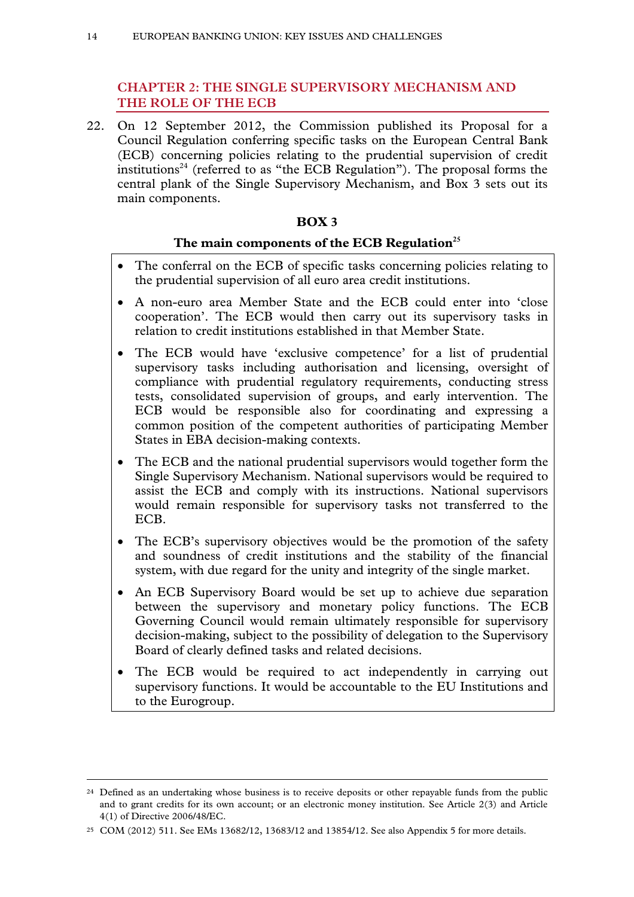## CHAPTER 2: THE SINGLE SUPERVISORY MECHANISM AND THE ROLE OF THE ECB

22. On 12 September 2012, the Commission published its Proposal for a Council Regulation conferring specific tasks on the European Central Bank (ECB) concerning policies relating to the prudential supervision of credit institutions[24] (referred to as "the ECB Regulation"). The proposal forms the central plank of the Single Supervisory Mechanism, and Box 3 sets out its main components.

**BOX 3**

**The main components of the ECB Regulation[25]**

- The conferral on the ECB of specific tasks concerning policies relating to the prudential supervision of all euro area credit institutions.
- A non-euro area Member State and the ECB could enter into 'close cooperation'. The ECB would then carry out its supervisory tasks in relation to credit institutions established in that Member State.
- The ECB would have 'exclusive competence' for a list of prudential supervisory tasks including authorisation and licensing, oversight of compliance with prudential regulatory requirements, conducting stress tests, consolidated supervision of groups, and early intervention. The ECB would be responsible also for coordinating and expressing a common position of the competent authorities of participating Member States in EBA decision-making contexts.
- The ECB and the national prudential supervisors would together form the Single Supervisory Mechanism. National supervisors would be required to assist the ECB and comply with its instructions. National supervisors would remain responsible for supervisory tasks not transferred to the ECB.
- The ECB's supervisory objectives would be the promotion of the safety and soundness of credit institutions and the stability of the financial system, with due regard for the unity and integrity of the single market.
- An ECB Supervisory Board would be set up to achieve due separation between the supervisory and monetary policy functions. The ECB Governing Council would remain ultimately responsible for supervisory decision-making, subject to the possibility of delegation to the Supervisory Board of clearly defined tasks and related decisions.
- The ECB would be required to act independently in carrying out supervisory functions. It would be accountable to the EU Institutions and to the Eurogroup.

---

[24] Defined as an undertaking whose business is to receive deposits or other repayable funds from the public and to grant credits for its own account; or an electronic money institution. See Article 2(3) and Article 4(1) of Directive 2006/48/EC.

[25] COM (2012) 511. See EMs 13682/12, 13683/12 and 13854/12. See also Appendix 5 for more details.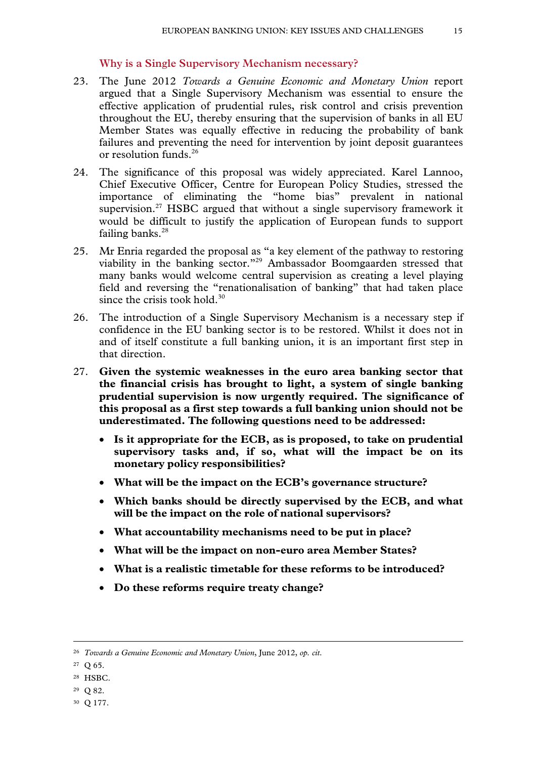### Why is a Single Supervisory Mechanism necessary?

23. The June 2012 *Towards a Genuine Economic and Monetary Union* report argued that a Single Supervisory Mechanism was essential to ensure the effective application of prudential rules, risk control and crisis prevention throughout the EU, thereby ensuring that the supervision of banks in all EU Member States was equally effective in reducing the probability of bank failures and preventing the need for intervention by joint deposit guarantees or resolution funds.[26]

24. The significance of this proposal was widely appreciated. Karel Lannoo, Chief Executive Officer, Centre for European Policy Studies, stressed the importance of eliminating the "home bias" prevalent in national supervision.[27] HSBC argued that without a single supervisory framework it would be difficult to justify the application of European funds to support failing banks.[28]

25. Mr Enria regarded the proposal as "a key element of the pathway to restoring viability in the banking sector."[29] Ambassador Boomgaarden stressed that many banks would welcome central supervision as creating a level playing field and reversing the "renationalisation of banking" that had taken place since the crisis took hold.[30]

26. The introduction of a Single Supervisory Mechanism is a necessary step if confidence in the EU banking sector is to be restored. Whilst it does not in and of itself constitute a full banking union, it is an important first step in that direction.

27. **Given the systemic weaknesses in the euro area banking sector that the financial crisis has brought to light, a system of single banking prudential supervision is now urgently required. The significance of this proposal as a first step towards a full banking union should not be underestimated. The following questions need to be addressed:**

    - **Is it appropriate for the ECB, as is proposed, to take on prudential supervisory tasks and, if so, what will the impact be on its monetary policy responsibilities?**
    - **What will be the impact on the ECB's governance structure?**
    - **Which banks should be directly supervised by the ECB, and what will be the impact on the role of national supervisors?**
    - **What accountability mechanisms need to be put in place?**
    - **What will be the impact on non-euro area Member States?**
    - **What is a realistic timetable for these reforms to be introduced?**
    - **Do these reforms require treaty change?**

---

[26] *Towards a Genuine Economic and Monetary Union*, June 2012, *op. cit.*

[27] Q 65.

[28] HSBC.

[29] Q 82.

[30] Q 177.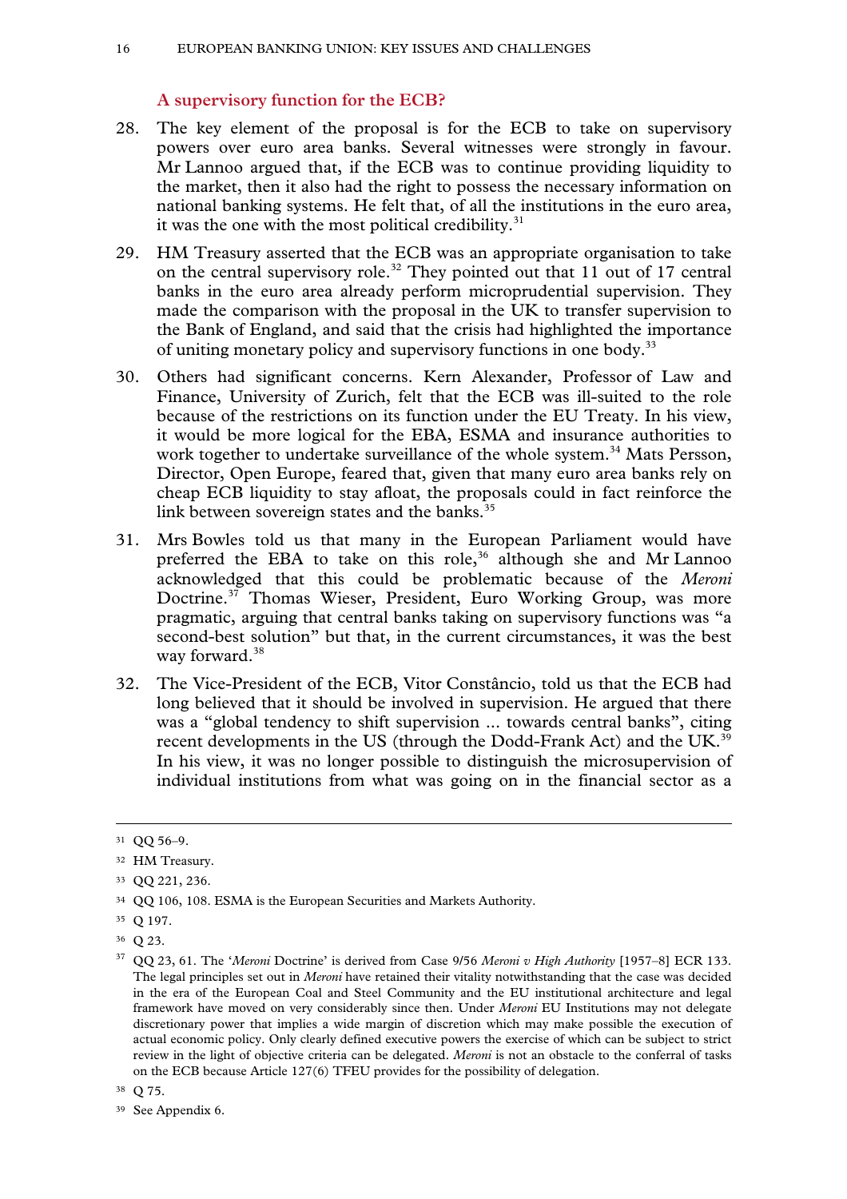### A supervisory function for the ECB?

28. The key element of the proposal is for the ECB to take on supervisory powers over euro area banks. Several witnesses were strongly in favour. Mr Lannoo argued that, if the ECB was to continue providing liquidity to the market, then it also had the right to possess the necessary information on national banking systems. He felt that, of all the institutions in the euro area, it was the one with the most political credibility.[31]

29. HM Treasury asserted that the ECB was an appropriate organisation to take on the central supervisory role.[32] They pointed out that 11 out of 17 central banks in the euro area already perform microprudential supervision. They made the comparison with the proposal in the UK to transfer supervision to the Bank of England, and said that the crisis had highlighted the importance of uniting monetary policy and supervisory functions in one body.[33]

30. Others had significant concerns. Kern Alexander, Professor of Law and Finance, University of Zurich, felt that the ECB was ill-suited to the role because of the restrictions on its function under the EU Treaty. In his view, it would be more logical for the EBA, ESMA and insurance authorities to work together to undertake surveillance of the whole system.[34] Mats Persson, Director, Open Europe, feared that, given that many euro area banks rely on cheap ECB liquidity to stay afloat, the proposals could in fact reinforce the link between sovereign states and the banks.[35]

31. Mrs Bowles told us that many in the European Parliament would have preferred the EBA to take on this role,[36] although she and Mr Lannoo acknowledged that this could be problematic because of the *Meroni* Doctrine.[37] Thomas Wieser, President, Euro Working Group, was more pragmatic, arguing that central banks taking on supervisory functions was "a second-best solution" but that, in the current circumstances, it was the best way forward.[38]

32. The Vice-President of the ECB, Vitor Constâncio, told us that the ECB had long believed that it should be involved in supervision. He argued that there was a "global tendency to shift supervision ... towards central banks", citing recent developments in the US (through the Dodd-Frank Act) and the UK.[39] In his view, it was no longer possible to distinguish the microsupervision of individual institutions from what was going on in the financial sector as a

---

[31] QQ 56–9.

[32] HM Treasury.

[33] QQ 221, 236.

[34] QQ 106, 108. ESMA is the European Securities and Markets Authority.

[35] Q 197.

[36] Q 23.

[37] QQ 23, 61. The '*Meroni* Doctrine' is derived from Case 9/56 *Meroni v High Authority* [1957–8] ECR 133. The legal principles set out in *Meroni* have retained their vitality notwithstanding that the case was decided in the era of the European Coal and Steel Community and the EU institutional architecture and legal framework have moved on very considerably since then. Under *Meroni* EU Institutions may not delegate discretionary power that implies a wide margin of discretion which may make possible the execution of actual economic policy. Only clearly defined executive powers the exercise of which can be subject to strict review in the light of objective criteria can be delegated. *Meroni* is not an obstacle to the conferral of tasks on the ECB because Article 127(6) TFEU provides for the possibility of delegation.

[38] Q 75.

[39] See Appendix 6.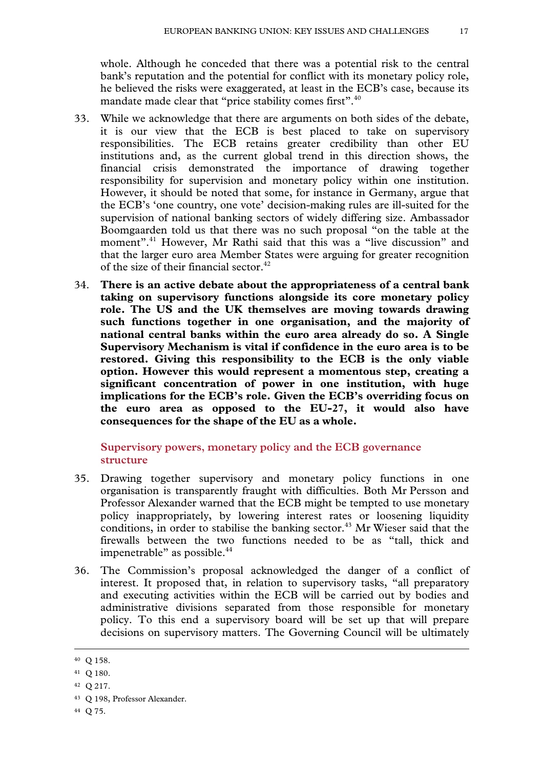whole. Although he conceded that there was a potential risk to the central bank's reputation and the potential for conflict with its monetary policy role, he believed the risks were exaggerated, at least in the ECB's case, because its mandate made clear that "price stability comes first".[40]

33. While we acknowledge that there are arguments on both sides of the debate, it is our view that the ECB is best placed to take on supervisory responsibilities. The ECB retains greater credibility than other EU institutions and, as the current global trend in this direction shows, the financial crisis demonstrated the importance of drawing together responsibility for supervision and monetary policy within one institution. However, it should be noted that some, for instance in Germany, argue that the ECB's 'one country, one vote' decision-making rules are ill-suited for the supervision of national banking sectors of widely differing size. Ambassador Boomgaarden told us that there was no such proposal "on the table at the moment".[41] However, Mr Rathi said that this was a "live discussion" and that the larger euro area Member States were arguing for greater recognition of the size of their financial sector.[42]

34. **There is an active debate about the appropriateness of a central bank taking on supervisory functions alongside its core monetary policy role. The US and the UK themselves are moving towards drawing such functions together in one organisation, and the majority of national central banks within the euro area already do so. A Single Supervisory Mechanism is vital if confidence in the euro area is to be restored. Giving this responsibility to the ECB is the only viable option. However this would represent a momentous step, creating a significant concentration of power in one institution, with huge implications for the ECB's role. Given the ECB's overriding focus on the euro area as opposed to the EU-27, it would also have consequences for the shape of the EU as a whole.**

### Supervisory powers, monetary policy and the ECB governance structure

35. Drawing together supervisory and monetary policy functions in one organisation is transparently fraught with difficulties. Both Mr Persson and Professor Alexander warned that the ECB might be tempted to use monetary policy inappropriately, by lowering interest rates or loosening liquidity conditions, in order to stabilise the banking sector.[43] Mr Wieser said that the firewalls between the two functions needed to be as "tall, thick and impenetrable" as possible.[44]

36. The Commission's proposal acknowledged the danger of a conflict of interest. It proposed that, in relation to supervisory tasks, "all preparatory and executing activities within the ECB will be carried out by bodies and administrative divisions separated from those responsible for monetary policy. To this end a supervisory board will be set up that will prepare decisions on supervisory matters. The Governing Council will be ultimately

---

[40] Q 158.

[41] Q 180.

[42] Q 217.

[43] Q 198, Professor Alexander.

[44] Q 75.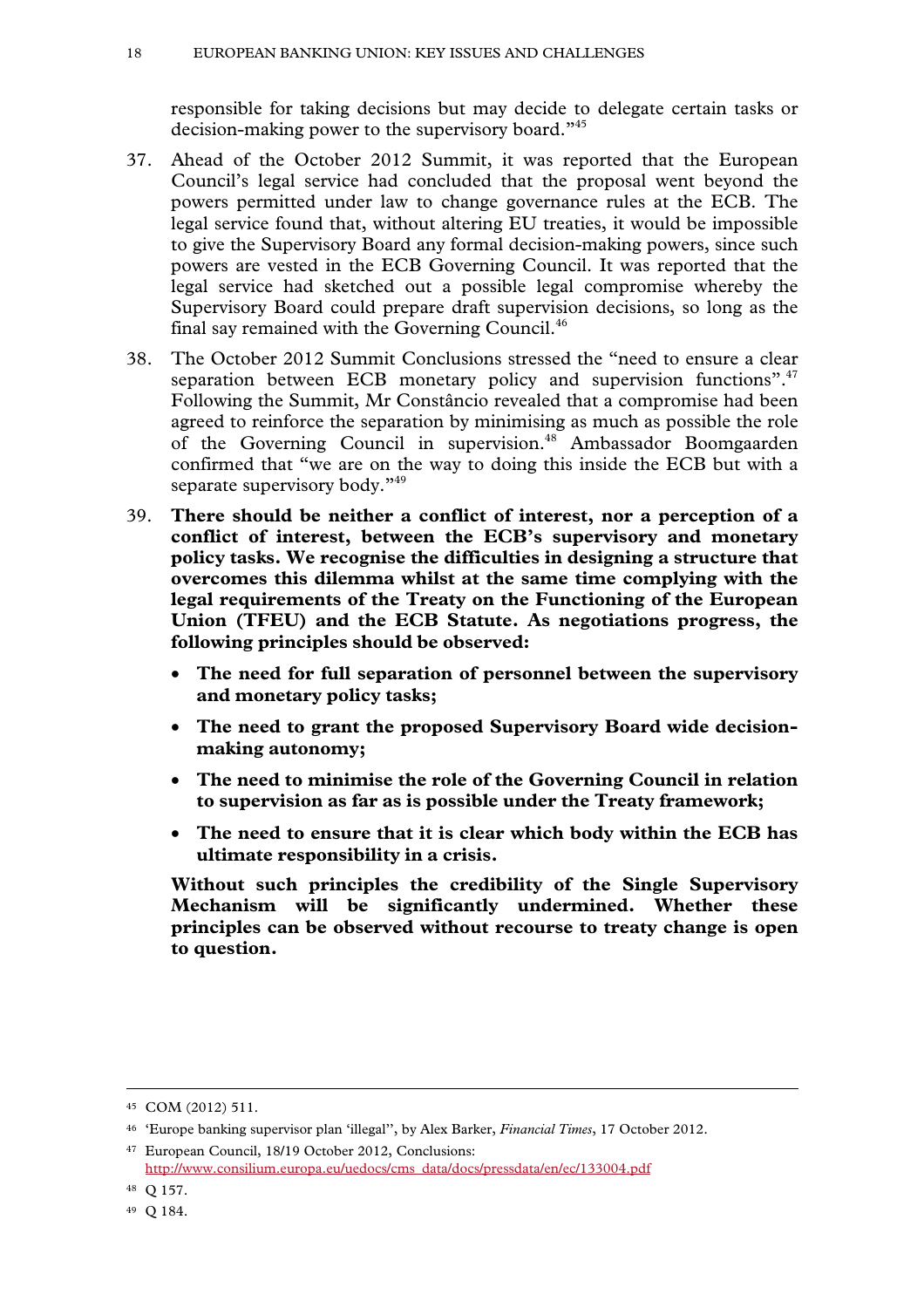responsible for taking decisions but may decide to delegate certain tasks or decision-making power to the supervisory board."[45]

37. Ahead of the October 2012 Summit, it was reported that the European Council's legal service had concluded that the proposal went beyond the powers permitted under law to change governance rules at the ECB. The legal service found that, without altering EU treaties, it would be impossible to give the Supervisory Board any formal decision-making powers, since such powers are vested in the ECB Governing Council. It was reported that the legal service had sketched out a possible legal compromise whereby the Supervisory Board could prepare draft supervision decisions, so long as the final say remained with the Governing Council.[46]

38. The October 2012 Summit Conclusions stressed the "need to ensure a clear separation between ECB monetary policy and supervision functions".[47] Following the Summit, Mr Constâncio revealed that a compromise had been agreed to reinforce the separation by minimising as much as possible the role of the Governing Council in supervision.[48] Ambassador Boomgaarden confirmed that "we are on the way to doing this inside the ECB but with a separate supervisory body."[49]

39. **There should be neither a conflict of interest, nor a perception of a conflict of interest, between the ECB's supervisory and monetary policy tasks. We recognise the difficulties in designing a structure that overcomes this dilemma whilst at the same time complying with the legal requirements of the Treaty on the Functioning of the European Union (TFEU) and the ECB Statute. As negotiations progress, the following principles should be observed:**

    - **The need for full separation of personnel between the supervisory and monetary policy tasks;**
    - **The need to grant the proposed Supervisory Board wide decision-making autonomy;**
    - **The need to minimise the role of the Governing Council in relation to supervision as far as is possible under the Treaty framework;**
    - **The need to ensure that it is clear which body within the ECB has ultimate responsibility in a crisis.**

    **Without such principles the credibility of the Single Supervisory Mechanism will be significantly undermined. Whether these principles can be observed without recourse to treaty change is open to question.**

---

45 COM (2012) 511.

46 'Europe banking supervisor plan 'illegal'', by Alex Barker, *Financial Times*, 17 October 2012.

47 European Council, 18/19 October 2012, Conclusions: http://www.consilium.europa.eu/uedocs/cms_data/docs/pressdata/en/ec/133004.pdf

48 Q 157.

49 Q 184.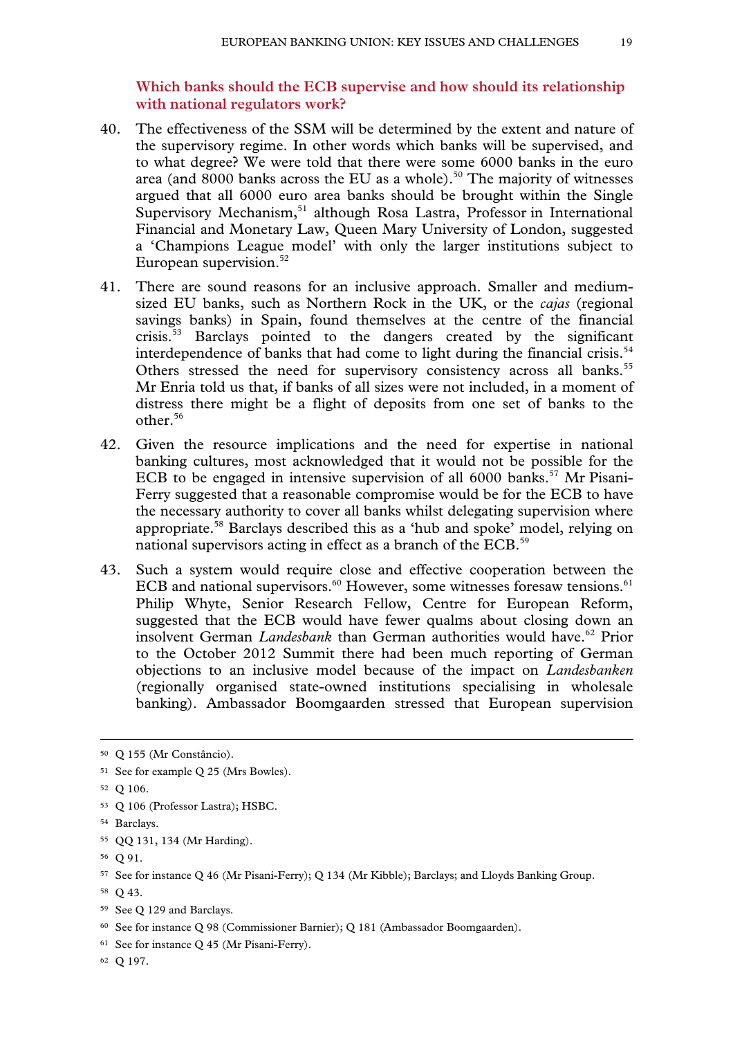### Which banks should the ECB supervise and how should its relationship with national regulators work?

40. The effectiveness of the SSM will be determined by the extent and nature of the supervisory regime. In other words which banks will be supervised, and to what degree? We were told that there were some 6000 banks in the euro area (and 8000 banks across the EU as a whole).[50] The majority of witnesses argued that all 6000 euro area banks should be brought within the Single Supervisory Mechanism,[51] although Rosa Lastra, Professor in International Financial and Monetary Law, Queen Mary University of London, suggested a 'Champions League model' with only the larger institutions subject to European supervision.[52]

41. There are sound reasons for an inclusive approach. Smaller and medium-sized EU banks, such as Northern Rock in the UK, or the *cajas* (regional savings banks) in Spain, found themselves at the centre of the financial crisis.[53] Barclays pointed to the dangers created by the significant interdependence of banks that had come to light during the financial crisis.[54] Others stressed the need for supervisory consistency across all banks.[55] Mr Enria told us that, if banks of all sizes were not included, in a moment of distress there might be a flight of deposits from one set of banks to the other.[56]

42. Given the resource implications and the need for expertise in national banking cultures, most acknowledged that it would not be possible for the ECB to be engaged in intensive supervision of all 6000 banks.[57] Mr Pisani-Ferry suggested that a reasonable compromise would be for the ECB to have the necessary authority to cover all banks whilst delegating supervision where appropriate.[58] Barclays described this as a 'hub and spoke' model, relying on national supervisors acting in effect as a branch of the ECB.[59]

43. Such a system would require close and effective cooperation between the ECB and national supervisors.[60] However, some witnesses foresaw tensions.[61] Philip Whyte, Senior Research Fellow, Centre for European Reform, suggested that the ECB would have fewer qualms about closing down an insolvent German *Landesbank* than German authorities would have.[62] Prior to the October 2012 Summit there had been much reporting of German objections to an inclusive model because of the impact on *Landesbanken* (regionally organised state-owned institutions specialising in wholesale banking). Ambassador Boomgaarden stressed that European supervision

---

[50] Q 155 (Mr Constâncio).

[51] See for example Q 25 (Mrs Bowles).

[52] Q 106.

[53] Q 106 (Professor Lastra); HSBC.

[54] Barclays.

[55] QQ 131, 134 (Mr Harding).

[56] Q 91.

[57] See for instance Q 46 (Mr Pisani-Ferry); Q 134 (Mr Kibble); Barclays; and Lloyds Banking Group.

[58] Q 43.

[59] See Q 129 and Barclays.

[60] See for instance Q 98 (Commissioner Barnier); Q 181 (Ambassador Boomgaarden).

[61] See for instance Q 45 (Mr Pisani-Ferry).

[62] Q 197.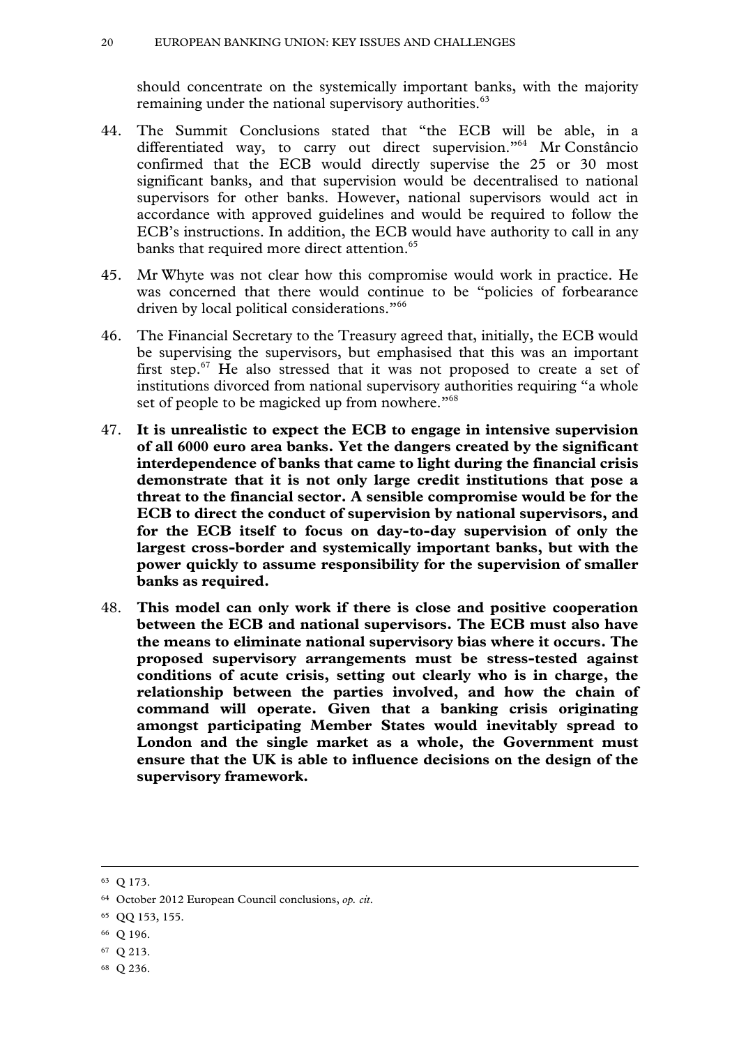should concentrate on the systemically important banks, with the majority remaining under the national supervisory authorities.[63]

44. The Summit Conclusions stated that "the ECB will be able, in a differentiated way, to carry out direct supervision."[64] Mr Constâncio confirmed that the ECB would directly supervise the 25 or 30 most significant banks, and that supervision would be decentralised to national supervisors for other banks. However, national supervisors would act in accordance with approved guidelines and would be required to follow the ECB's instructions. In addition, the ECB would have authority to call in any banks that required more direct attention.[65]

45. Mr Whyte was not clear how this compromise would work in practice. He was concerned that there would continue to be "policies of forbearance driven by local political considerations."[66]

46. The Financial Secretary to the Treasury agreed that, initially, the ECB would be supervising the supervisors, but emphasised that this was an important first step.[67] He also stressed that it was not proposed to create a set of institutions divorced from national supervisory authorities requiring "a whole set of people to be magicked up from nowhere."[68]

47. **It is unrealistic to expect the ECB to engage in intensive supervision of all 6000 euro area banks. Yet the dangers created by the significant interdependence of banks that came to light during the financial crisis demonstrate that it is not only large credit institutions that pose a threat to the financial sector. A sensible compromise would be for the ECB to direct the conduct of supervision by national supervisors, and for the ECB itself to focus on day-to-day supervision of only the largest cross-border and systemically important banks, but with the power quickly to assume responsibility for the supervision of smaller banks as required.**

48. **This model can only work if there is close and positive cooperation between the ECB and national supervisors. The ECB must also have the means to eliminate national supervisory bias where it occurs. The proposed supervisory arrangements must be stress-tested against conditions of acute crisis, setting out clearly who is in charge, the relationship between the parties involved, and how the chain of command will operate. Given that a banking crisis originating amongst participating Member States would inevitably spread to London and the single market as a whole, the Government must ensure that the UK is able to influence decisions on the design of the supervisory framework.**

---

[63] Q 173.

[64] October 2012 European Council conclusions, *op. cit*.

[65] QQ 153, 155.

[66] Q 196.

[67] Q 213.

[68] Q 236.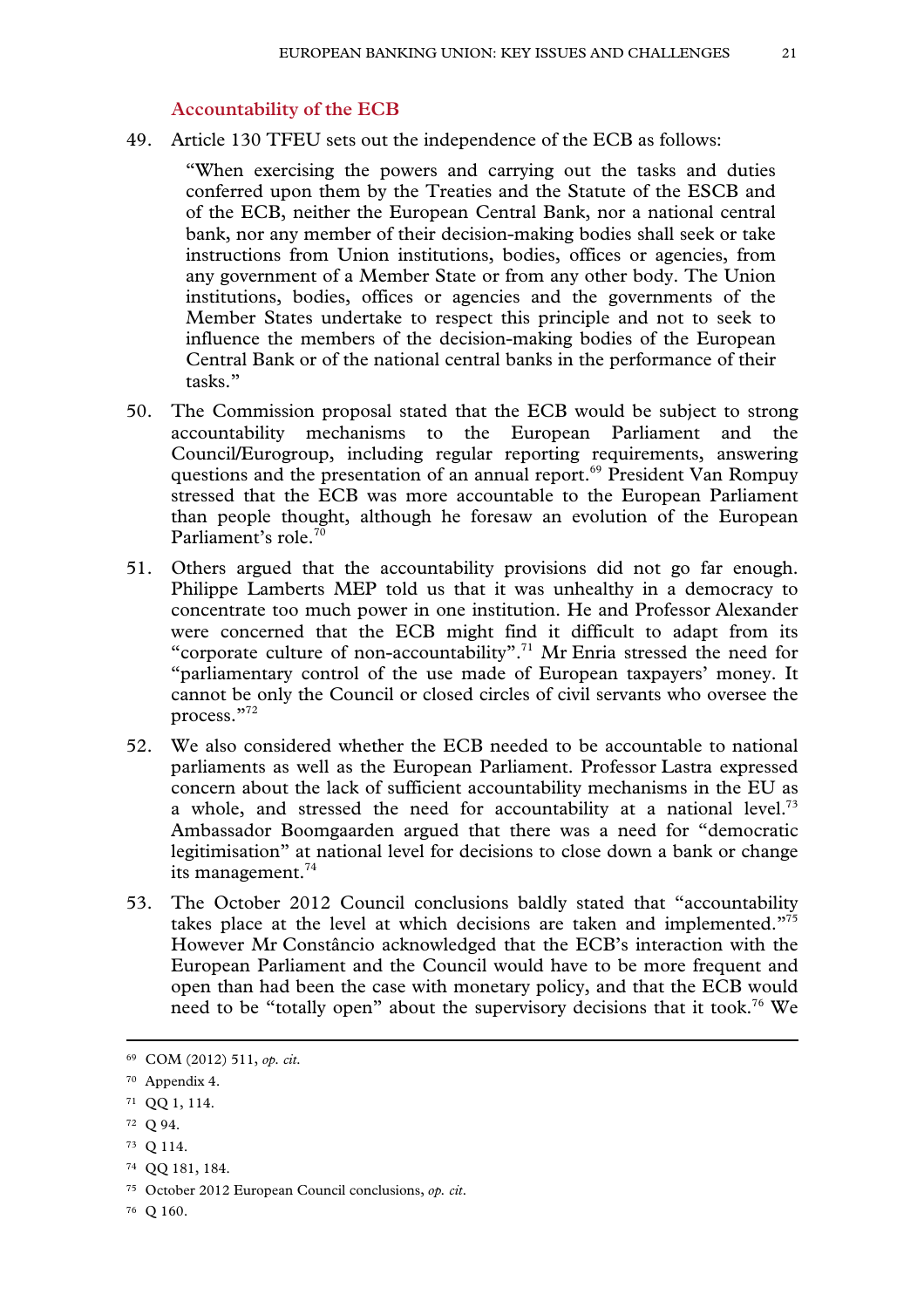### Accountability of the ECB

49. Article 130 TFEU sets out the independence of the ECB as follows:

> "When exercising the powers and carrying out the tasks and duties conferred upon them by the Treaties and the Statute of the ESCB and of the ECB, neither the European Central Bank, nor a national central bank, nor any member of their decision-making bodies shall seek or take instructions from Union institutions, bodies, offices or agencies, from any government of a Member State or from any other body. The Union institutions, bodies, offices or agencies and the governments of the Member States undertake to respect this principle and not to seek to influence the members of the decision-making bodies of the European Central Bank or of the national central banks in the performance of their tasks."

50. The Commission proposal stated that the ECB would be subject to strong accountability mechanisms to the European Parliament and the Council/Eurogroup, including regular reporting requirements, answering questions and the presentation of an annual report.[69] President Van Rompuy stressed that the ECB was more accountable to the European Parliament than people thought, although he foresaw an evolution of the European Parliament's role.[70]

51. Others argued that the accountability provisions did not go far enough. Philippe Lamberts MEP told us that it was unhealthy in a democracy to concentrate too much power in one institution. He and Professor Alexander were concerned that the ECB might find it difficult to adapt from its "corporate culture of non-accountability".[71] Mr Enria stressed the need for "parliamentary control of the use made of European taxpayers' money. It cannot be only the Council or closed circles of civil servants who oversee the process."[72]

52. We also considered whether the ECB needed to be accountable to national parliaments as well as the European Parliament. Professor Lastra expressed concern about the lack of sufficient accountability mechanisms in the EU as a whole, and stressed the need for accountability at a national level.[73] Ambassador Boomgaarden argued that there was a need for "democratic legitimisation" at national level for decisions to close down a bank or change its management.[74]

53. The October 2012 Council conclusions baldly stated that "accountability takes place at the level at which decisions are taken and implemented."[75] However Mr Constâncio acknowledged that the ECB's interaction with the European Parliament and the Council would have to be more frequent and open than had been the case with monetary policy, and that the ECB would need to be "totally open" about the supervisory decisions that it took.[76] We

---

[69] COM (2012) 511, *op. cit.*

[70] Appendix 4.

[71] QQ 1, 114.

[72] Q 94.

[73] Q 114.

[74] QQ 181, 184.

[75] October 2012 European Council conclusions, *op. cit.*

[76] Q 160.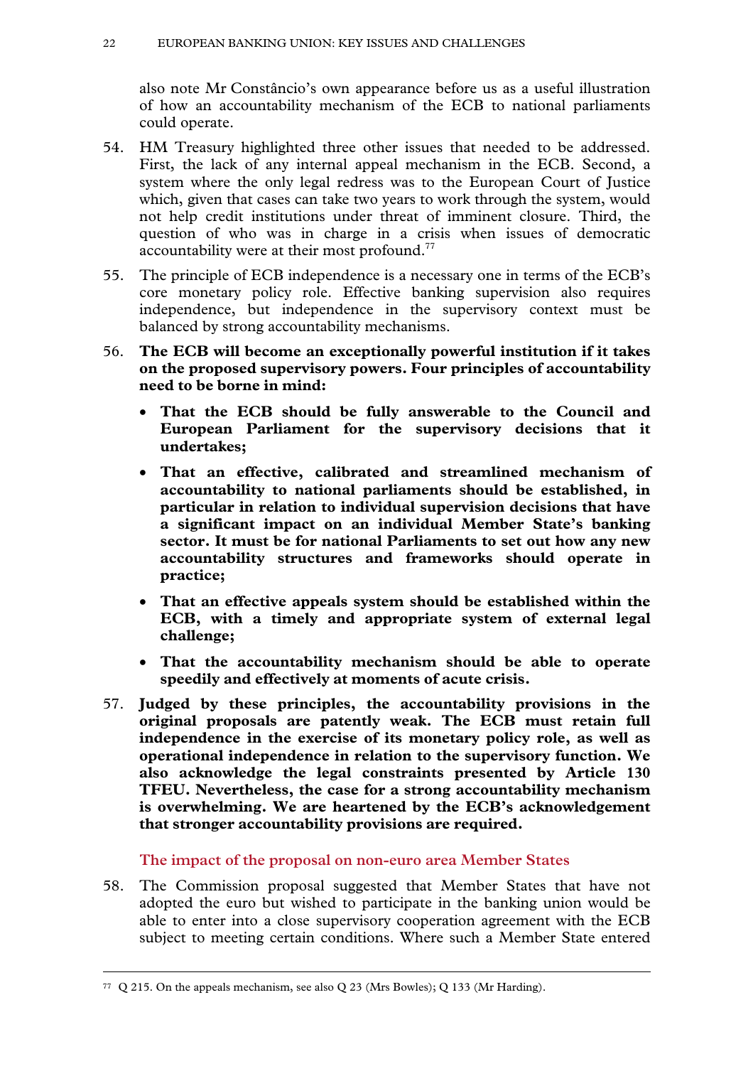also note Mr Constâncio's own appearance before us as a useful illustration of how an accountability mechanism of the ECB to national parliaments could operate.

54. HM Treasury highlighted three other issues that needed to be addressed. First, the lack of any internal appeal mechanism in the ECB. Second, a system where the only legal redress was to the European Court of Justice which, given that cases can take two years to work through the system, would not help credit institutions under threat of imminent closure. Third, the question of who was in charge in a crisis when issues of democratic accountability were at their most profound.[77]

55. The principle of ECB independence is a necessary one in terms of the ECB's core monetary policy role. Effective banking supervision also requires independence, but independence in the supervisory context must be balanced by strong accountability mechanisms.

56. **The ECB will become an exceptionally powerful institution if it takes on the proposed supervisory powers. Four principles of accountability need to be borne in mind:**

- **That the ECB should be fully answerable to the Council and European Parliament for the supervisory decisions that it undertakes;**
- **That an effective, calibrated and streamlined mechanism of accountability to national parliaments should be established, in particular in relation to individual supervision decisions that have a significant impact on an individual Member State's banking sector. It must be for national Parliaments to set out how any new accountability structures and frameworks should operate in practice;**
- **That an effective appeals system should be established within the ECB, with a timely and appropriate system of external legal challenge;**
- **That the accountability mechanism should be able to operate speedily and effectively at moments of acute crisis.**

57. **Judged by these principles, the accountability provisions in the original proposals are patently weak. The ECB must retain full independence in the exercise of its monetary policy role, as well as operational independence in relation to the supervisory function. We also acknowledge the legal constraints presented by Article 130 TFEU. Nevertheless, the case for a strong accountability mechanism is overwhelming. We are heartened by the ECB's acknowledgement that stronger accountability provisions are required.**

### The impact of the proposal on non-euro area Member States

58. The Commission proposal suggested that Member States that have not adopted the euro but wished to participate in the banking union would be able to enter into a close supervisory cooperation agreement with the ECB subject to meeting certain conditions. Where such a Member State entered

---

[77] Q 215. On the appeals mechanism, see also Q 23 (Mrs Bowles); Q 133 (Mr Harding).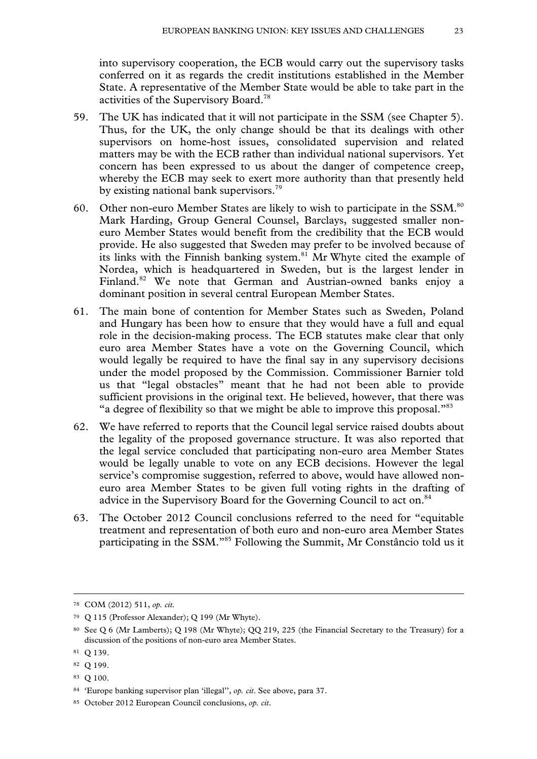into supervisory cooperation, the ECB would carry out the supervisory tasks conferred on it as regards the credit institutions established in the Member State. A representative of the Member State would be able to take part in the activities of the Supervisory Board.[78]

59. The UK has indicated that it will not participate in the SSM (see Chapter 5). Thus, for the UK, the only change should be that its dealings with other supervisors on home-host issues, consolidated supervision and related matters may be with the ECB rather than individual national supervisors. Yet concern has been expressed to us about the danger of competence creep, whereby the ECB may seek to exert more authority than that presently held by existing national bank supervisors.[79]

60. Other non-euro Member States are likely to wish to participate in the SSM.[80] Mark Harding, Group General Counsel, Barclays, suggested smaller non-euro Member States would benefit from the credibility that the ECB would provide. He also suggested that Sweden may prefer to be involved because of its links with the Finnish banking system.[81] Mr Whyte cited the example of Nordea, which is headquartered in Sweden, but is the largest lender in Finland.[82] We note that German and Austrian-owned banks enjoy a dominant position in several central European Member States.

61. The main bone of contention for Member States such as Sweden, Poland and Hungary has been how to ensure that they would have a full and equal role in the decision-making process. The ECB statutes make clear that only euro area Member States have a vote on the Governing Council, which would legally be required to have the final say in any supervisory decisions under the model proposed by the Commission. Commissioner Barnier told us that "legal obstacles" meant that he had not been able to provide sufficient provisions in the original text. He believed, however, that there was "a degree of flexibility so that we might be able to improve this proposal."[83]

62. We have referred to reports that the Council legal service raised doubts about the legality of the proposed governance structure. It was also reported that the legal service concluded that participating non-euro area Member States would be legally unable to vote on any ECB decisions. However the legal service's compromise suggestion, referred to above, would have allowed non-euro area Member States to be given full voting rights in the drafting of advice in the Supervisory Board for the Governing Council to act on.[84]

63. The October 2012 Council conclusions referred to the need for "equitable treatment and representation of both euro and non-euro area Member States participating in the SSM."[85] Following the Summit, Mr Constâncio told us it

---

[78] COM (2012) 511, *op. cit.*

[79] Q 115 (Professor Alexander); Q 199 (Mr Whyte).

[80] See Q 6 (Mr Lamberts); Q 198 (Mr Whyte); QQ 219, 225 (the Financial Secretary to the Treasury) for a discussion of the positions of non-euro area Member States.

[81] Q 139.

[82] Q 199.

[83] Q 100.

[84] 'Europe banking supervisor plan 'illegal'', *op. cit*. See above, para 37.

[85] October 2012 European Council conclusions, *op. cit*.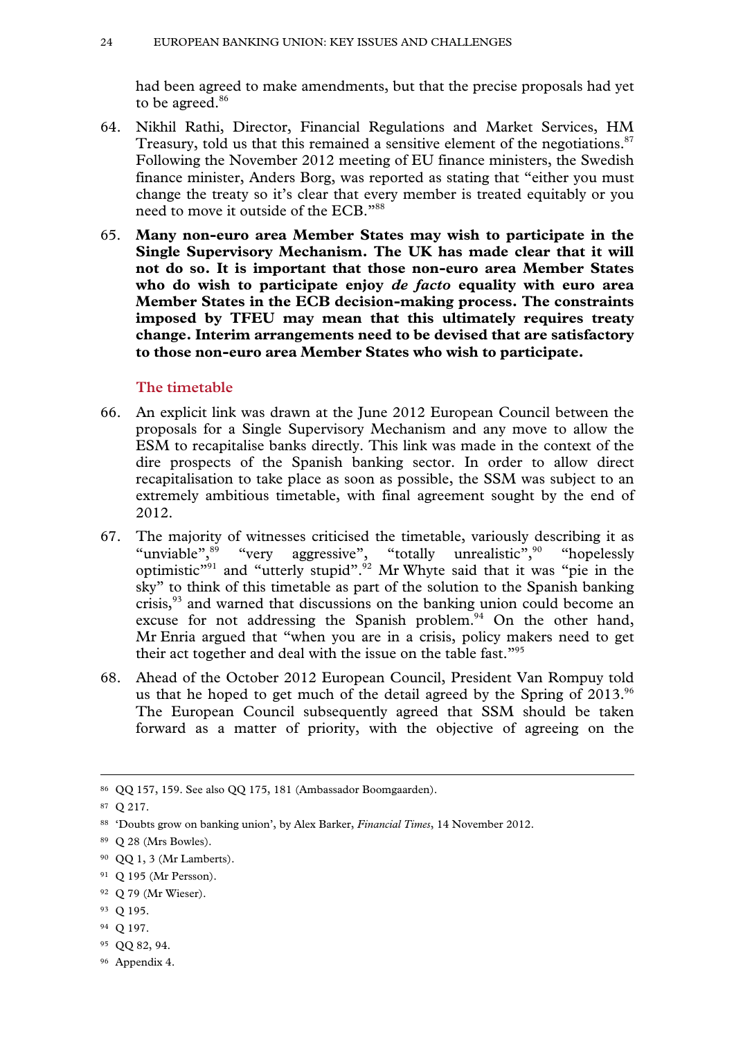had been agreed to make amendments, but that the precise proposals had yet to be agreed.[86]

64. Nikhil Rathi, Director, Financial Regulations and Market Services, HM Treasury, told us that this remained a sensitive element of the negotiations.[87] Following the November 2012 meeting of EU finance ministers, the Swedish finance minister, Anders Borg, was reported as stating that "either you must change the treaty so it's clear that every member is treated equitably or you need to move it outside of the ECB."[88]

65. **Many non-euro area Member States may wish to participate in the Single Supervisory Mechanism. The UK has made clear that it will not do so. It is important that those non-euro area Member States who do wish to participate enjoy *de facto* equality with euro area Member States in the ECB decision-making process. The constraints imposed by TFEU may mean that this ultimately requires treaty change. Interim arrangements need to be devised that are satisfactory to those non-euro area Member States who wish to participate.**

### The timetable

66. An explicit link was drawn at the June 2012 European Council between the proposals for a Single Supervisory Mechanism and any move to allow the ESM to recapitalise banks directly. This link was made in the context of the dire prospects of the Spanish banking sector. In order to allow direct recapitalisation to take place as soon as possible, the SSM was subject to an extremely ambitious timetable, with final agreement sought by the end of 2012.

67. The majority of witnesses criticised the timetable, variously describing it as "unviable",[89] "very aggressive", "totally unrealistic",[90] "hopelessly optimistic"[91] and "utterly stupid".[92] Mr Whyte said that it was "pie in the sky" to think of this timetable as part of the solution to the Spanish banking crisis,[93] and warned that discussions on the banking union could become an excuse for not addressing the Spanish problem.[94] On the other hand, Mr Enria argued that "when you are in a crisis, policy makers need to get their act together and deal with the issue on the table fast."[95]

68. Ahead of the October 2012 European Council, President Van Rompuy told us that he hoped to get much of the detail agreed by the Spring of 2013.[96] The European Council subsequently agreed that SSM should be taken forward as a matter of priority, with the objective of agreeing on the

---

[86] QQ 157, 159. See also QQ 175, 181 (Ambassador Boomgaarden).

[87] Q 217.

[88] 'Doubts grow on banking union', by Alex Barker, *Financial Times*, 14 November 2012.

[89] Q 28 (Mrs Bowles).

[90] QQ 1, 3 (Mr Lamberts).

[91] Q 195 (Mr Persson).

[92] Q 79 (Mr Wieser).

[93] Q 195.

[94] Q 197.

[95] QQ 82, 94.

[96] Appendix 4.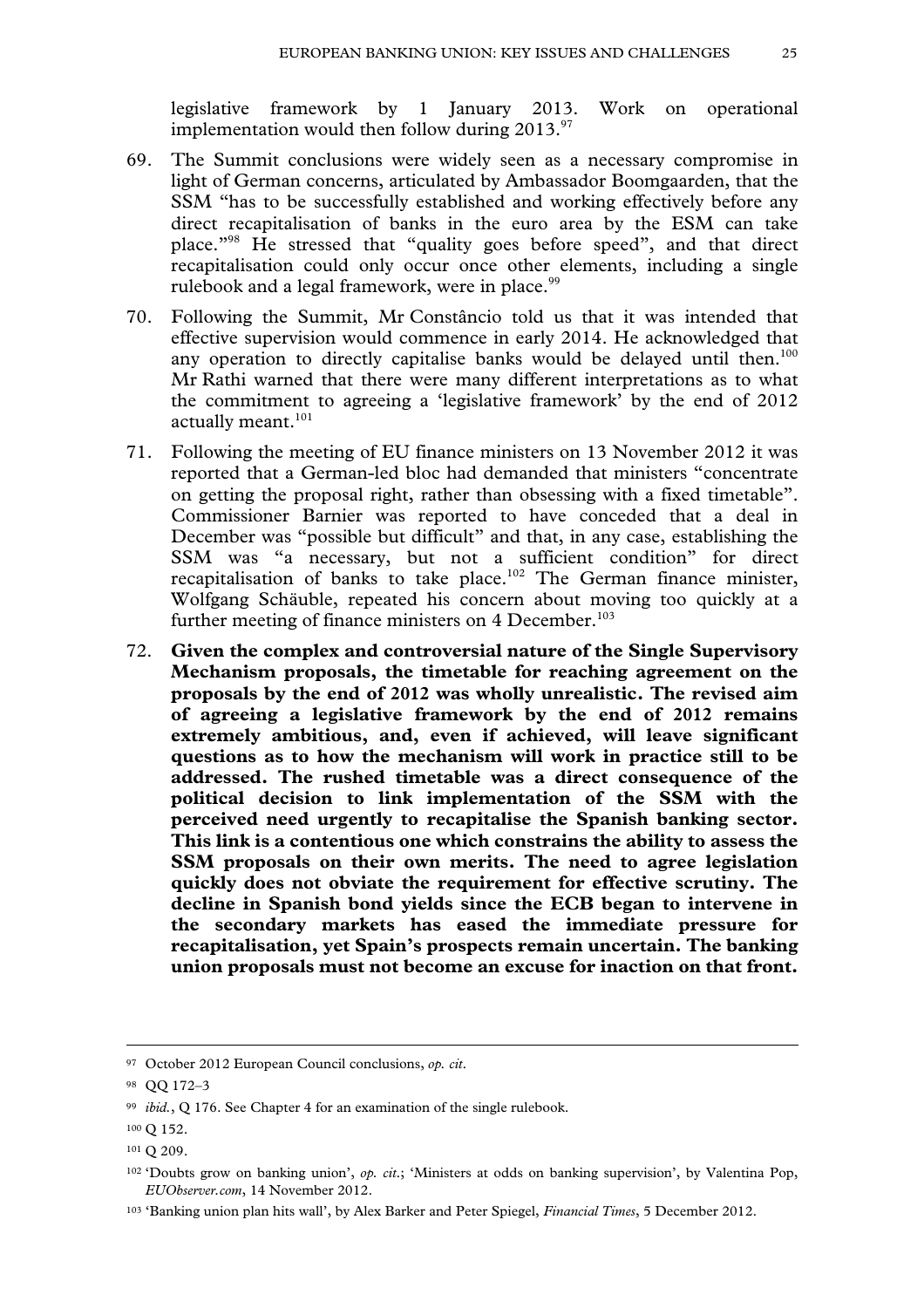legislative framework by 1 January 2013. Work on operational implementation would then follow during 2013.[97]

69. The Summit conclusions were widely seen as a necessary compromise in light of German concerns, articulated by Ambassador Boomgaarden, that the SSM "has to be successfully established and working effectively before any direct recapitalisation of banks in the euro area by the ESM can take place."[98] He stressed that "quality goes before speed", and that direct recapitalisation could only occur once other elements, including a single rulebook and a legal framework, were in place.[99]

70. Following the Summit, Mr Constâncio told us that it was intended that effective supervision would commence in early 2014. He acknowledged that any operation to directly capitalise banks would be delayed until then.[100] Mr Rathi warned that there were many different interpretations as to what the commitment to agreeing a 'legislative framework' by the end of 2012 actually meant.[101]

71. Following the meeting of EU finance ministers on 13 November 2012 it was reported that a German-led bloc had demanded that ministers "concentrate on getting the proposal right, rather than obsessing with a fixed timetable". Commissioner Barnier was reported to have conceded that a deal in December was "possible but difficult" and that, in any case, establishing the SSM was "a necessary, but not a sufficient condition" for direct recapitalisation of banks to take place.[102] The German finance minister, Wolfgang Schäuble, repeated his concern about moving too quickly at a further meeting of finance ministers on 4 December.[103]

72. **Given the complex and controversial nature of the Single Supervisory Mechanism proposals, the timetable for reaching agreement on the proposals by the end of 2012 was wholly unrealistic. The revised aim of agreeing a legislative framework by the end of 2012 remains extremely ambitious, and, even if achieved, will leave significant questions as to how the mechanism will work in practice still to be addressed. The rushed timetable was a direct consequence of the political decision to link implementation of the SSM with the perceived need urgently to recapitalise the Spanish banking sector. This link is a contentious one which constrains the ability to assess the SSM proposals on their own merits. The need to agree legislation quickly does not obviate the requirement for effective scrutiny. The decline in Spanish bond yields since the ECB began to intervene in the secondary markets has eased the immediate pressure for recapitalisation, yet Spain's prospects remain uncertain. The banking union proposals must not become an excuse for inaction on that front.**

---

[97] October 2012 European Council conclusions, *op. cit*.

[98] QQ 172–3

[99] *ibid.*, Q 176. See Chapter 4 for an examination of the single rulebook.

[100] Q 152.

[101] Q 209.

[102] 'Doubts grow on banking union', *op. cit.*; 'Ministers at odds on banking supervision', by Valentina Pop, *EUObserver.com*, 14 November 2012.

[103] 'Banking union plan hits wall', by Alex Barker and Peter Spiegel, *Financial Times*, 5 December 2012.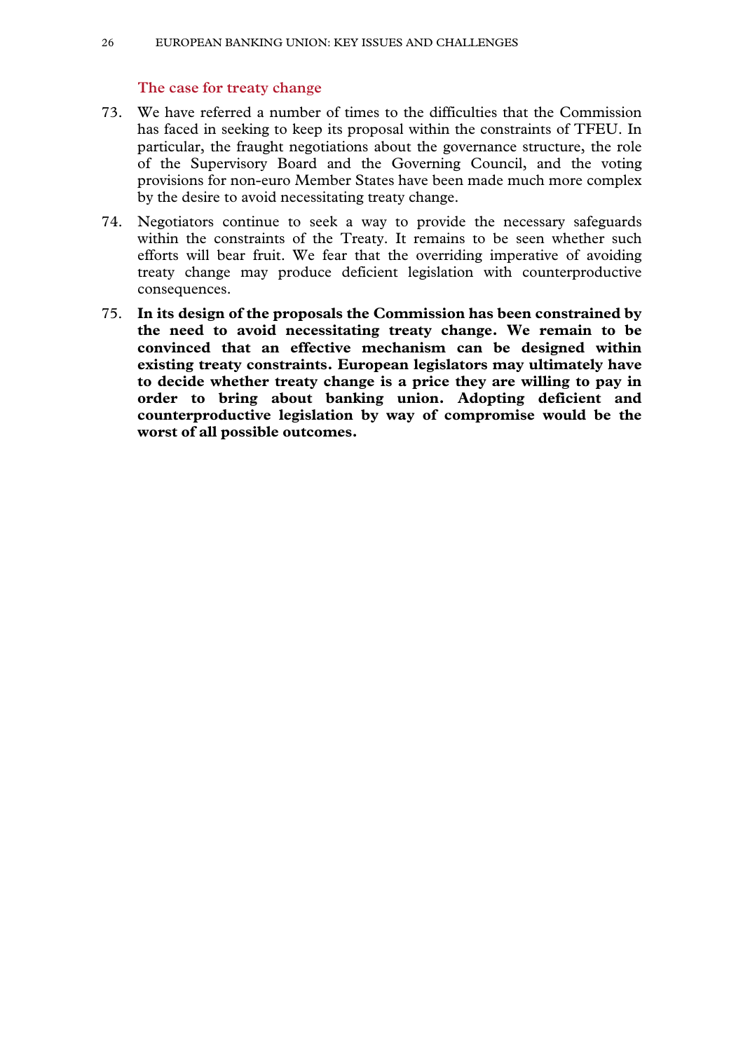### The case for treaty change

73. We have referred a number of times to the difficulties that the Commission has faced in seeking to keep its proposal within the constraints of TFEU. In particular, the fraught negotiations about the governance structure, the role of the Supervisory Board and the Governing Council, and the voting provisions for non-euro Member States have been made much more complex by the desire to avoid necessitating treaty change.

74. Negotiators continue to seek a way to provide the necessary safeguards within the constraints of the Treaty. It remains to be seen whether such efforts will bear fruit. We fear that the overriding imperative of avoiding treaty change may produce deficient legislation with counterproductive consequences.

75. **In its design of the proposals the Commission has been constrained by the need to avoid necessitating treaty change. We remain to be convinced that an effective mechanism can be designed within existing treaty constraints. European legislators may ultimately have to decide whether treaty change is a price they are willing to pay in order to bring about banking union. Adopting deficient and counterproductive legislation by way of compromise would be the worst of all possible outcomes.**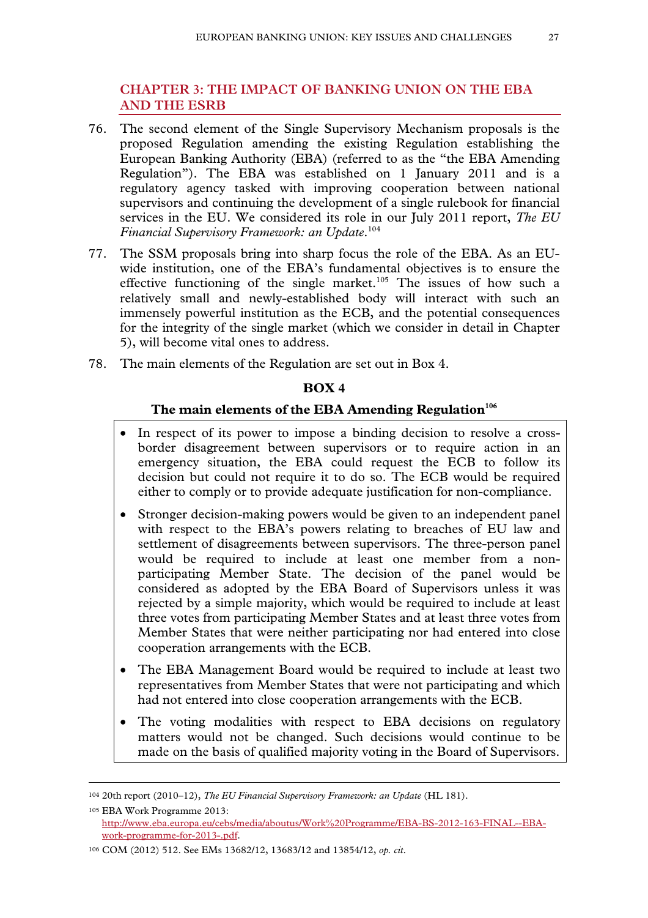## CHAPTER 3: THE IMPACT OF BANKING UNION ON THE EBA AND THE ESRB

76. The second element of the Single Supervisory Mechanism proposals is the proposed Regulation amending the existing Regulation establishing the European Banking Authority (EBA) (referred to as the "the EBA Amending Regulation"). The EBA was established on 1 January 2011 and is a regulatory agency tasked with improving cooperation between national supervisors and continuing the development of a single rulebook for financial services in the EU. We considered its role in our July 2011 report, *The EU Financial Supervisory Framework: an Update*.[104]

77. The SSM proposals bring into sharp focus the role of the EBA. As an EU-wide institution, one of the EBA's fundamental objectives is to ensure the effective functioning of the single market.[105] The issues of how such a relatively small and newly-established body will interact with such an immensely powerful institution as the ECB, and the potential consequences for the integrity of the single market (which we consider in detail in Chapter 5), will become vital ones to address.

78. The main elements of the Regulation are set out in Box 4.

**BOX 4**

**The main elements of the EBA Amending Regulation[106]**

- In respect of its power to impose a binding decision to resolve a cross-border disagreement between supervisors or to require action in an emergency situation, the EBA could request the ECB to follow its decision but could not require it to do so. The ECB would be required either to comply or to provide adequate justification for non-compliance.
- Stronger decision-making powers would be given to an independent panel with respect to the EBA's powers relating to breaches of EU law and settlement of disagreements between supervisors. The three-person panel would be required to include at least one member from a non-participating Member State. The decision of the panel would be considered as adopted by the EBA Board of Supervisors unless it was rejected by a simple majority, which would be required to include at least three votes from participating Member States and at least three votes from Member States that were neither participating nor had entered into close cooperation arrangements with the ECB.
- The EBA Management Board would be required to include at least two representatives from Member States that were not participating and which had not entered into close cooperation arrangements with the ECB.
- The voting modalities with respect to EBA decisions on regulatory matters would not be changed. Such decisions would continue to be made on the basis of qualified majority voting in the Board of Supervisors.

---

[104] 20th report (2010–12), *The EU Financial Supervisory Framework: an Update* (HL 181).

[105] EBA Work Programme 2013: http://www.eba.europa.eu/cebs/media/aboutus/Work%20Programme/EBA-BS-2012-163-FINAL--EBA-work-programme-for-2013-.pdf.

[106] COM (2012) 512. See EMs 13682/12, 13683/12 and 13854/12, *op. cit*.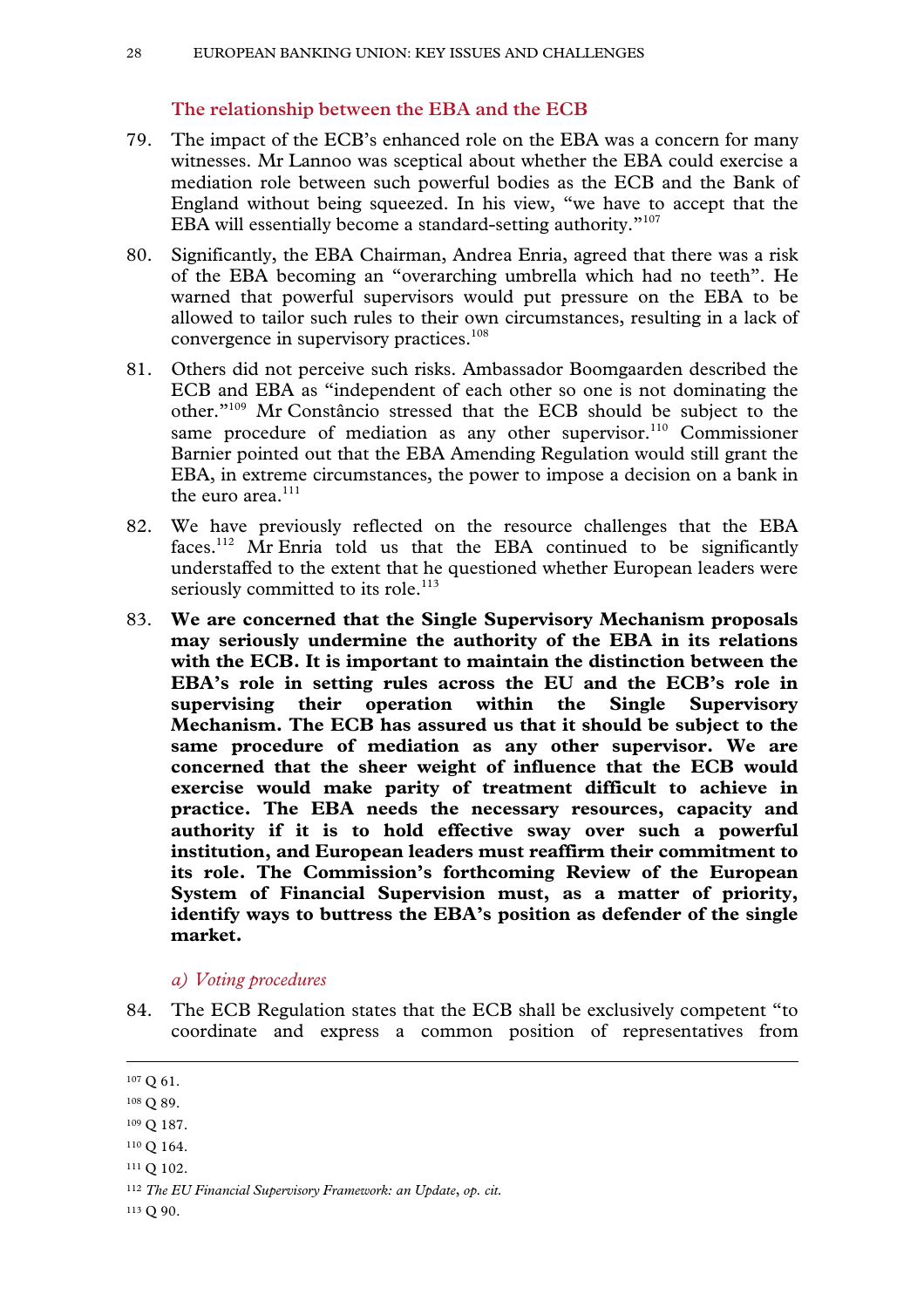### The relationship between the EBA and the ECB

79. The impact of the ECB's enhanced role on the EBA was a concern for many witnesses. Mr Lannoo was sceptical about whether the EBA could exercise a mediation role between such powerful bodies as the ECB and the Bank of England without being squeezed. In his view, "we have to accept that the EBA will essentially become a standard-setting authority."[107]

80. Significantly, the EBA Chairman, Andrea Enria, agreed that there was a risk of the EBA becoming an "overarching umbrella which had no teeth". He warned that powerful supervisors would put pressure on the EBA to be allowed to tailor such rules to their own circumstances, resulting in a lack of convergence in supervisory practices.[108]

81. Others did not perceive such risks. Ambassador Boomgaarden described the ECB and EBA as "independent of each other so one is not dominating the other."[109] Mr Constâncio stressed that the ECB should be subject to the same procedure of mediation as any other supervisor.[110] Commissioner Barnier pointed out that the EBA Amending Regulation would still grant the EBA, in extreme circumstances, the power to impose a decision on a bank in the euro area.[111]

82. We have previously reflected on the resource challenges that the EBA faces.[112] Mr Enria told us that the EBA continued to be significantly understaffed to the extent that he questioned whether European leaders were seriously committed to its role.[113]

83. **We are concerned that the Single Supervisory Mechanism proposals may seriously undermine the authority of the EBA in its relations with the ECB. It is important to maintain the distinction between the EBA's role in setting rules across the EU and the ECB's role in supervising their operation within the Single Supervisory Mechanism. The ECB has assured us that it should be subject to the same procedure of mediation as any other supervisor. We are concerned that the sheer weight of influence that the ECB would exercise would make parity of treatment difficult to achieve in practice. The EBA needs the necessary resources, capacity and authority if it is to hold effective sway over such a powerful institution, and European leaders must reaffirm their commitment to its role. The Commission's forthcoming Review of the European System of Financial Supervision must, as a matter of priority, identify ways to buttress the EBA's position as defender of the single market.**

#### *a) Voting procedures*

84. The ECB Regulation states that the ECB shall be exclusively competent "to coordinate and express a common position of representatives from

---

[107] Q 61.

[108] Q 89.

[109] Q 187.

[110] Q 164.

[111] Q 102.

[112] *The EU Financial Supervisory Framework: an Update, op. cit.*

[113] Q 90.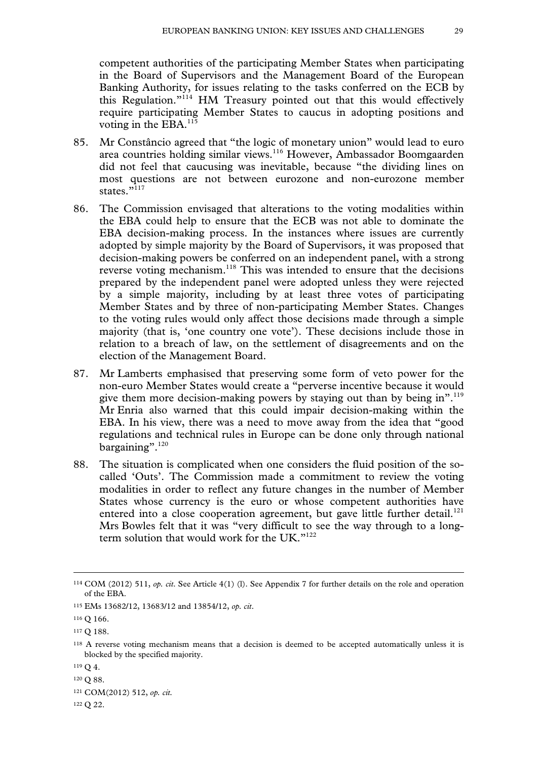competent authorities of the participating Member States when participating in the Board of Supervisors and the Management Board of the European Banking Authority, for issues relating to the tasks conferred on the ECB by this Regulation."[114] HM Treasury pointed out that this would effectively require participating Member States to caucus in adopting positions and voting in the EBA.[115]

85. Mr Constâncio agreed that "the logic of monetary union" would lead to euro area countries holding similar views.[116] However, Ambassador Boomgaarden did not feel that caucusing was inevitable, because "the dividing lines on most questions are not between eurozone and non-eurozone member states."[117]

86. The Commission envisaged that alterations to the voting modalities within the EBA could help to ensure that the ECB was not able to dominate the EBA decision-making process. In the instances where issues are currently adopted by simple majority by the Board of Supervisors, it was proposed that decision-making powers be conferred on an independent panel, with a strong reverse voting mechanism.[118] This was intended to ensure that the decisions prepared by the independent panel were adopted unless they were rejected by a simple majority, including by at least three votes of participating Member States and by three of non-participating Member States. Changes to the voting rules would only affect those decisions made through a simple majority (that is, 'one country one vote'). These decisions include those in relation to a breach of law, on the settlement of disagreements and on the election of the Management Board.

87. Mr Lamberts emphasised that preserving some form of veto power for the non-euro Member States would create a "perverse incentive because it would give them more decision-making powers by staying out than by being in".[119] Mr Enria also warned that this could impair decision-making within the EBA. In his view, there was a need to move away from the idea that "good regulations and technical rules in Europe can be done only through national bargaining".[120]

88. The situation is complicated when one considers the fluid position of the so-called 'Outs'. The Commission made a commitment to review the voting modalities in order to reflect any future changes in the number of Member States whose currency is the euro or whose competent authorities have entered into a close cooperation agreement, but gave little further detail.[121] Mrs Bowles felt that it was "very difficult to see the way through to a long-term solution that would work for the UK."[122]

---

[114] COM (2012) 511, *op. cit.* See Article 4(1) (l). See Appendix 7 for further details on the role and operation of the EBA.

[115] EMs 13682/12, 13683/12 and 13854/12, *op. cit*.

[116] Q 166.

[117] Q 188.

[118] A reverse voting mechanism means that a decision is deemed to be accepted automatically unless it is blocked by the specified majority.

[119] Q 4.

[120] Q 88.

[121] COM(2012) 512, *op. cit.*

[122] Q 22.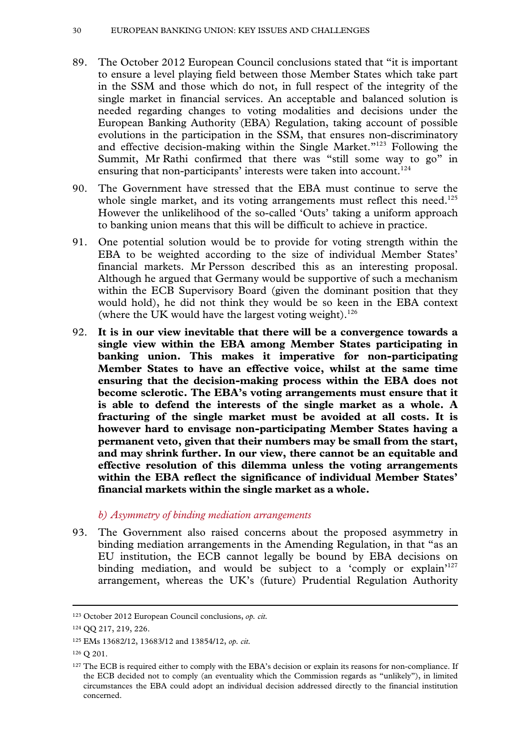89. The October 2012 European Council conclusions stated that "it is important to ensure a level playing field between those Member States which take part in the SSM and those which do not, in full respect of the integrity of the single market in financial services. An acceptable and balanced solution is needed regarding changes to voting modalities and decisions under the European Banking Authority (EBA) Regulation, taking account of possible evolutions in the participation in the SSM, that ensures non-discriminatory and effective decision-making within the Single Market."[123] Following the Summit, Mr Rathi confirmed that there was "still some way to go" in ensuring that non-participants' interests were taken into account.[124]

90. The Government have stressed that the EBA must continue to serve the whole single market, and its voting arrangements must reflect this need.[125] However the unlikelihood of the so-called 'Outs' taking a uniform approach to banking union means that this will be difficult to achieve in practice.

91. One potential solution would be to provide for voting strength within the EBA to be weighted according to the size of individual Member States' financial markets. Mr Persson described this as an interesting proposal. Although he argued that Germany would be supportive of such a mechanism within the ECB Supervisory Board (given the dominant position that they would hold), he did not think they would be so keen in the EBA context (where the UK would have the largest voting weight).[126]

92. **It is in our view inevitable that there will be a convergence towards a single view within the EBA among Member States participating in banking union. This makes it imperative for non-participating Member States to have an effective voice, whilst at the same time ensuring that the decision-making process within the EBA does not become sclerotic. The EBA's voting arrangements must ensure that it is able to defend the interests of the single market as a whole. A fracturing of the single market must be avoided at all costs. It is however hard to envisage non-participating Member States having a permanent veto, given that their numbers may be small from the start, and may shrink further. In our view, there cannot be an equitable and effective resolution of this dilemma unless the voting arrangements within the EBA reflect the significance of individual Member States' financial markets within the single market as a whole.**

### *b) Asymmetry of binding mediation arrangements*

93. The Government also raised concerns about the proposed asymmetry in binding mediation arrangements in the Amending Regulation, in that "as an EU institution, the ECB cannot legally be bound by EBA decisions on binding mediation, and would be subject to a 'comply or explain'[127] arrangement, whereas the UK's (future) Prudential Regulation Authority

---

[123] October 2012 European Council conclusions, *op. cit.*

[124] QQ 217, 219, 226.

[125] EMs 13682/12, 13683/12 and 13854/12, *op. cit.*

[126] Q 201.

[127] The ECB is required either to comply with the EBA's decision or explain its reasons for non-compliance. If the ECB decided not to comply (an eventuality which the Commission regards as "unlikely"), in limited circumstances the EBA could adopt an individual decision addressed directly to the financial institution concerned.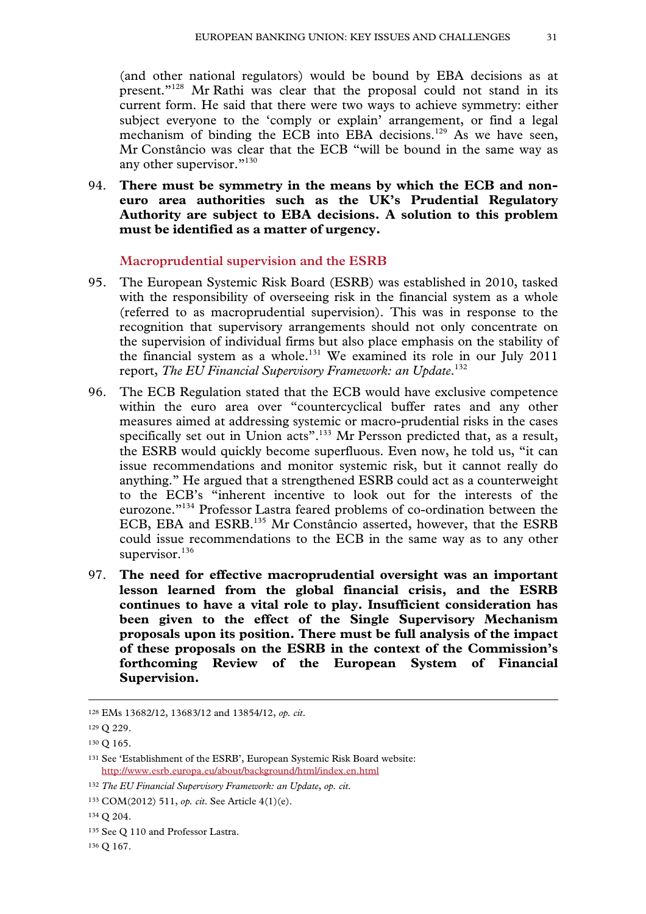(and other national regulators) would be bound by EBA decisions as at present."[128] Mr Rathi was clear that the proposal could not stand in its current form. He said that there were two ways to achieve symmetry: either subject everyone to the 'comply or explain' arrangement, or find a legal mechanism of binding the ECB into EBA decisions.[129] As we have seen, Mr Constâncio was clear that the ECB "will be bound in the same way as any other supervisor."[130]

94. **There must be symmetry in the means by which the ECB and non-euro area authorities such as the UK's Prudential Regulatory Authority are subject to EBA decisions. A solution to this problem must be identified as a matter of urgency.**

### Macroprudential supervision and the ESRB

95. The European Systemic Risk Board (ESRB) was established in 2010, tasked with the responsibility of overseeing risk in the financial system as a whole (referred to as macroprudential supervision). This was in response to the recognition that supervisory arrangements should not only concentrate on the supervision of individual firms but also place emphasis on the stability of the financial system as a whole.[131] We examined its role in our July 2011 report, *The EU Financial Supervisory Framework: an Update*.[132]

96. The ECB Regulation stated that the ECB would have exclusive competence within the euro area over "countercyclical buffer rates and any other measures aimed at addressing systemic or macro-prudential risks in the cases specifically set out in Union acts".[133] Mr Persson predicted that, as a result, the ESRB would quickly become superfluous. Even now, he told us, "it can issue recommendations and monitor systemic risk, but it cannot really do anything." He argued that a strengthened ESRB could act as a counterweight to the ECB's "inherent incentive to look out for the interests of the eurozone."[134] Professor Lastra feared problems of co-ordination between the ECB, EBA and ESRB.[135] Mr Constâncio asserted, however, that the ESRB could issue recommendations to the ECB in the same way as to any other supervisor.[136]

97. **The need for effective macroprudential oversight was an important lesson learned from the global financial crisis, and the ESRB continues to have a vital role to play. Insufficient consideration has been given to the effect of the Single Supervisory Mechanism proposals upon its position. There must be full analysis of the impact of these proposals on the ESRB in the context of the Commission's forthcoming Review of the European System of Financial Supervision.**

---

128 EMs 13682/12, 13683/12 and 13854/12, *op. cit*.

129 Q 229.

130 Q 165.

131 See 'Establishment of the ESRB', European Systemic Risk Board website: http://www.esrb.europa.eu/about/background/html/index.en.html

132 *The EU Financial Supervisory Framework: an Update*, *op. cit*.

133 COM(2012) 511, *op. cit*. See Article 4(1)(e).

134 Q 204.

135 See Q 110 and Professor Lastra.

136 Q 167.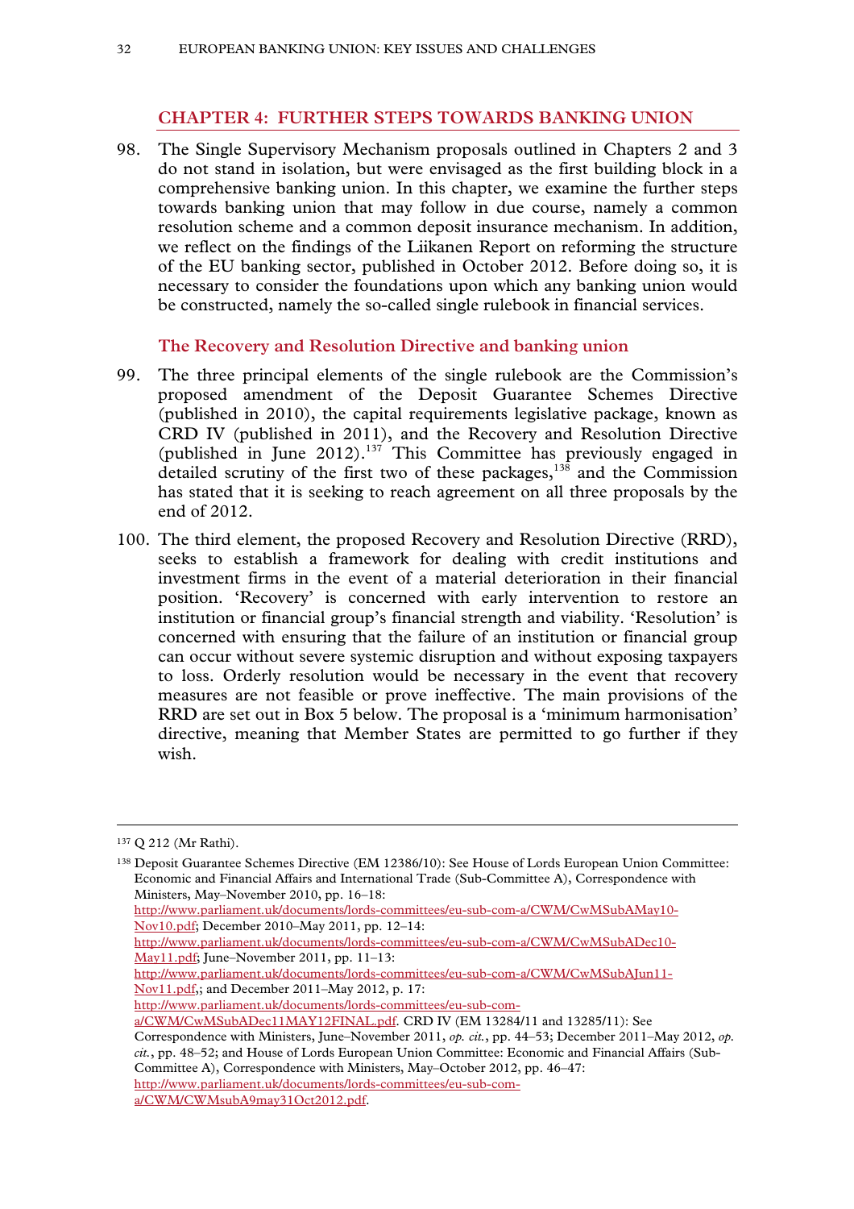## CHAPTER 4: FURTHER STEPS TOWARDS BANKING UNION

98. The Single Supervisory Mechanism proposals outlined in Chapters 2 and 3 do not stand in isolation, but were envisaged as the first building block in a comprehensive banking union. In this chapter, we examine the further steps towards banking union that may follow in due course, namely a common resolution scheme and a common deposit insurance mechanism. In addition, we reflect on the findings of the Liikanen Report on reforming the structure of the EU banking sector, published in October 2012. Before doing so, it is necessary to consider the foundations upon which any banking union would be constructed, namely the so-called single rulebook in financial services.

### The Recovery and Resolution Directive and banking union

99. The three principal elements of the single rulebook are the Commission's proposed amendment of the Deposit Guarantee Schemes Directive (published in 2010), the capital requirements legislative package, known as CRD IV (published in 2011), and the Recovery and Resolution Directive (published in June 2012).[137] This Committee has previously engaged in detailed scrutiny of the first two of these packages,[138] and the Commission has stated that it is seeking to reach agreement on all three proposals by the end of 2012.

100. The third element, the proposed Recovery and Resolution Directive (RRD), seeks to establish a framework for dealing with credit institutions and investment firms in the event of a material deterioration in their financial position. 'Recovery' is concerned with early intervention to restore an institution or financial group's financial strength and viability. 'Resolution' is concerned with ensuring that the failure of an institution or financial group can occur without severe systemic disruption and without exposing taxpayers to loss. Orderly resolution would be necessary in the event that recovery measures are not feasible or prove ineffective. The main provisions of the RRD are set out in Box 5 below. The proposal is a 'minimum harmonisation' directive, meaning that Member States are permitted to go further if they wish.

---

[137] Q 212 (Mr Rathi).

[138] Deposit Guarantee Schemes Directive (EM 12386/10): See House of Lords European Union Committee: Economic and Financial Affairs and International Trade (Sub-Committee A), Correspondence with Ministers, May–November 2010, pp. 16–18: http://www.parliament.uk/documents/lords-committees/eu-sub-com-a/CWM/CwMSubAMay10-Nov10.pdf; December 2010–May 2011, pp. 12–14: http://www.parliament.uk/documents/lords-committees/eu-sub-com-a/CWM/CwMSubADec10-May11.pdf; June–November 2011, pp. 11–13: http://www.parliament.uk/documents/lords-committees/eu-sub-com-a/CWM/CwMSubAJun11-Nov11.pdf,; and December 2011–May 2012, p. 17: http://www.parliament.uk/documents/lords-committees/eu-sub-com-a/CWM/CwMSubADec11MAY12FINAL.pdf. CRD IV (EM 13284/11 and 13285/11): See Correspondence with Ministers, June–November 2011, *op. cit.*, pp. 44–53; December 2011–May 2012, *op. cit.*, pp. 48–52; and House of Lords European Union Committee: Economic and Financial Affairs (Sub-Committee A), Correspondence with Ministers, May–October 2012, pp. 46–47: http://www.parliament.uk/documents/lords-committees/eu-sub-com-a/CWM/CWMsubA9may31Oct2012.pdf.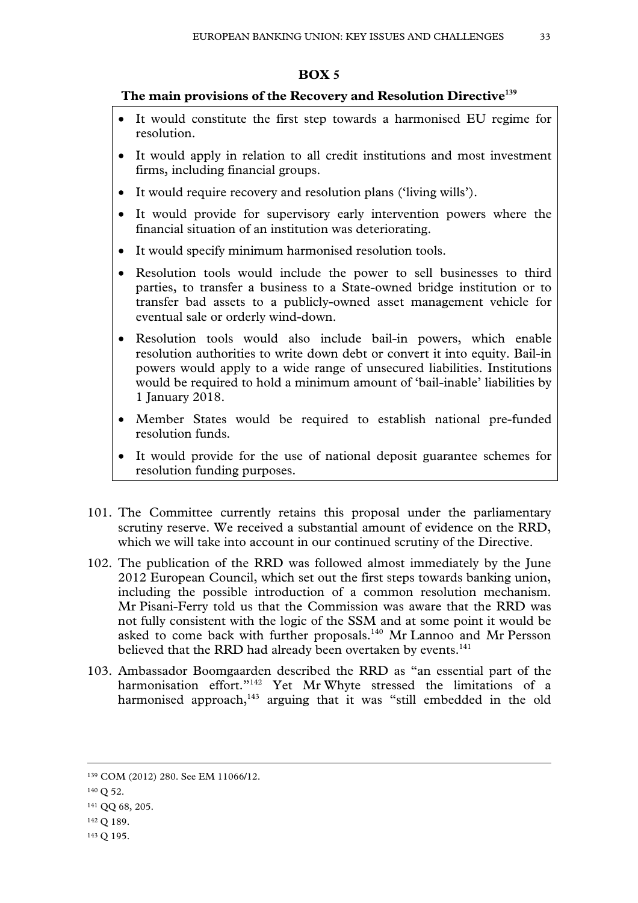**BOX 5**

**The main provisions of the Recovery and Resolution Directive[139]**

- It would constitute the first step towards a harmonised EU regime for resolution.
- It would apply in relation to all credit institutions and most investment firms, including financial groups.
- It would require recovery and resolution plans ('living wills').
- It would provide for supervisory early intervention powers where the financial situation of an institution was deteriorating.
- It would specify minimum harmonised resolution tools.
- Resolution tools would include the power to sell businesses to third parties, to transfer a business to a State-owned bridge institution or to transfer bad assets to a publicly-owned asset management vehicle for eventual sale or orderly wind-down.
- Resolution tools would also include bail-in powers, which enable resolution authorities to write down debt or convert it into equity. Bail-in powers would apply to a wide range of unsecured liabilities. Institutions would be required to hold a minimum amount of 'bail-inable' liabilities by 1 January 2018.
- Member States would be required to establish national pre-funded resolution funds.
- It would provide for the use of national deposit guarantee schemes for resolution funding purposes.

101. The Committee currently retains this proposal under the parliamentary scrutiny reserve. We received a substantial amount of evidence on the RRD, which we will take into account in our continued scrutiny of the Directive.

102. The publication of the RRD was followed almost immediately by the June 2012 European Council, which set out the first steps towards banking union, including the possible introduction of a common resolution mechanism. Mr Pisani-Ferry told us that the Commission was aware that the RRD was not fully consistent with the logic of the SSM and at some point it would be asked to come back with further proposals.[140] Mr Lannoo and Mr Persson believed that the RRD had already been overtaken by events.[141]

103. Ambassador Boomgaarden described the RRD as "an essential part of the harmonisation effort."[142] Yet Mr Whyte stressed the limitations of a harmonised approach,[143] arguing that it was "still embedded in the old

---

[139] COM (2012) 280. See EM 11066/12.

[140] Q 52.

[141] QQ 68, 205.

[142] Q 189.

[143] Q 195.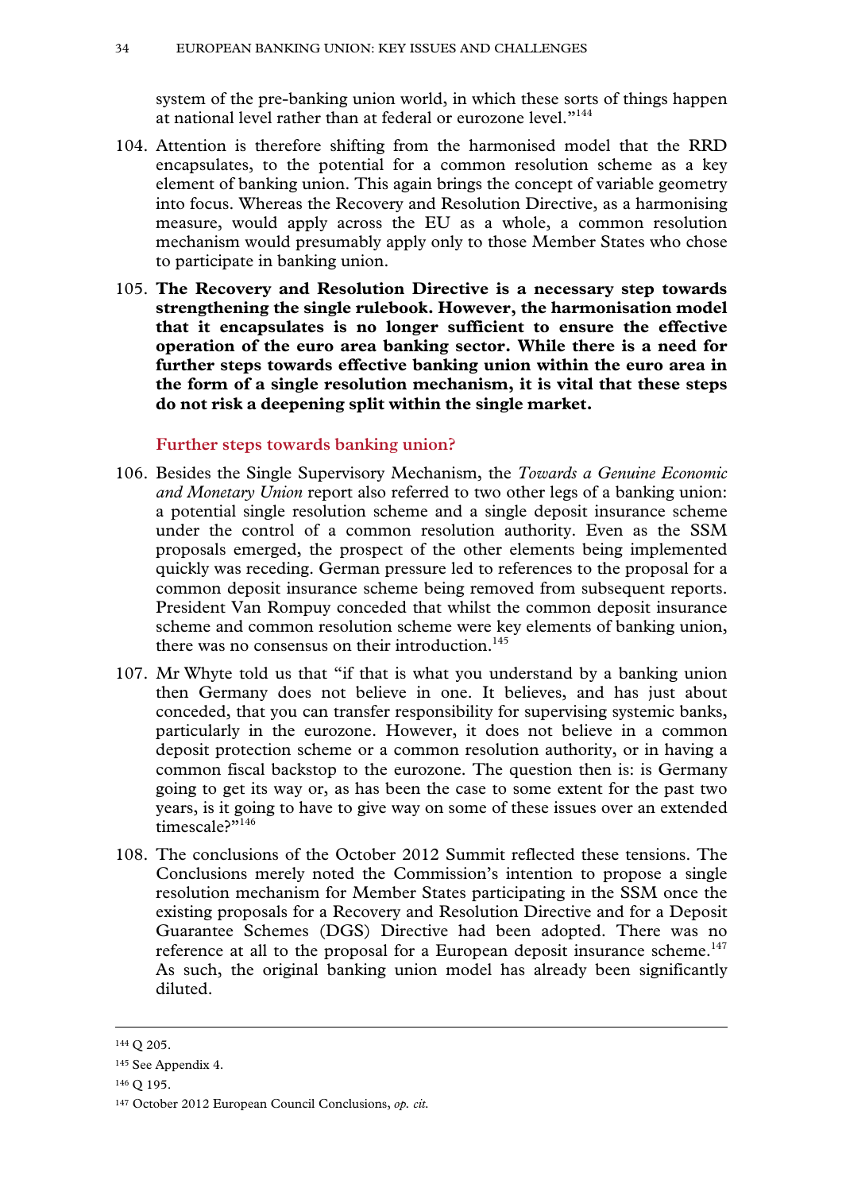system of the pre-banking union world, in which these sorts of things happen at national level rather than at federal or eurozone level."[144]

104. Attention is therefore shifting from the harmonised model that the RRD encapsulates, to the potential for a common resolution scheme as a key element of banking union. This again brings the concept of variable geometry into focus. Whereas the Recovery and Resolution Directive, as a harmonising measure, would apply across the EU as a whole, a common resolution mechanism would presumably apply only to those Member States who chose to participate in banking union.

105. **The Recovery and Resolution Directive is a necessary step towards strengthening the single rulebook. However, the harmonisation model that it encapsulates is no longer sufficient to ensure the effective operation of the euro area banking sector. While there is a need for further steps towards effective banking union within the euro area in the form of a single resolution mechanism, it is vital that these steps do not risk a deepening split within the single market.**

### Further steps towards banking union?

106. Besides the Single Supervisory Mechanism, the *Towards a Genuine Economic and Monetary Union* report also referred to two other legs of a banking union: a potential single resolution scheme and a single deposit insurance scheme under the control of a common resolution authority. Even as the SSM proposals emerged, the prospect of the other elements being implemented quickly was receding. German pressure led to references to the proposal for a common deposit insurance scheme being removed from subsequent reports. President Van Rompuy conceded that whilst the common deposit insurance scheme and common resolution scheme were key elements of banking union, there was no consensus on their introduction.[145]

107. Mr Whyte told us that "if that is what you understand by a banking union then Germany does not believe in one. It believes, and has just about conceded, that you can transfer responsibility for supervising systemic banks, particularly in the eurozone. However, it does not believe in a common deposit protection scheme or a common resolution authority, or in having a common fiscal backstop to the eurozone. The question then is: is Germany going to get its way or, as has been the case to some extent for the past two years, is it going to have to give way on some of these issues over an extended timescale?"[146]

108. The conclusions of the October 2012 Summit reflected these tensions. The Conclusions merely noted the Commission's intention to propose a single resolution mechanism for Member States participating in the SSM once the existing proposals for a Recovery and Resolution Directive and for a Deposit Guarantee Schemes (DGS) Directive had been adopted. There was no reference at all to the proposal for a European deposit insurance scheme.[147] As such, the original banking union model has already been significantly diluted.

---

[144] Q 205.

[145] See Appendix 4.

[146] Q 195.

[147] October 2012 European Council Conclusions, *op. cit.*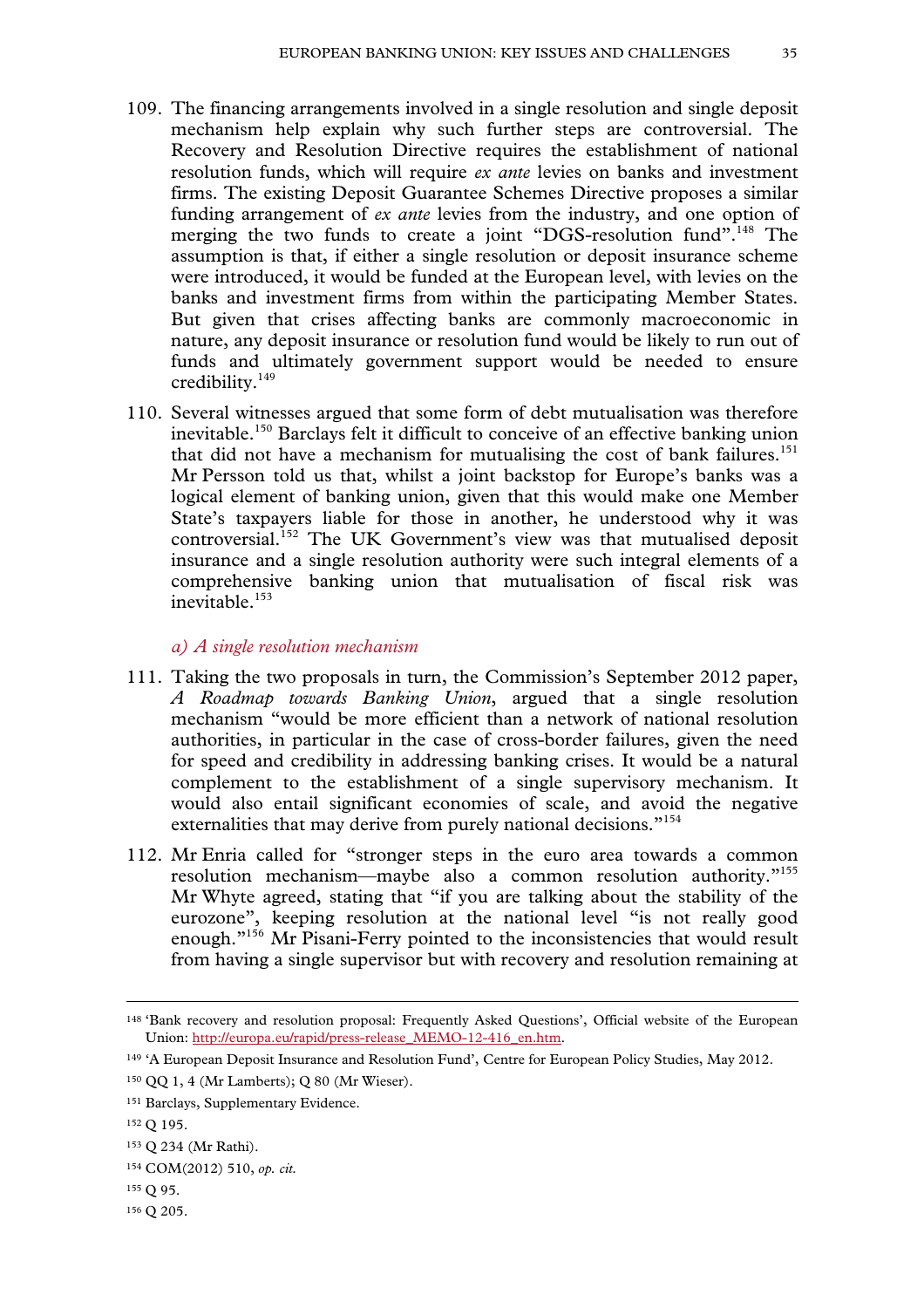109. The financing arrangements involved in a single resolution and single deposit mechanism help explain why such further steps are controversial. The Recovery and Resolution Directive requires the establishment of national resolution funds, which will require *ex ante* levies on banks and investment firms. The existing Deposit Guarantee Schemes Directive proposes a similar funding arrangement of *ex ante* levies from the industry, and one option of merging the two funds to create a joint "DGS-resolution fund".[148] The assumption is that, if either a single resolution or deposit insurance scheme were introduced, it would be funded at the European level, with levies on the banks and investment firms from within the participating Member States. But given that crises affecting banks are commonly macroeconomic in nature, any deposit insurance or resolution fund would be likely to run out of funds and ultimately government support would be needed to ensure credibility.[149]

110. Several witnesses argued that some form of debt mutualisation was therefore inevitable.[150] Barclays felt it difficult to conceive of an effective banking union that did not have a mechanism for mutualising the cost of bank failures.[151] Mr Persson told us that, whilst a joint backstop for Europe's banks was a logical element of banking union, given that this would make one Member State's taxpayers liable for those in another, he understood why it was controversial.[152] The UK Government's view was that mutualised deposit insurance and a single resolution authority were such integral elements of a comprehensive banking union that mutualisation of fiscal risk was inevitable.[153]

### *a) A single resolution mechanism*

111. Taking the two proposals in turn, the Commission's September 2012 paper, *A Roadmap towards Banking Union*, argued that a single resolution mechanism "would be more efficient than a network of national resolution authorities, in particular in the case of cross-border failures, given the need for speed and credibility in addressing banking crises. It would be a natural complement to the establishment of a single supervisory mechanism. It would also entail significant economies of scale, and avoid the negative externalities that may derive from purely national decisions."[154]

112. Mr Enria called for "stronger steps in the euro area towards a common resolution mechanism—maybe also a common resolution authority."[155] Mr Whyte agreed, stating that "if you are talking about the stability of the eurozone", keeping resolution at the national level "is not really good enough."[156] Mr Pisani-Ferry pointed to the inconsistencies that would result from having a single supervisor but with recovery and resolution remaining at

---

148 'Bank recovery and resolution proposal: Frequently Asked Questions', Official website of the European Union: http://europa.eu/rapid/press-release_MEMO-12-416_en.htm.

149 'A European Deposit Insurance and Resolution Fund', Centre for European Policy Studies, May 2012.

150 QQ 1, 4 (Mr Lamberts); Q 80 (Mr Wieser).

151 Barclays, Supplementary Evidence.

152 Q 195.

153 Q 234 (Mr Rathi).

154 COM(2012) 510, *op. cit.*

155 Q 95.

156 Q 205.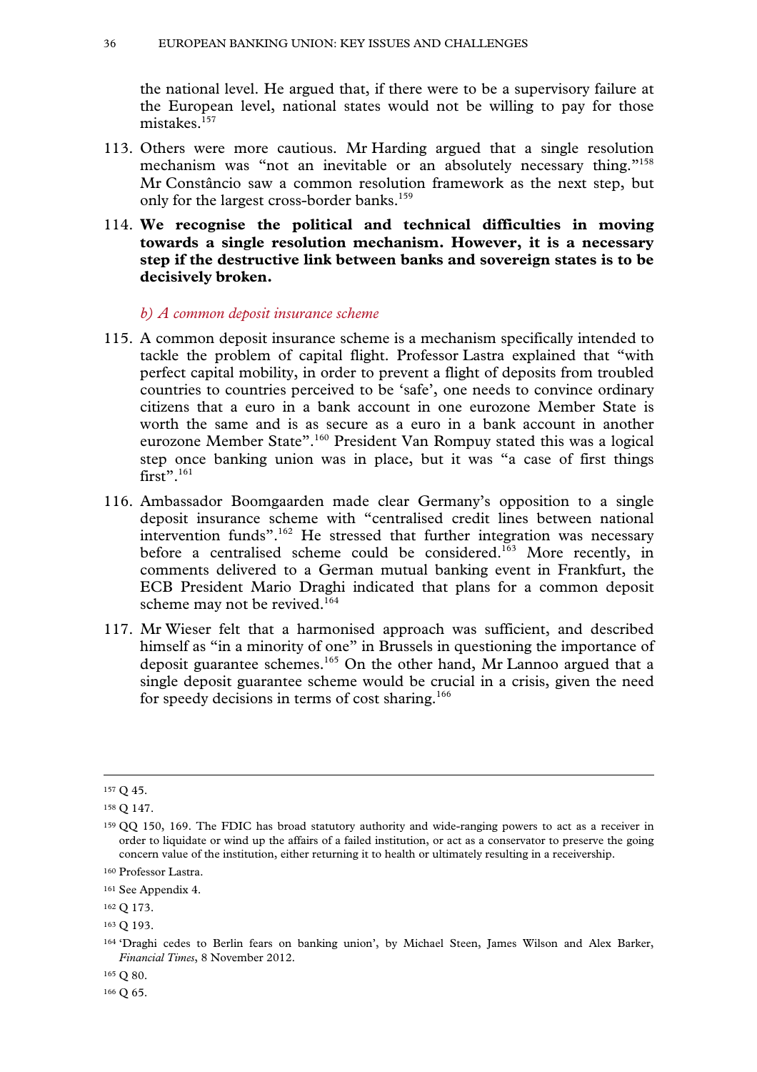the national level. He argued that, if there were to be a supervisory failure at the European level, national states would not be willing to pay for those mistakes.[157]

113. Others were more cautious. Mr Harding argued that a single resolution mechanism was "not an inevitable or an absolutely necessary thing."[158] Mr Constâncio saw a common resolution framework as the next step, but only for the largest cross-border banks.[159]

114. **We recognise the political and technical difficulties in moving towards a single resolution mechanism. However, it is a necessary step if the destructive link between banks and sovereign states is to be decisively broken.**

### *b) A common deposit insurance scheme*

115. A common deposit insurance scheme is a mechanism specifically intended to tackle the problem of capital flight. Professor Lastra explained that "with perfect capital mobility, in order to prevent a flight of deposits from troubled countries to countries perceived to be 'safe', one needs to convince ordinary citizens that a euro in a bank account in one eurozone Member State is worth the same and is as secure as a euro in a bank account in another eurozone Member State".[160] President Van Rompuy stated this was a logical step once banking union was in place, but it was "a case of first things first".[161]

116. Ambassador Boomgaarden made clear Germany's opposition to a single deposit insurance scheme with "centralised credit lines between national intervention funds".[162] He stressed that further integration was necessary before a centralised scheme could be considered.[163] More recently, in comments delivered to a German mutual banking event in Frankfurt, the ECB President Mario Draghi indicated that plans for a common deposit scheme may not be revived.[164]

117. Mr Wieser felt that a harmonised approach was sufficient, and described himself as "in a minority of one" in Brussels in questioning the importance of deposit guarantee schemes.[165] On the other hand, Mr Lannoo argued that a single deposit guarantee scheme would be crucial in a crisis, given the need for speedy decisions in terms of cost sharing.[166]

---

[157] Q 45.

[158] Q 147.

[159] QQ 150, 169. The FDIC has broad statutory authority and wide-ranging powers to act as a receiver in order to liquidate or wind up the affairs of a failed institution, or act as a conservator to preserve the going concern value of the institution, either returning it to health or ultimately resulting in a receivership.

[160] Professor Lastra.

[161] See Appendix 4.

[162] Q 173.

[163] Q 193.

[164] 'Draghi cedes to Berlin fears on banking union', by Michael Steen, James Wilson and Alex Barker, *Financial Times*, 8 November 2012.

[165] Q 80.

[166] Q 65.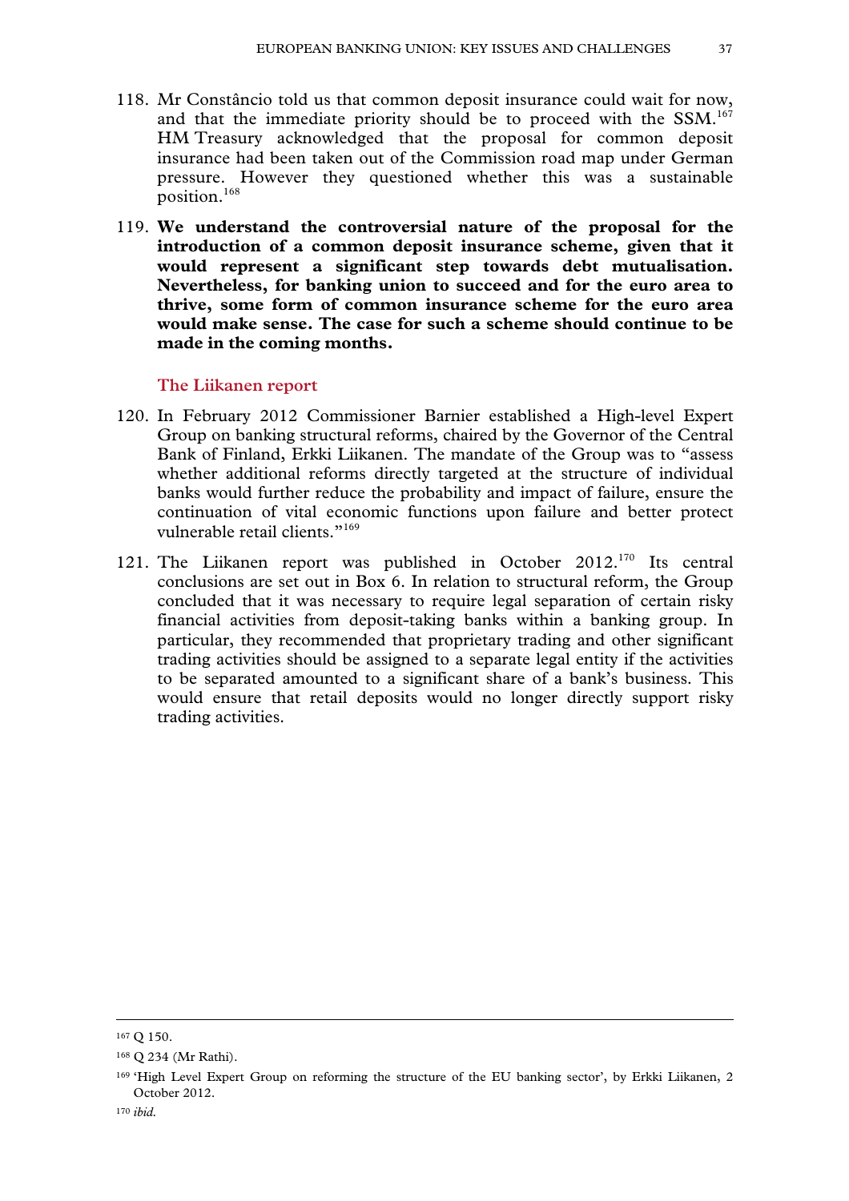118. Mr Constâncio told us that common deposit insurance could wait for now, and that the immediate priority should be to proceed with the SSM.[167] HM Treasury acknowledged that the proposal for common deposit insurance had been taken out of the Commission road map under German pressure. However they questioned whether this was a sustainable position.[168]

119. **We understand the controversial nature of the proposal for the introduction of a common deposit insurance scheme, given that it would represent a significant step towards debt mutualisation. Nevertheless, for banking union to succeed and for the euro area to thrive, some form of common insurance scheme for the euro area would make sense. The case for such a scheme should continue to be made in the coming months.**

### The Liikanen report

120. In February 2012 Commissioner Barnier established a High-level Expert Group on banking structural reforms, chaired by the Governor of the Central Bank of Finland, Erkki Liikanen. The mandate of the Group was to "assess whether additional reforms directly targeted at the structure of individual banks would further reduce the probability and impact of failure, ensure the continuation of vital economic functions upon failure and better protect vulnerable retail clients."[169]

121. The Liikanen report was published in October 2012.[170] Its central conclusions are set out in Box 6. In relation to structural reform, the Group concluded that it was necessary to require legal separation of certain risky financial activities from deposit-taking banks within a banking group. In particular, they recommended that proprietary trading and other significant trading activities should be assigned to a separate legal entity if the activities to be separated amounted to a significant share of a bank's business. This would ensure that retail deposits would no longer directly support risky trading activities.

---

[167] Q 150.

[168] Q 234 (Mr Rathi).

[169] 'High Level Expert Group on reforming the structure of the EU banking sector', by Erkki Liikanen, 2 October 2012.

[170] *ibid.*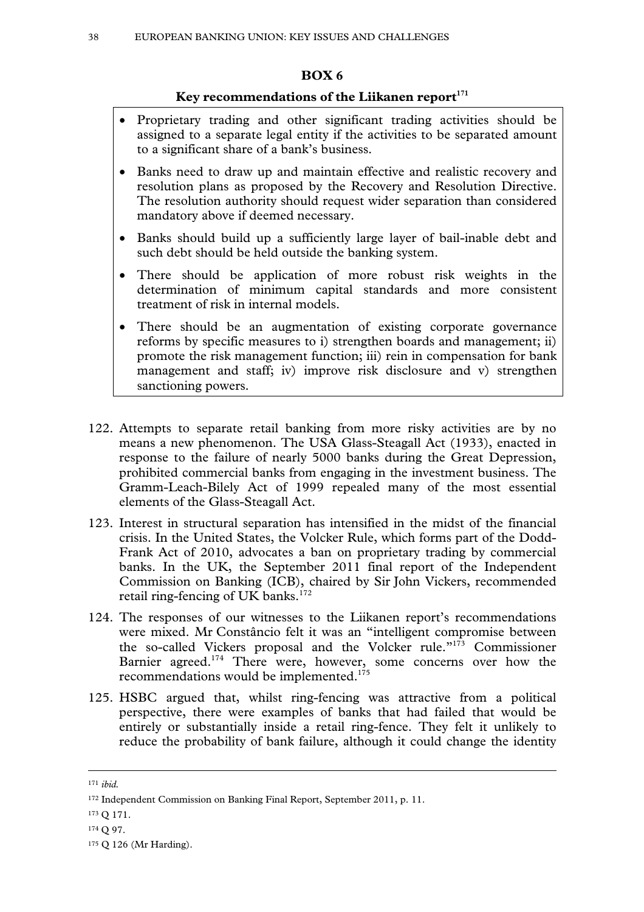**BOX 6**

**Key recommendations of the Liikanen report**[171]

- Proprietary trading and other significant trading activities should be assigned to a separate legal entity if the activities to be separated amount to a significant share of a bank's business.
- Banks need to draw up and maintain effective and realistic recovery and resolution plans as proposed by the Recovery and Resolution Directive. The resolution authority should request wider separation than considered mandatory above if deemed necessary.
- Banks should build up a sufficiently large layer of bail-inable debt and such debt should be held outside the banking system.
- There should be application of more robust risk weights in the determination of minimum capital standards and more consistent treatment of risk in internal models.
- There should be an augmentation of existing corporate governance reforms by specific measures to i) strengthen boards and management; ii) promote the risk management function; iii) rein in compensation for bank management and staff; iv) improve risk disclosure and v) strengthen sanctioning powers.

122. Attempts to separate retail banking from more risky activities are by no means a new phenomenon. The USA Glass-Steagall Act (1933), enacted in response to the failure of nearly 5000 banks during the Great Depression, prohibited commercial banks from engaging in the investment business. The Gramm-Leach-Bilely Act of 1999 repealed many of the most essential elements of the Glass-Steagall Act.

123. Interest in structural separation has intensified in the midst of the financial crisis. In the United States, the Volcker Rule, which forms part of the Dodd-Frank Act of 2010, advocates a ban on proprietary trading by commercial banks. In the UK, the September 2011 final report of the Independent Commission on Banking (ICB), chaired by Sir John Vickers, recommended retail ring-fencing of UK banks.[172]

124. The responses of our witnesses to the Liikanen report's recommendations were mixed. Mr Constâncio felt it was an "intelligent compromise between the so-called Vickers proposal and the Volcker rule."[173] Commissioner Barnier agreed.[174] There were, however, some concerns over how the recommendations would be implemented.[175]

125. HSBC argued that, whilst ring-fencing was attractive from a political perspective, there were examples of banks that had failed that would be entirely or substantially inside a retail ring-fence. They felt it unlikely to reduce the probability of bank failure, although it could change the identity

---

[171] *ibid.*

[172] Independent Commission on Banking Final Report, September 2011, p. 11.

[173] Q 171.

[174] Q 97.

[175] Q 126 (Mr Harding).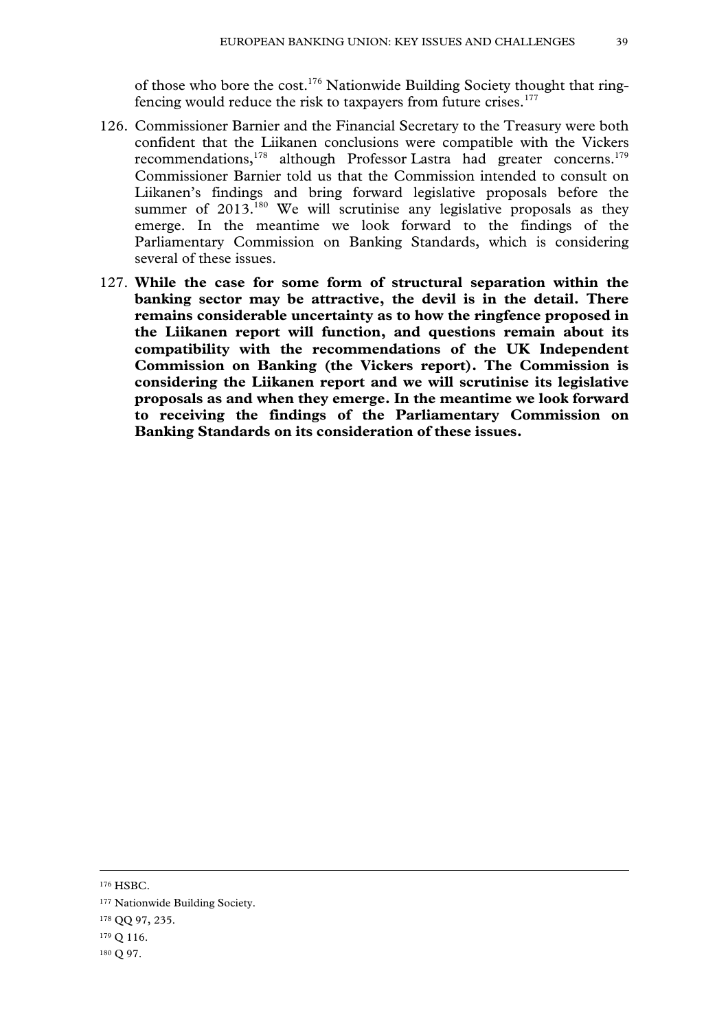of those who bore the cost.[176] Nationwide Building Society thought that ring-fencing would reduce the risk to taxpayers from future crises.[177]

126. Commissioner Barnier and the Financial Secretary to the Treasury were both confident that the Liikanen conclusions were compatible with the Vickers recommendations,[178] although Professor Lastra had greater concerns.[179] Commissioner Barnier told us that the Commission intended to consult on Liikanen's findings and bring forward legislative proposals before the summer of 2013.[180] We will scrutinise any legislative proposals as they emerge. In the meantime we look forward to the findings of the Parliamentary Commission on Banking Standards, which is considering several of these issues.

127. **While the case for some form of structural separation within the banking sector may be attractive, the devil is in the detail. There remains considerable uncertainty as to how the ringfence proposed in the Liikanen report will function, and questions remain about its compatibility with the recommendations of the UK Independent Commission on Banking (the Vickers report). The Commission is considering the Liikanen report and we will scrutinise its legislative proposals as and when they emerge. In the meantime we look forward to receiving the findings of the Parliamentary Commission on Banking Standards on its consideration of these issues.**

---

[176] HSBC.

[177] Nationwide Building Society.

[178] QQ 97, 235.

[179] Q 116.

[180] Q 97.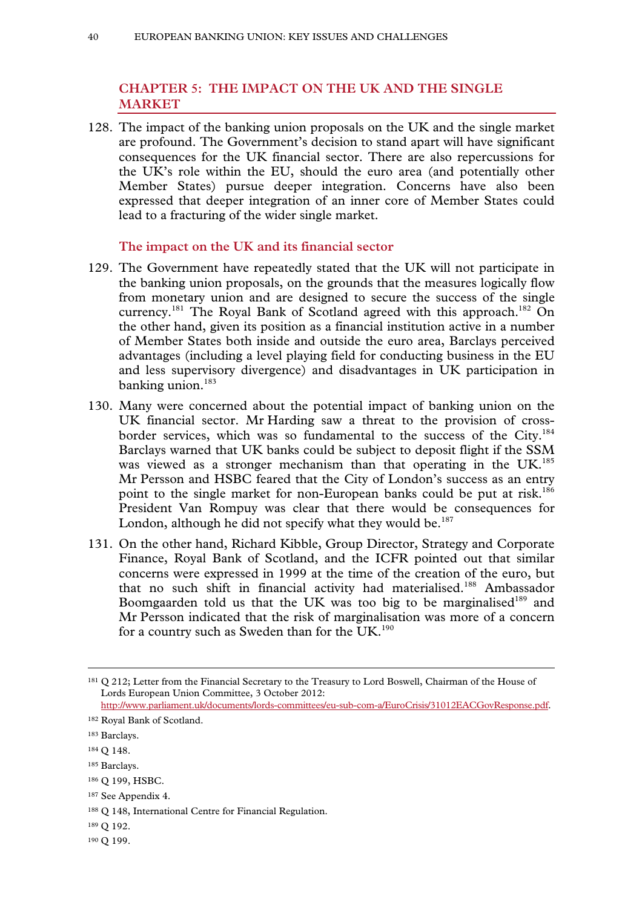## CHAPTER 5: THE IMPACT ON THE UK AND THE SINGLE MARKET

128. The impact of the banking union proposals on the UK and the single market are profound. The Government's decision to stand apart will have significant consequences for the UK financial sector. There are also repercussions for the UK's role within the EU, should the euro area (and potentially other Member States) pursue deeper integration. Concerns have also been expressed that deeper integration of an inner core of Member States could lead to a fracturing of the wider single market.

### The impact on the UK and its financial sector

129. The Government have repeatedly stated that the UK will not participate in the banking union proposals, on the grounds that the measures logically flow from monetary union and are designed to secure the success of the single currency.[181] The Royal Bank of Scotland agreed with this approach.[182] On the other hand, given its position as a financial institution active in a number of Member States both inside and outside the euro area, Barclays perceived advantages (including a level playing field for conducting business in the EU and less supervisory divergence) and disadvantages in UK participation in banking union.[183]

130. Many were concerned about the potential impact of banking union on the UK financial sector. Mr Harding saw a threat to the provision of cross-border services, which was so fundamental to the success of the City.[184] Barclays warned that UK banks could be subject to deposit flight if the SSM was viewed as a stronger mechanism than that operating in the UK.[185] Mr Persson and HSBC feared that the City of London's success as an entry point to the single market for non-European banks could be put at risk.[186] President Van Rompuy was clear that there would be consequences for London, although he did not specify what they would be.[187]

131. On the other hand, Richard Kibble, Group Director, Strategy and Corporate Finance, Royal Bank of Scotland, and the ICFR pointed out that similar concerns were expressed in 1999 at the time of the creation of the euro, but that no such shift in financial activity had materialised.[188] Ambassador Boomgaarden told us that the UK was too big to be marginalised[189] and Mr Persson indicated that the risk of marginalisation was more of a concern for a country such as Sweden than for the UK.[190]

---

[181] Q 212; Letter from the Financial Secretary to the Treasury to Lord Boswell, Chairman of the House of Lords European Union Committee, 3 October 2012: http://www.parliament.uk/documents/lords-committees/eu-sub-com-a/EuroCrisis/31012EACGovResponse.pdf.

[182] Royal Bank of Scotland.

[183] Barclays.

[184] Q 148.

[185] Barclays.

[186] Q 199, HSBC.

[187] See Appendix 4.

[188] Q 148, International Centre for Financial Regulation.

[189] Q 192.

[190] Q 199.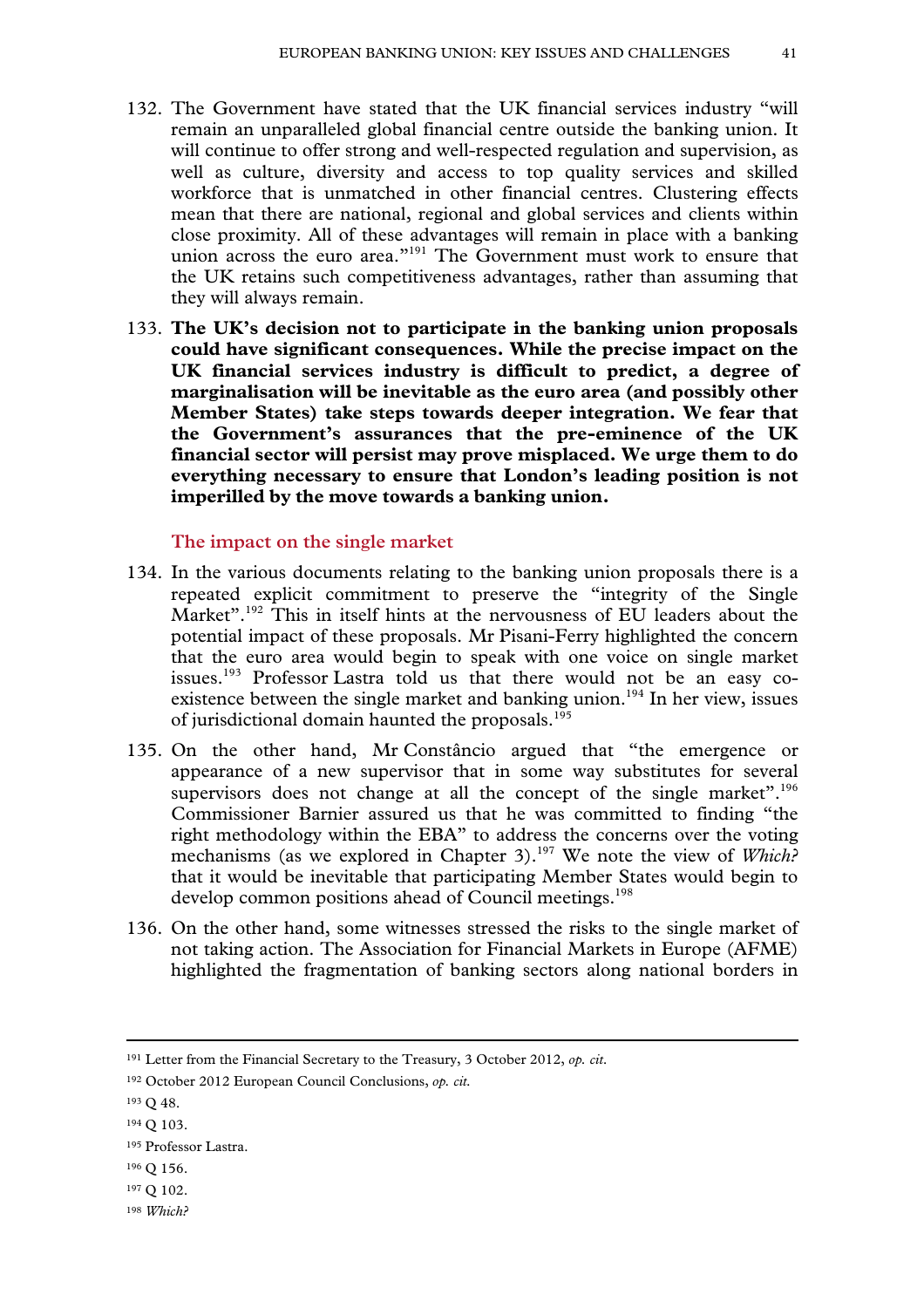132. The Government have stated that the UK financial services industry "will remain an unparalleled global financial centre outside the banking union. It will continue to offer strong and well-respected regulation and supervision, as well as culture, diversity and access to top quality services and skilled workforce that is unmatched in other financial centres. Clustering effects mean that there are national, regional and global services and clients within close proximity. All of these advantages will remain in place with a banking union across the euro area."[191] The Government must work to ensure that the UK retains such competitiveness advantages, rather than assuming that they will always remain.

133. **The UK's decision not to participate in the banking union proposals could have significant consequences. While the precise impact on the UK financial services industry is difficult to predict, a degree of marginalisation will be inevitable as the euro area (and possibly other Member States) take steps towards deeper integration. We fear that the Government's assurances that the pre-eminence of the UK financial sector will persist may prove misplaced. We urge them to do everything necessary to ensure that London's leading position is not imperilled by the move towards a banking union.**

### The impact on the single market

134. In the various documents relating to the banking union proposals there is a repeated explicit commitment to preserve the "integrity of the Single Market".[192] This in itself hints at the nervousness of EU leaders about the potential impact of these proposals. Mr Pisani-Ferry highlighted the concern that the euro area would begin to speak with one voice on single market issues.[193] Professor Lastra told us that there would not be an easy co-existence between the single market and banking union.[194] In her view, issues of jurisdictional domain haunted the proposals.[195]

135. On the other hand, Mr Constâncio argued that "the emergence or appearance of a new supervisor that in some way substitutes for several supervisors does not change at all the concept of the single market".[196] Commissioner Barnier assured us that he was committed to finding "the right methodology within the EBA" to address the concerns over the voting mechanisms (as we explored in Chapter 3).[197] We note the view of *Which?* that it would be inevitable that participating Member States would begin to develop common positions ahead of Council meetings.[198]

136. On the other hand, some witnesses stressed the risks to the single market of not taking action. The Association for Financial Markets in Europe (AFME) highlighted the fragmentation of banking sectors along national borders in

---

[191] Letter from the Financial Secretary to the Treasury, 3 October 2012, *op. cit.*

[192] October 2012 European Council Conclusions, *op. cit.*

[193] Q 48.

[194] Q 103.

[195] Professor Lastra.

[196] Q 156.

[197] Q 102.

[198] *Which?*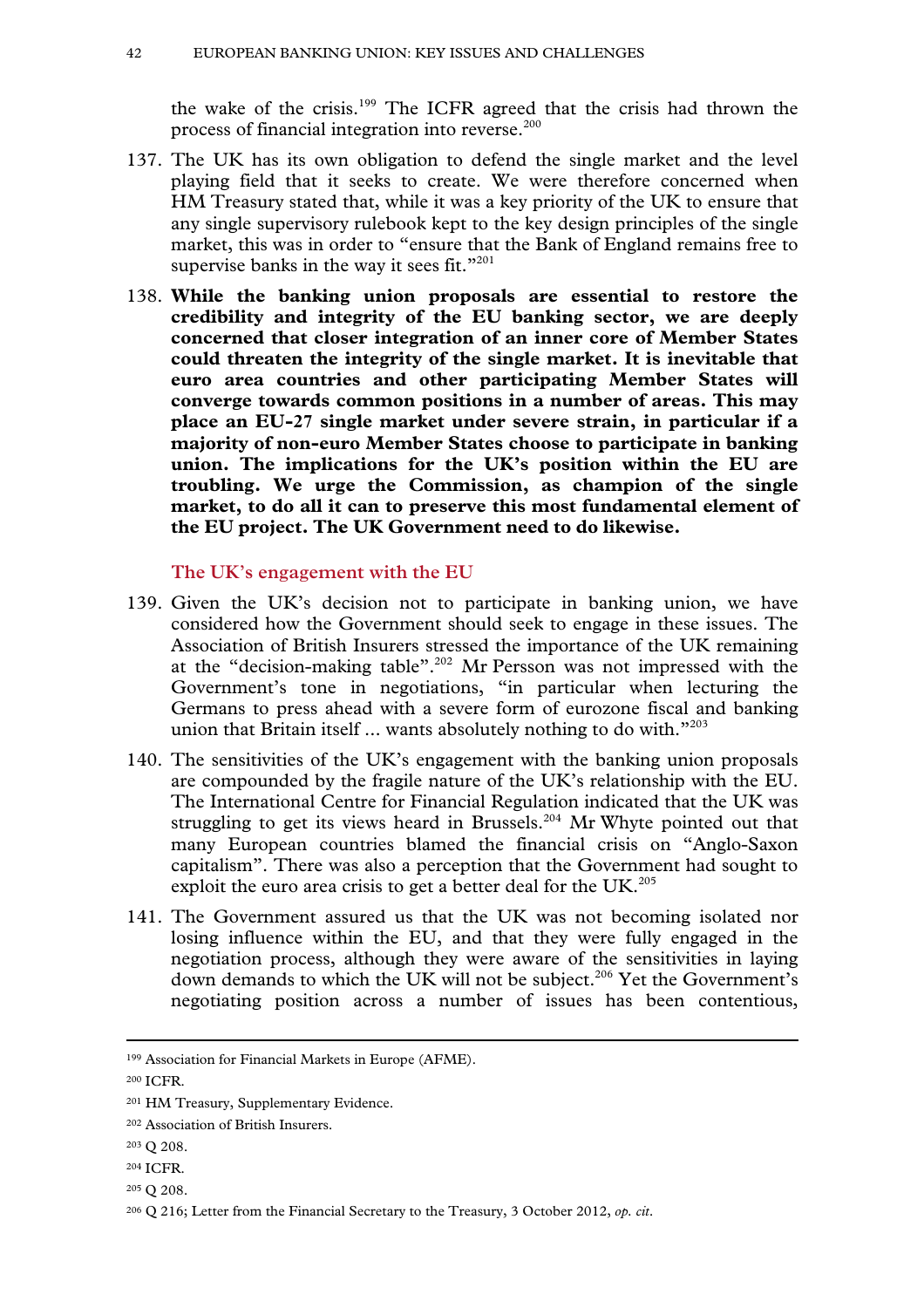the wake of the crisis.[199] The ICFR agreed that the crisis had thrown the process of financial integration into reverse.[200]

137. The UK has its own obligation to defend the single market and the level playing field that it seeks to create. We were therefore concerned when HM Treasury stated that, while it was a key priority of the UK to ensure that any single supervisory rulebook kept to the key design principles of the single market, this was in order to "ensure that the Bank of England remains free to supervise banks in the way it sees fit."[201]

138. **While the banking union proposals are essential to restore the credibility and integrity of the EU banking sector, we are deeply concerned that closer integration of an inner core of Member States could threaten the integrity of the single market. It is inevitable that euro area countries and other participating Member States will converge towards common positions in a number of areas. This may place an EU-27 single market under severe strain, in particular if a majority of non-euro Member States choose to participate in banking union. The implications for the UK's position within the EU are troubling. We urge the Commission, as champion of the single market, to do all it can to preserve this most fundamental element of the EU project. The UK Government need to do likewise.**

### The UK's engagement with the EU

139. Given the UK's decision not to participate in banking union, we have considered how the Government should seek to engage in these issues. The Association of British Insurers stressed the importance of the UK remaining at the "decision-making table".[202] Mr Persson was not impressed with the Government's tone in negotiations, "in particular when lecturing the Germans to press ahead with a severe form of eurozone fiscal and banking union that Britain itself ... wants absolutely nothing to do with."[203]

140. The sensitivities of the UK's engagement with the banking union proposals are compounded by the fragile nature of the UK's relationship with the EU. The International Centre for Financial Regulation indicated that the UK was struggling to get its views heard in Brussels.[204] Mr Whyte pointed out that many European countries blamed the financial crisis on "Anglo-Saxon capitalism". There was also a perception that the Government had sought to exploit the euro area crisis to get a better deal for the UK.[205]

141. The Government assured us that the UK was not becoming isolated nor losing influence within the EU, and that they were fully engaged in the negotiation process, although they were aware of the sensitivities in laying down demands to which the UK will not be subject.[206] Yet the Government's negotiating position across a number of issues has been contentious,

---

[199] Association for Financial Markets in Europe (AFME).

[200] ICFR.

[201] HM Treasury, Supplementary Evidence.

[202] Association of British Insurers.

[203] Q 208.

[204] ICFR.

[205] Q 208.

[206] Q 216; Letter from the Financial Secretary to the Treasury, 3 October 2012, *op. cit*.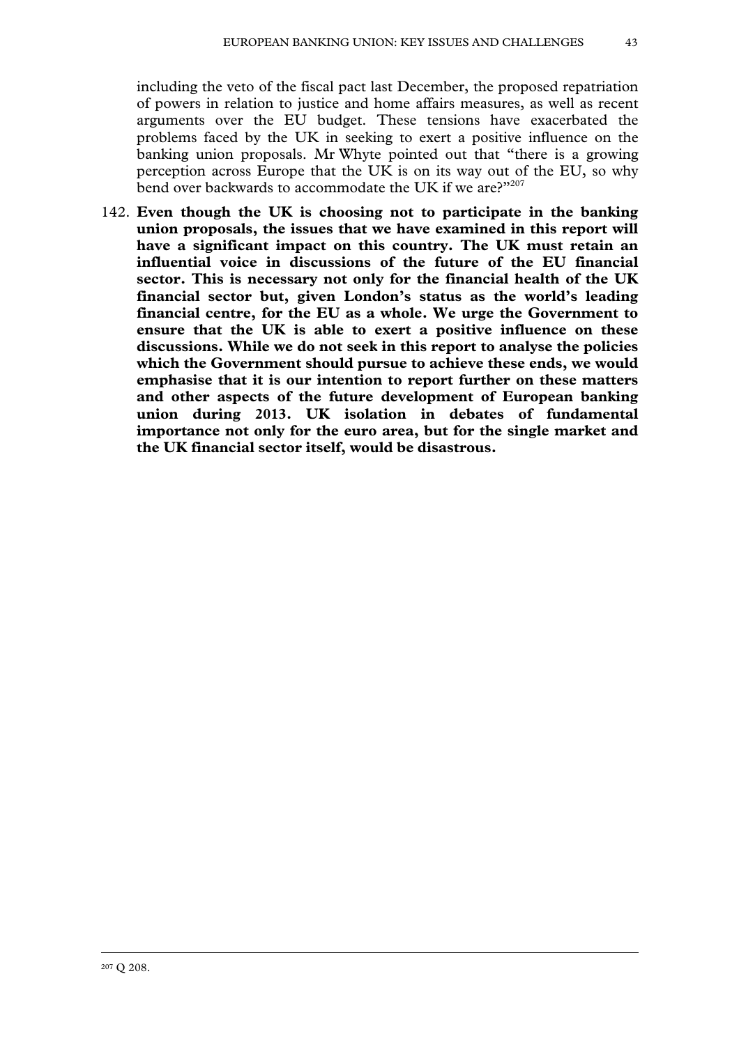including the veto of the fiscal pact last December, the proposed repatriation of powers in relation to justice and home affairs measures, as well as recent arguments over the EU budget. These tensions have exacerbated the problems faced by the UK in seeking to exert a positive influence on the banking union proposals. Mr Whyte pointed out that "there is a growing perception across Europe that the UK is on its way out of the EU, so why bend over backwards to accommodate the UK if we are?"[207]

142. **Even though the UK is choosing not to participate in the banking union proposals, the issues that we have examined in this report will have a significant impact on this country. The UK must retain an influential voice in discussions of the future of the EU financial sector. This is necessary not only for the financial health of the UK financial sector but, given London's status as the world's leading financial centre, for the EU as a whole. We urge the Government to ensure that the UK is able to exert a positive influence on these discussions. While we do not seek in this report to analyse the policies which the Government should pursue to achieve these ends, we would emphasise that it is our intention to report further on these matters and other aspects of the future development of European banking union during 2013. UK isolation in debates of fundamental importance not only for the euro area, but for the single market and the UK financial sector itself, would be disastrous.**

[207] Q 208.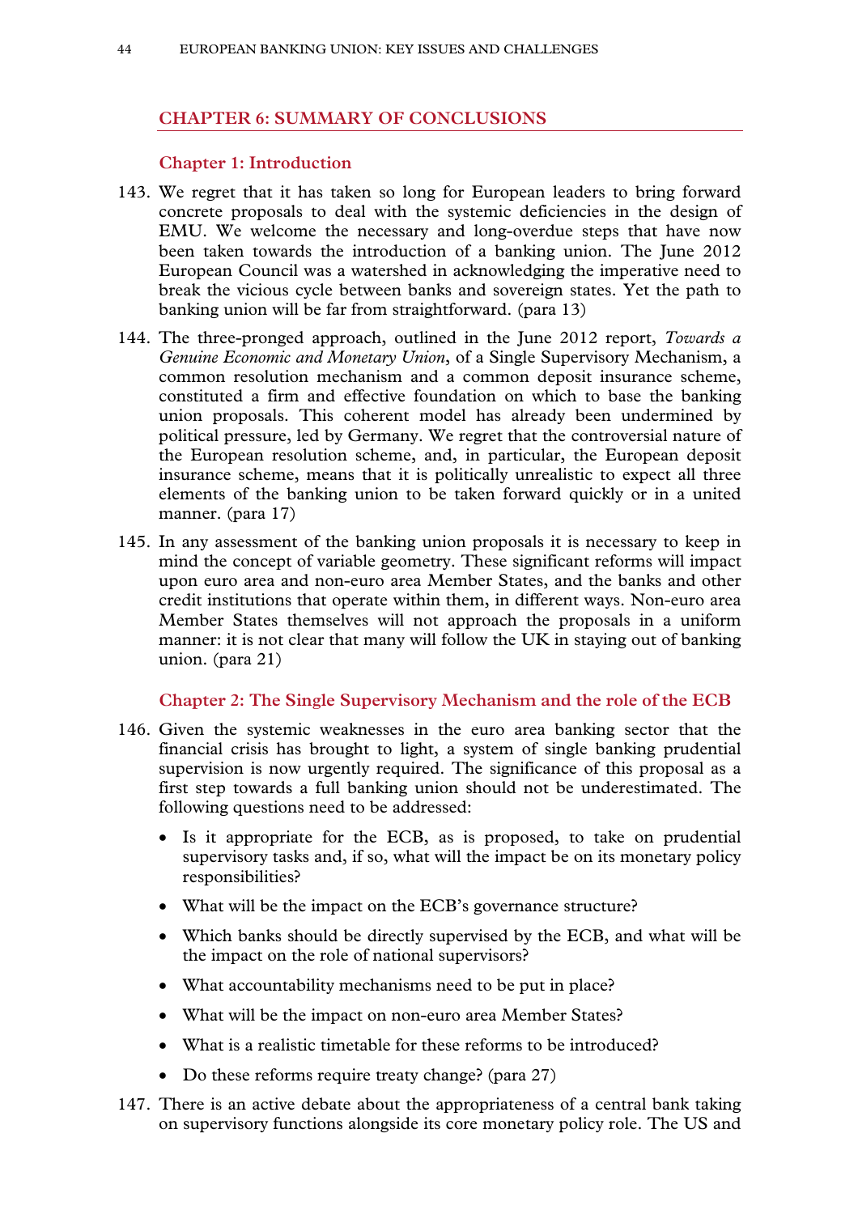## CHAPTER 6: SUMMARY OF CONCLUSIONS

### Chapter 1: Introduction

143. We regret that it has taken so long for European leaders to bring forward concrete proposals to deal with the systemic deficiencies in the design of EMU. We welcome the necessary and long-overdue steps that have now been taken towards the introduction of a banking union. The June 2012 European Council was a watershed in acknowledging the imperative need to break the vicious cycle between banks and sovereign states. Yet the path to banking union will be far from straightforward. (para 13)

144. The three-pronged approach, outlined in the June 2012 report, *Towards a Genuine Economic and Monetary Union*, of a Single Supervisory Mechanism, a common resolution mechanism and a common deposit insurance scheme, constituted a firm and effective foundation on which to base the banking union proposals. This coherent model has already been undermined by political pressure, led by Germany. We regret that the controversial nature of the European resolution scheme, and, in particular, the European deposit insurance scheme, means that it is politically unrealistic to expect all three elements of the banking union to be taken forward quickly or in a united manner. (para 17)

145. In any assessment of the banking union proposals it is necessary to keep in mind the concept of variable geometry. These significant reforms will impact upon euro area and non-euro area Member States, and the banks and other credit institutions that operate within them, in different ways. Non-euro area Member States themselves will not approach the proposals in a uniform manner: it is not clear that many will follow the UK in staying out of banking union. (para 21)

### Chapter 2: The Single Supervisory Mechanism and the role of the ECB

146. Given the systemic weaknesses in the euro area banking sector that the financial crisis has brought to light, a system of single banking prudential supervision is now urgently required. The significance of this proposal as a first step towards a full banking union should not be underestimated. The following questions need to be addressed:

    - Is it appropriate for the ECB, as is proposed, to take on prudential supervisory tasks and, if so, what will the impact be on its monetary policy responsibilities?
    - What will be the impact on the ECB's governance structure?
    - Which banks should be directly supervised by the ECB, and what will be the impact on the role of national supervisors?
    - What accountability mechanisms need to be put in place?
    - What will be the impact on non-euro area Member States?
    - What is a realistic timetable for these reforms to be introduced?
    - Do these reforms require treaty change? (para 27)

147. There is an active debate about the appropriateness of a central bank taking on supervisory functions alongside its core monetary policy role. The US and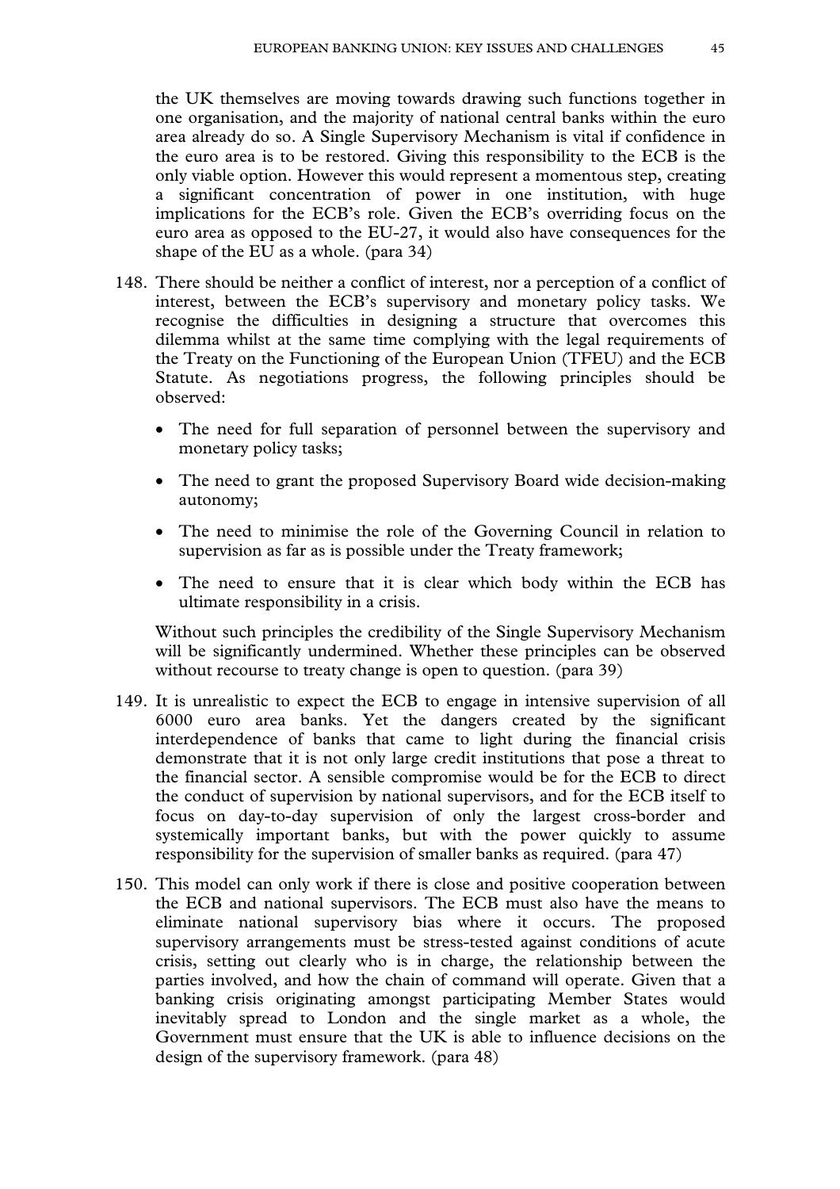the UK themselves are moving towards drawing such functions together in one organisation, and the majority of national central banks within the euro area already do so. A Single Supervisory Mechanism is vital if confidence in the euro area is to be restored. Giving this responsibility to the ECB is the only viable option. However this would represent a momentous step, creating a significant concentration of power in one institution, with huge implications for the ECB's role. Given the ECB's overriding focus on the euro area as opposed to the EU-27, it would also have consequences for the shape of the EU as a whole. (para 34)

148. There should be neither a conflict of interest, nor a perception of a conflict of interest, between the ECB's supervisory and monetary policy tasks. We recognise the difficulties in designing a structure that overcomes this dilemma whilst at the same time complying with the legal requirements of the Treaty on the Functioning of the European Union (TFEU) and the ECB Statute. As negotiations progress, the following principles should be observed:

    - The need for full separation of personnel between the supervisory and monetary policy tasks;
    - The need to grant the proposed Supervisory Board wide decision-making autonomy;
    - The need to minimise the role of the Governing Council in relation to supervision as far as is possible under the Treaty framework;
    - The need to ensure that it is clear which body within the ECB has ultimate responsibility in a crisis.

    Without such principles the credibility of the Single Supervisory Mechanism will be significantly undermined. Whether these principles can be observed without recourse to treaty change is open to question. (para 39)

149. It is unrealistic to expect the ECB to engage in intensive supervision of all 6000 euro area banks. Yet the dangers created by the significant interdependence of banks that came to light during the financial crisis demonstrate that it is not only large credit institutions that pose a threat to the financial sector. A sensible compromise would be for the ECB to direct the conduct of supervision by national supervisors, and for the ECB itself to focus on day-to-day supervision of only the largest cross-border and systemically important banks, but with the power quickly to assume responsibility for the supervision of smaller banks as required. (para 47)

150. This model can only work if there is close and positive cooperation between the ECB and national supervisors. The ECB must also have the means to eliminate national supervisory bias where it occurs. The proposed supervisory arrangements must be stress-tested against conditions of acute crisis, setting out clearly who is in charge, the relationship between the parties involved, and how the chain of command will operate. Given that a banking crisis originating amongst participating Member States would inevitably spread to London and the single market as a whole, the Government must ensure that the UK is able to influence decisions on the design of the supervisory framework. (para 48)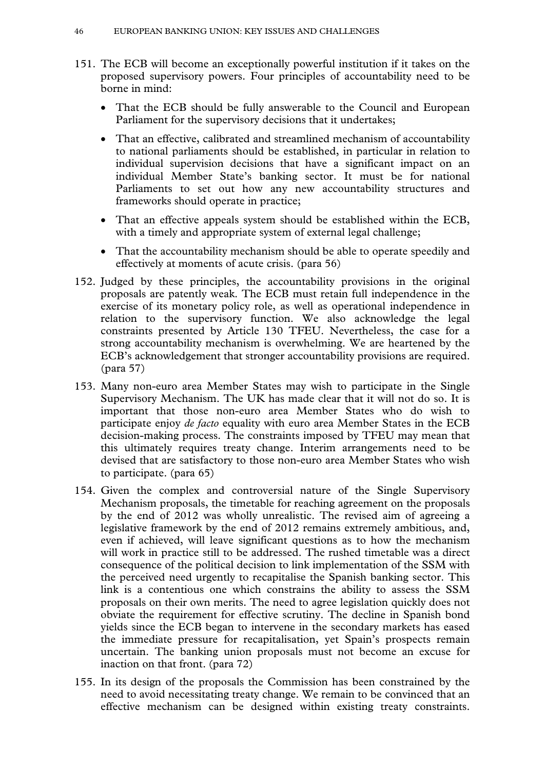151. The ECB will become an exceptionally powerful institution if it takes on the proposed supervisory powers. Four principles of accountability need to be borne in mind:

    - That the ECB should be fully answerable to the Council and European Parliament for the supervisory decisions that it undertakes;
    - That an effective, calibrated and streamlined mechanism of accountability to national parliaments should be established, in particular in relation to individual supervision decisions that have a significant impact on an individual Member State's banking sector. It must be for national Parliaments to set out how any new accountability structures and frameworks should operate in practice;
    - That an effective appeals system should be established within the ECB, with a timely and appropriate system of external legal challenge;
    - That the accountability mechanism should be able to operate speedily and effectively at moments of acute crisis. (para 56)

152. Judged by these principles, the accountability provisions in the original proposals are patently weak. The ECB must retain full independence in the exercise of its monetary policy role, as well as operational independence in relation to the supervisory function. We also acknowledge the legal constraints presented by Article 130 TFEU. Nevertheless, the case for a strong accountability mechanism is overwhelming. We are heartened by the ECB's acknowledgement that stronger accountability provisions are required. (para 57)

153. Many non-euro area Member States may wish to participate in the Single Supervisory Mechanism. The UK has made clear that it will not do so. It is important that those non-euro area Member States who do wish to participate enjoy *de facto* equality with euro area Member States in the ECB decision-making process. The constraints imposed by TFEU may mean that this ultimately requires treaty change. Interim arrangements need to be devised that are satisfactory to those non-euro area Member States who wish to participate. (para 65)

154. Given the complex and controversial nature of the Single Supervisory Mechanism proposals, the timetable for reaching agreement on the proposals by the end of 2012 was wholly unrealistic. The revised aim of agreeing a legislative framework by the end of 2012 remains extremely ambitious, and, even if achieved, will leave significant questions as to how the mechanism will work in practice still to be addressed. The rushed timetable was a direct consequence of the political decision to link implementation of the SSM with the perceived need urgently to recapitalise the Spanish banking sector. This link is a contentious one which constrains the ability to assess the SSM proposals on their own merits. The need to agree legislation quickly does not obviate the requirement for effective scrutiny. The decline in Spanish bond yields since the ECB began to intervene in the secondary markets has eased the immediate pressure for recapitalisation, yet Spain's prospects remain uncertain. The banking union proposals must not become an excuse for inaction on that front. (para 72)

155. In its design of the proposals the Commission has been constrained by the need to avoid necessitating treaty change. We remain to be convinced that an effective mechanism can be designed within existing treaty constraints.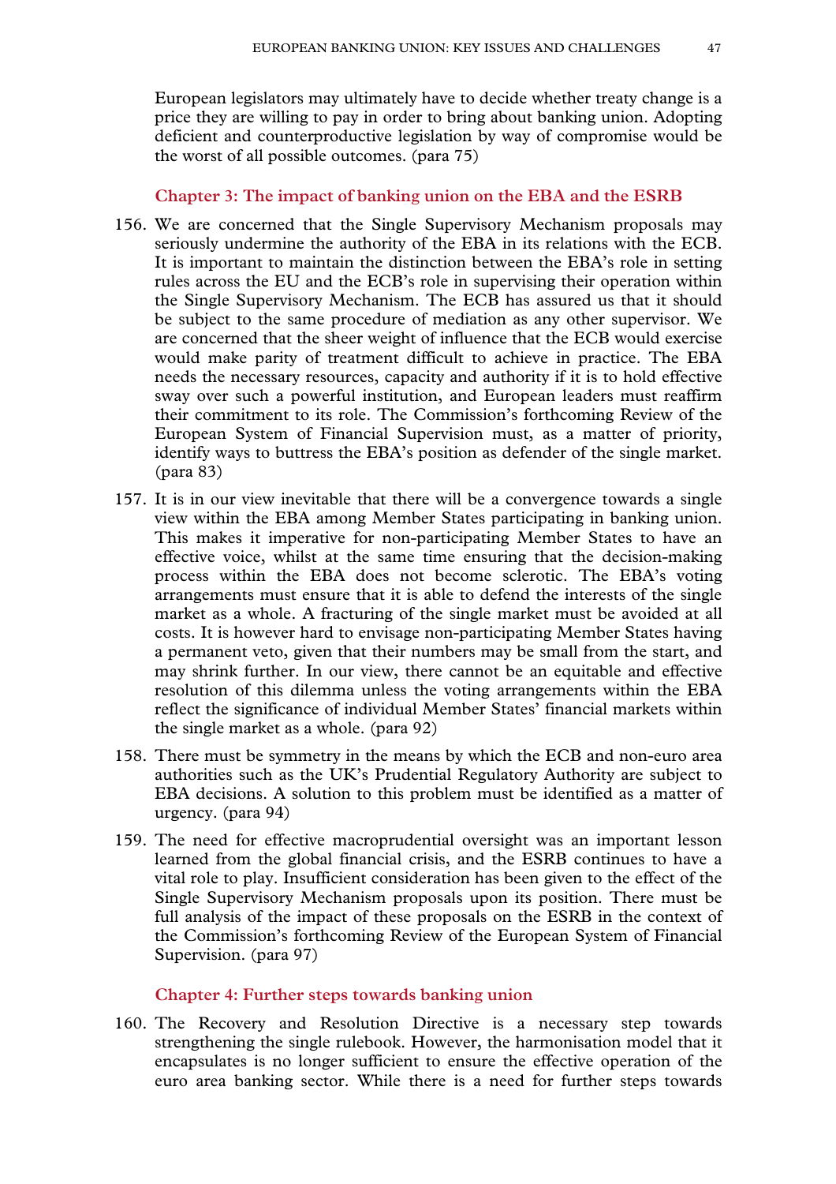European legislators may ultimately have to decide whether treaty change is a price they are willing to pay in order to bring about banking union. Adopting deficient and counterproductive legislation by way of compromise would be the worst of all possible outcomes. (para 75)

### Chapter 3: The impact of banking union on the EBA and the ESRB

156. We are concerned that the Single Supervisory Mechanism proposals may seriously undermine the authority of the EBA in its relations with the ECB. It is important to maintain the distinction between the EBA's role in setting rules across the EU and the ECB's role in supervising their operation within the Single Supervisory Mechanism. The ECB has assured us that it should be subject to the same procedure of mediation as any other supervisor. We are concerned that the sheer weight of influence that the ECB would exercise would make parity of treatment difficult to achieve in practice. The EBA needs the necessary resources, capacity and authority if it is to hold effective sway over such a powerful institution, and European leaders must reaffirm their commitment to its role. The Commission's forthcoming Review of the European System of Financial Supervision must, as a matter of priority, identify ways to buttress the EBA's position as defender of the single market. (para 83)

157. It is in our view inevitable that there will be a convergence towards a single view within the EBA among Member States participating in banking union. This makes it imperative for non-participating Member States to have an effective voice, whilst at the same time ensuring that the decision-making process within the EBA does not become sclerotic. The EBA's voting arrangements must ensure that it is able to defend the interests of the single market as a whole. A fracturing of the single market must be avoided at all costs. It is however hard to envisage non-participating Member States having a permanent veto, given that their numbers may be small from the start, and may shrink further. In our view, there cannot be an equitable and effective resolution of this dilemma unless the voting arrangements within the EBA reflect the significance of individual Member States' financial markets within the single market as a whole. (para 92)

158. There must be symmetry in the means by which the ECB and non-euro area authorities such as the UK's Prudential Regulatory Authority are subject to EBA decisions. A solution to this problem must be identified as a matter of urgency. (para 94)

159. The need for effective macroprudential oversight was an important lesson learned from the global financial crisis, and the ESRB continues to have a vital role to play. Insufficient consideration has been given to the effect of the Single Supervisory Mechanism proposals upon its position. There must be full analysis of the impact of these proposals on the ESRB in the context of the Commission's forthcoming Review of the European System of Financial Supervision. (para 97)

### Chapter 4: Further steps towards banking union

160. The Recovery and Resolution Directive is a necessary step towards strengthening the single rulebook. However, the harmonisation model that it encapsulates is no longer sufficient to ensure the effective operation of the euro area banking sector. While there is a need for further steps towards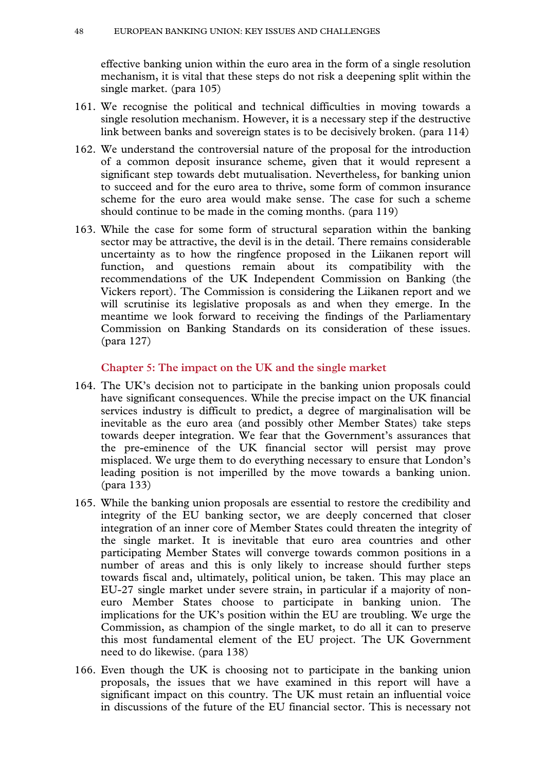effective banking union within the euro area in the form of a single resolution mechanism, it is vital that these steps do not risk a deepening split within the single market. (para 105)

161. We recognise the political and technical difficulties in moving towards a single resolution mechanism. However, it is a necessary step if the destructive link between banks and sovereign states is to be decisively broken. (para 114)

162. We understand the controversial nature of the proposal for the introduction of a common deposit insurance scheme, given that it would represent a significant step towards debt mutualisation. Nevertheless, for banking union to succeed and for the euro area to thrive, some form of common insurance scheme for the euro area would make sense. The case for such a scheme should continue to be made in the coming months. (para 119)

163. While the case for some form of structural separation within the banking sector may be attractive, the devil is in the detail. There remains considerable uncertainty as to how the ringfence proposed in the Liikanen report will function, and questions remain about its compatibility with the recommendations of the UK Independent Commission on Banking (the Vickers report). The Commission is considering the Liikanen report and we will scrutinise its legislative proposals as and when they emerge. In the meantime we look forward to receiving the findings of the Parliamentary Commission on Banking Standards on its consideration of these issues. (para 127)

### Chapter 5: The impact on the UK and the single market

164. The UK's decision not to participate in the banking union proposals could have significant consequences. While the precise impact on the UK financial services industry is difficult to predict, a degree of marginalisation will be inevitable as the euro area (and possibly other Member States) take steps towards deeper integration. We fear that the Government's assurances that the pre-eminence of the UK financial sector will persist may prove misplaced. We urge them to do everything necessary to ensure that London's leading position is not imperilled by the move towards a banking union. (para 133)

165. While the banking union proposals are essential to restore the credibility and integrity of the EU banking sector, we are deeply concerned that closer integration of an inner core of Member States could threaten the integrity of the single market. It is inevitable that euro area countries and other participating Member States will converge towards common positions in a number of areas and this is only likely to increase should further steps towards fiscal and, ultimately, political union, be taken. This may place an EU-27 single market under severe strain, in particular if a majority of non-euro Member States choose to participate in banking union. The implications for the UK's position within the EU are troubling. We urge the Commission, as champion of the single market, to do all it can to preserve this most fundamental element of the EU project. The UK Government need to do likewise. (para 138)

166. Even though the UK is choosing not to participate in the banking union proposals, the issues that we have examined in this report will have a significant impact on this country. The UK must retain an influential voice in discussions of the future of the EU financial sector. This is necessary not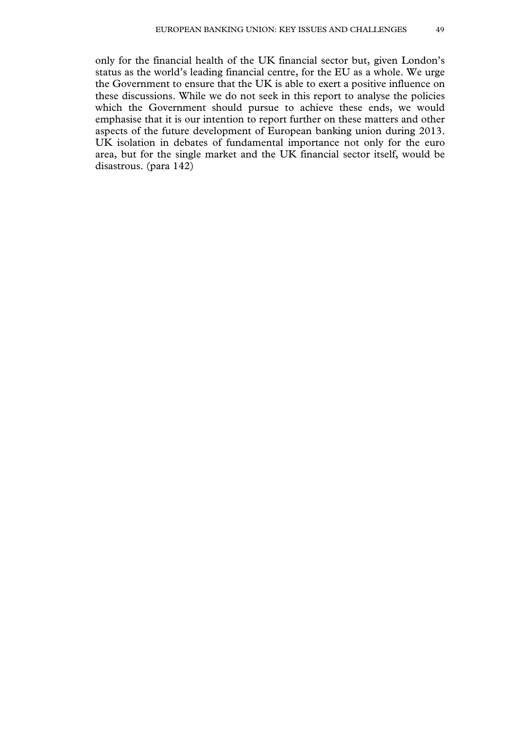only for the financial health of the UK financial sector but, given London's status as the world's leading financial centre, for the EU as a whole. We urge the Government to ensure that the UK is able to exert a positive influence on these discussions. While we do not seek in this report to analyse the policies which the Government should pursue to achieve these ends, we would emphasise that it is our intention to report further on these matters and other aspects of the future development of European banking union during 2013. UK isolation in debates of fundamental importance not only for the euro area, but for the single market and the UK financial sector itself, would be disastrous. (para 142)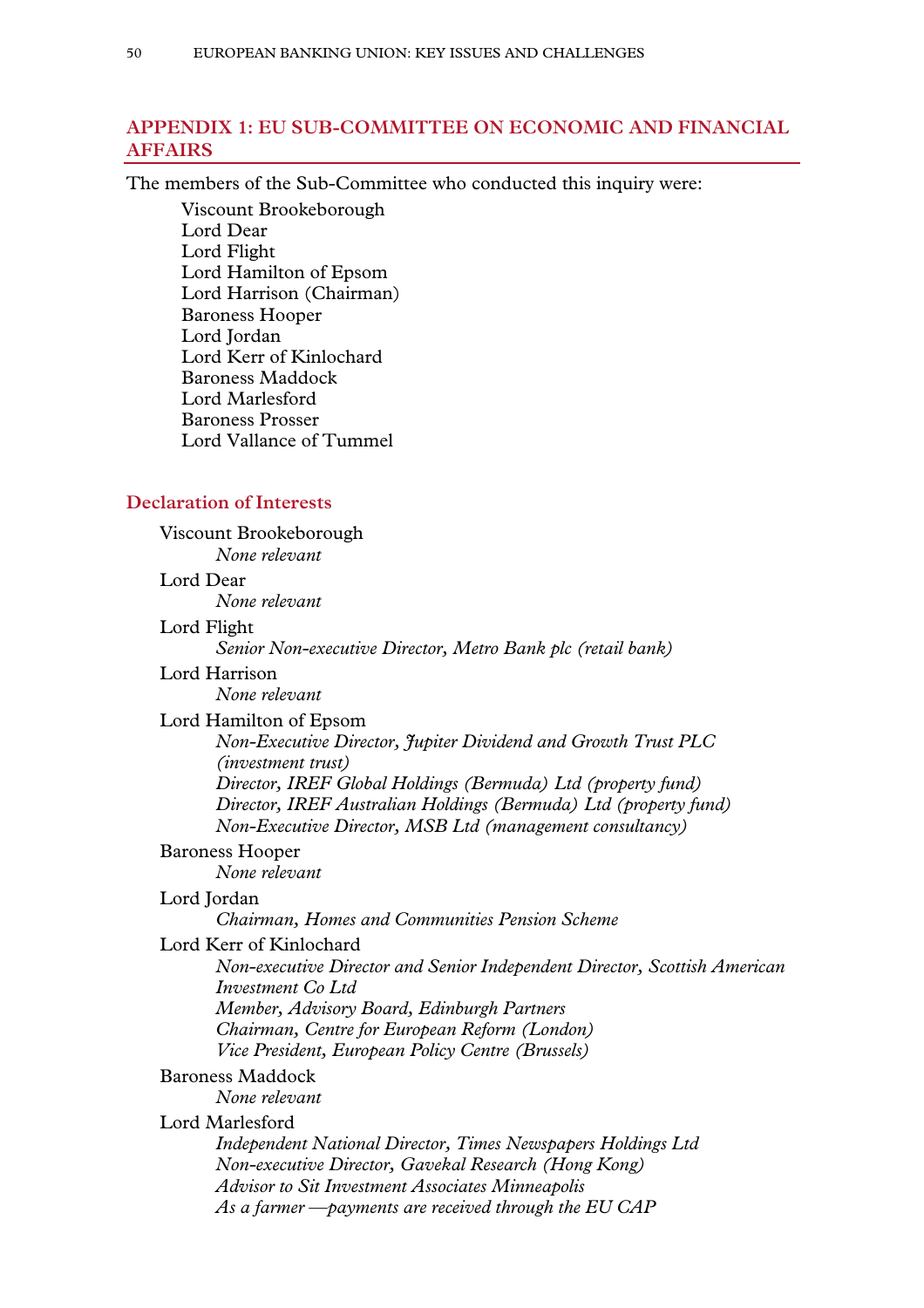## APPENDIX 1: EU SUB-COMMITTEE ON ECONOMIC AND FINANCIAL AFFAIRS

The members of the Sub-Committee who conducted this inquiry were:

Viscount Brookeborough
Lord Dear
Lord Flight
Lord Hamilton of Epsom
Lord Harrison (Chairman)
Baroness Hooper
Lord Jordan
Lord Kerr of Kinlochard
Baroness Maddock
Lord Marlesford
Baroness Prosser
Lord Vallance of Tummel

### Declaration of Interests

Viscount Brookeborough
*None relevant*

Lord Dear
*None relevant*

Lord Flight
*Senior Non-executive Director, Metro Bank plc (retail bank)*

Lord Harrison
*None relevant*

Lord Hamilton of Epsom
*Non-Executive Director, Jupiter Dividend and Growth Trust PLC (investment trust)*
*Director, IREF Global Holdings (Bermuda) Ltd (property fund)*
*Director, IREF Australian Holdings (Bermuda) Ltd (property fund)*
*Non-Executive Director, MSB Ltd (management consultancy)*

Baroness Hooper
*None relevant*

Lord Jordan
*Chairman, Homes and Communities Pension Scheme*

Lord Kerr of Kinlochard
*Non-executive Director and Senior Independent Director, Scottish American Investment Co Ltd*
*Member, Advisory Board, Edinburgh Partners*
*Chairman, Centre for European Reform (London)*
*Vice President, European Policy Centre (Brussels)*

Baroness Maddock
*None relevant*

Lord Marlesford
*Independent National Director, Times Newspapers Holdings Ltd*
*Non-executive Director, Gavekal Research (Hong Kong)*
*Advisor to Sit Investment Associates Minneapolis*
*As a farmer —payments are received through the EU CAP*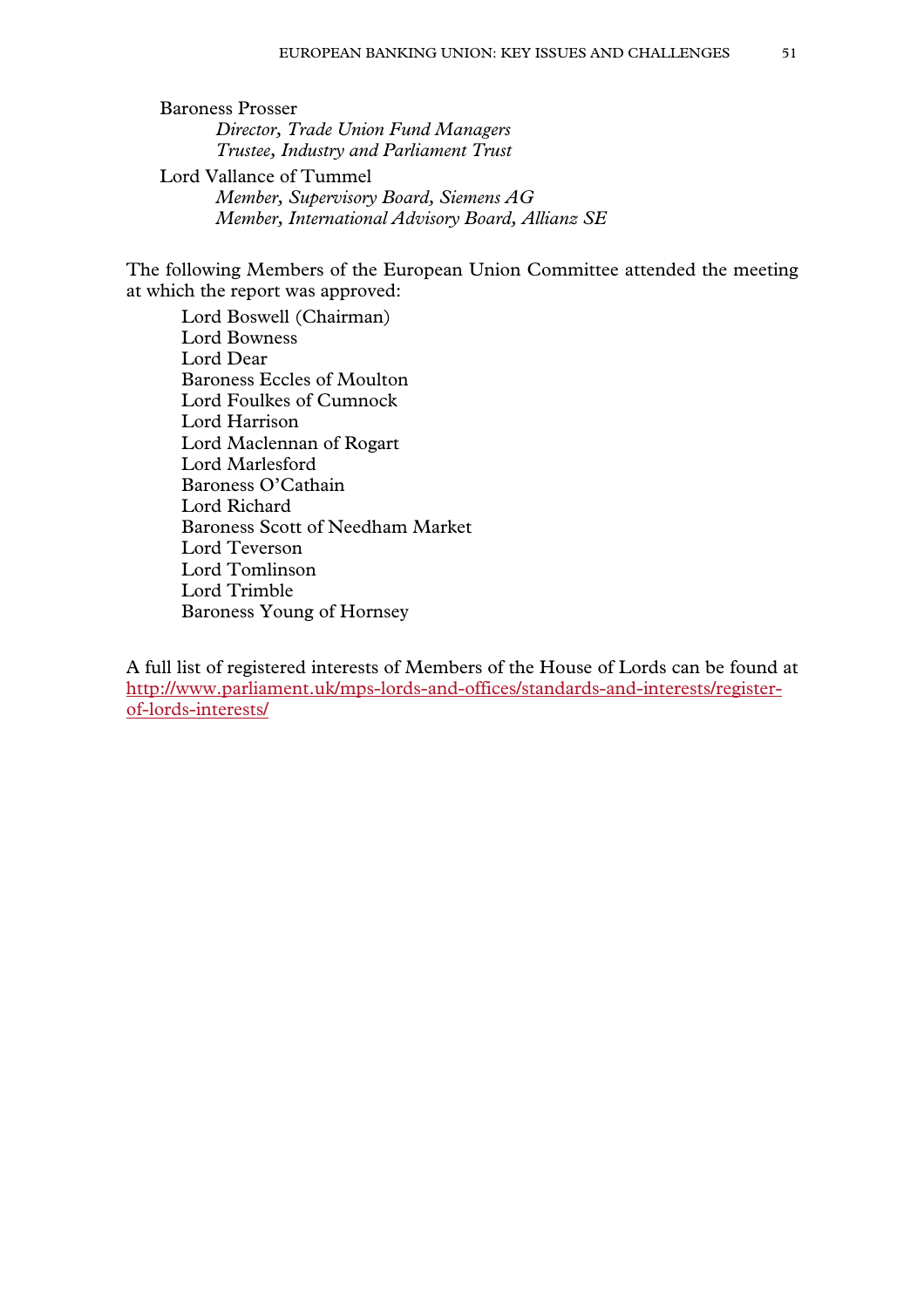Baroness Prosser

*Director, Trade Union Fund Managers*
*Trustee, Industry and Parliament Trust*

Lord Vallance of Tummel

*Member, Supervisory Board, Siemens AG*
*Member, International Advisory Board, Allianz SE*

The following Members of the European Union Committee attended the meeting at which the report was approved:

Lord Boswell (Chairman)
Lord Bowness
Lord Dear
Baroness Eccles of Moulton
Lord Foulkes of Cumnock
Lord Harrison
Lord Maclennan of Rogart
Lord Marlesford
Baroness O'Cathain
Lord Richard
Baroness Scott of Needham Market
Lord Teverson
Lord Tomlinson
Lord Trimble
Baroness Young of Hornsey

A full list of registered interests of Members of the House of Lords can be found at [http://www.parliament.uk/mps-lords-and-offices/standards-and-interests/register-of-lords-interests/](http://www.parliament.uk/mps-lords-and-offices/standards-and-interests/register-of-lords-interests/)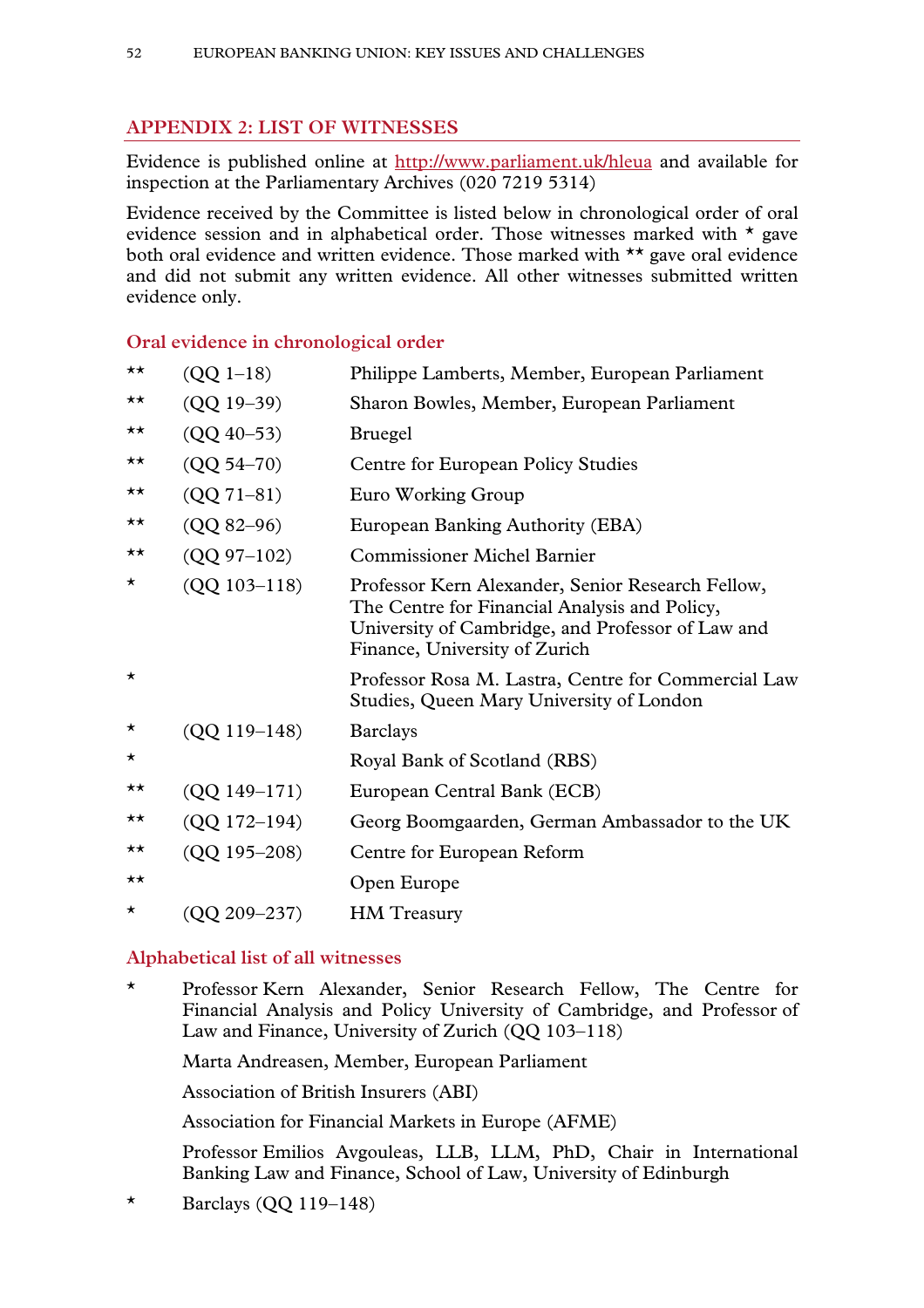## APPENDIX 2: LIST OF WITNESSES

Evidence is published online at http://www.parliament.uk/hleua and available for inspection at the Parliamentary Archives (020 7219 5314)

Evidence received by the Committee is listed below in chronological order of oral evidence session and in alphabetical order. Those witnesses marked with * gave both oral evidence and written evidence. Those marked with ** gave oral evidence and did not submit any written evidence. All other witnesses submitted written evidence only.

### Oral evidence in chronological order

| | | |
|---|---|---|
| ** | (QQ 1–18) | Philippe Lamberts, Member, European Parliament |
| ** | (QQ 19–39) | Sharon Bowles, Member, European Parliament |
| ** | (QQ 40–53) | Bruegel |
| ** | (QQ 54–70) | Centre for European Policy Studies |
| ** | (QQ 71–81) | Euro Working Group |
| ** | (QQ 82–96) | European Banking Authority (EBA) |
| ** | (QQ 97–102) | Commissioner Michel Barnier |
| * | (QQ 103–118) | Professor Kern Alexander, Senior Research Fellow, The Centre for Financial Analysis and Policy, University of Cambridge, and Professor of Law and Finance, University of Zurich |
| * | | Professor Rosa M. Lastra, Centre for Commercial Law Studies, Queen Mary University of London |
| * | (QQ 119–148) | Barclays |
| * | | Royal Bank of Scotland (RBS) |
| ** | (QQ 149–171) | European Central Bank (ECB) |
| ** | (QQ 172–194) | Georg Boomgaarden, German Ambassador to the UK |
| ** | (QQ 195–208) | Centre for European Reform |
| ** | | Open Europe |
| * | (QQ 209–237) | HM Treasury |

### Alphabetical list of all witnesses

| | |
|---|---|
| * | Professor Kern Alexander, Senior Research Fellow, The Centre for Financial Analysis and Policy University of Cambridge, and Professor of Law and Finance, University of Zurich (QQ 103–118) |
| | Marta Andreasen, Member, European Parliament |
| | Association of British Insurers (ABI) |
| | Association for Financial Markets in Europe (AFME) |
| | Professor Emilios Avgouleas, LLB, LLM, PhD, Chair in International Banking Law and Finance, School of Law, University of Edinburgh |
| * | Barclays (QQ 119–148) |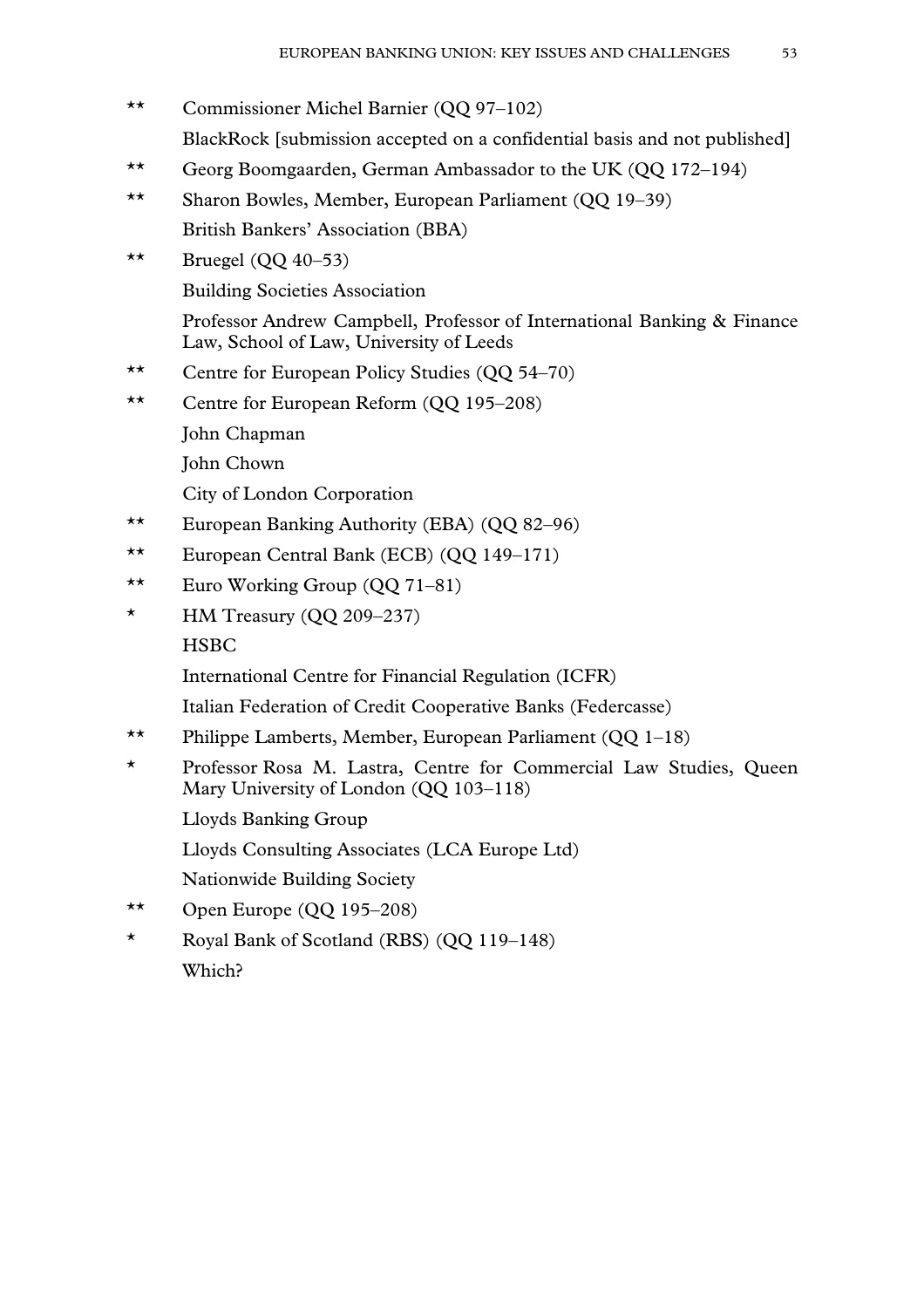** Commissioner Michel Barnier (QQ 97–102)

BlackRock [submission accepted on a confidential basis and not published]

** Georg Boomgaarden, German Ambassador to the UK (QQ 172–194)

** Sharon Bowles, Member, European Parliament (QQ 19–39)

British Bankers' Association (BBA)

** Bruegel (QQ 40–53)

Building Societies Association

Professor Andrew Campbell, Professor of International Banking & Finance Law, School of Law, University of Leeds

** Centre for European Policy Studies (QQ 54–70)

** Centre for European Reform (QQ 195–208)

John Chapman

John Chown

City of London Corporation

** European Banking Authority (EBA) (QQ 82–96)

** European Central Bank (ECB) (QQ 149–171)

** Euro Working Group (QQ 71–81)

* HM Treasury (QQ 209–237)

HSBC

International Centre for Financial Regulation (ICFR)

Italian Federation of Credit Cooperative Banks (Federcasse)

** Philippe Lamberts, Member, European Parliament (QQ 1–18)

* Professor Rosa M. Lastra, Centre for Commercial Law Studies, Queen Mary University of London (QQ 103–118)

Lloyds Banking Group

Lloyds Consulting Associates (LCA Europe Ltd)

Nationwide Building Society

** Open Europe (QQ 195–208)

* Royal Bank of Scotland (RBS) (QQ 119–148)

Which?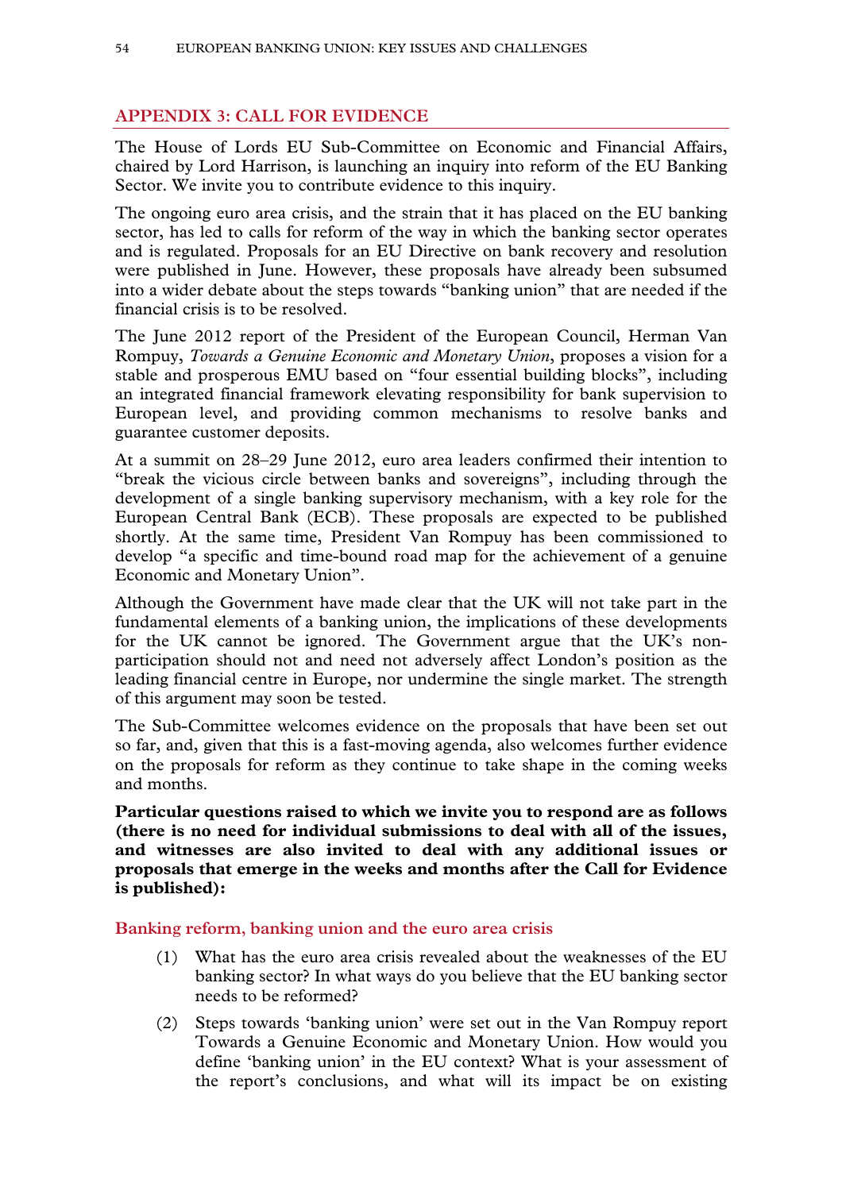## APPENDIX 3: CALL FOR EVIDENCE

The House of Lords EU Sub-Committee on Economic and Financial Affairs, chaired by Lord Harrison, is launching an inquiry into reform of the EU Banking Sector. We invite you to contribute evidence to this inquiry.

The ongoing euro area crisis, and the strain that it has placed on the EU banking sector, has led to calls for reform of the way in which the banking sector operates and is regulated. Proposals for an EU Directive on bank recovery and resolution were published in June. However, these proposals have already been subsumed into a wider debate about the steps towards "banking union" that are needed if the financial crisis is to be resolved.

The June 2012 report of the President of the European Council, Herman Van Rompuy, *Towards a Genuine Economic and Monetary Union*, proposes a vision for a stable and prosperous EMU based on "four essential building blocks", including an integrated financial framework elevating responsibility for bank supervision to European level, and providing common mechanisms to resolve banks and guarantee customer deposits.

At a summit on 28–29 June 2012, euro area leaders confirmed their intention to "break the vicious circle between banks and sovereigns", including through the development of a single banking supervisory mechanism, with a key role for the European Central Bank (ECB). These proposals are expected to be published shortly. At the same time, President Van Rompuy has been commissioned to develop "a specific and time-bound road map for the achievement of a genuine Economic and Monetary Union".

Although the Government have made clear that the UK will not take part in the fundamental elements of a banking union, the implications of these developments for the UK cannot be ignored. The Government argue that the UK's non-participation should not and need not adversely affect London's position as the leading financial centre in Europe, nor undermine the single market. The strength of this argument may soon be tested.

The Sub-Committee welcomes evidence on the proposals that have been set out so far, and, given that this is a fast-moving agenda, also welcomes further evidence on the proposals for reform as they continue to take shape in the coming weeks and months.

**Particular questions raised to which we invite you to respond are as follows (there is no need for individual submissions to deal with all of the issues, and witnesses are also invited to deal with any additional issues or proposals that emerge in the weeks and months after the Call for Evidence is published):**

### Banking reform, banking union and the euro area crisis

(1) What has the euro area crisis revealed about the weaknesses of the EU banking sector? In what ways do you believe that the EU banking sector needs to be reformed?

(2) Steps towards 'banking union' were set out in the Van Rompuy report Towards a Genuine Economic and Monetary Union. How would you define 'banking union' in the EU context? What is your assessment of the report's conclusions, and what will its impact be on existing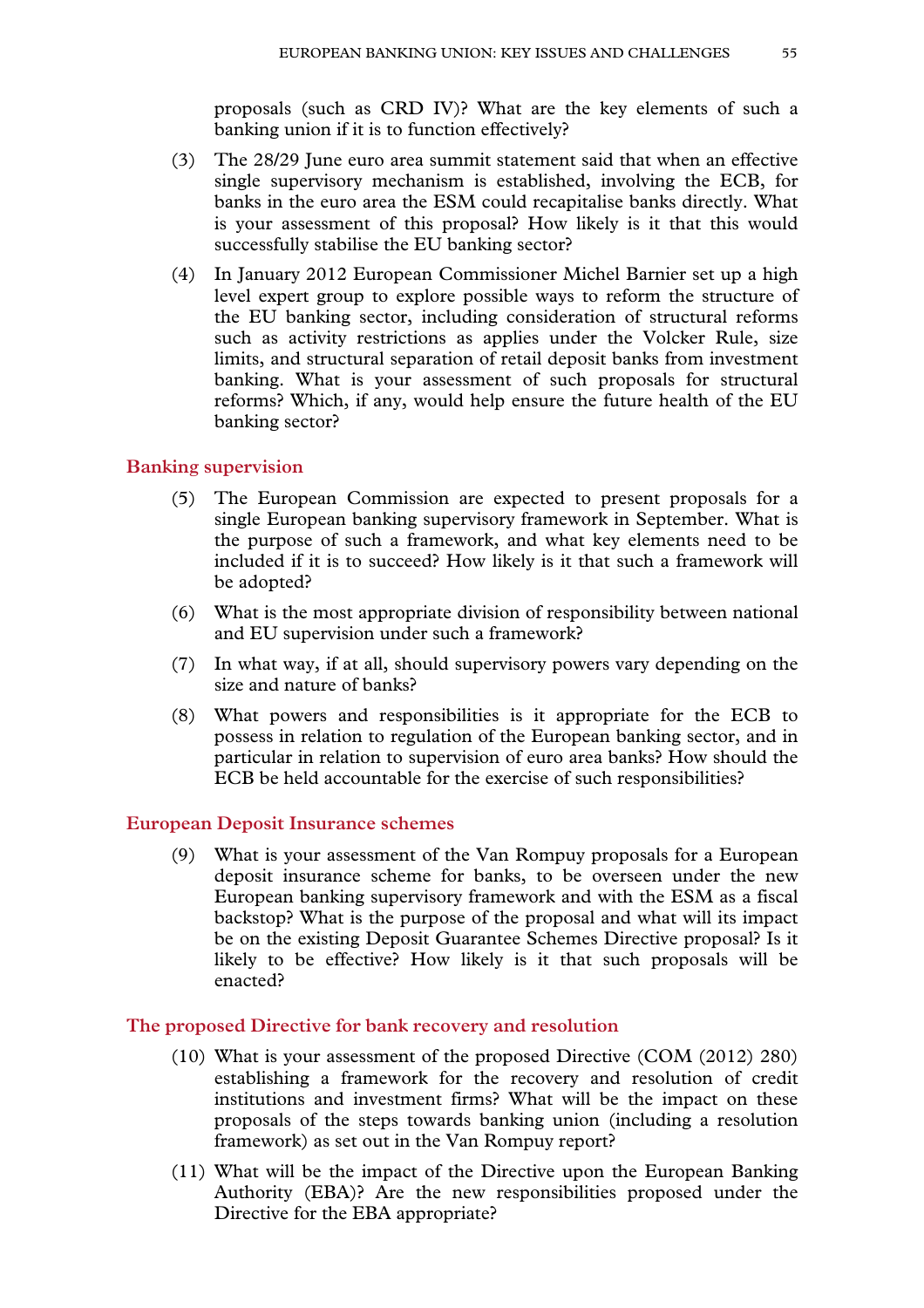proposals (such as CRD IV)? What are the key elements of such a banking union if it is to function effectively?

(3) The 28/29 June euro area summit statement said that when an effective single supervisory mechanism is established, involving the ECB, for banks in the euro area the ESM could recapitalise banks directly. What is your assessment of this proposal? How likely is it that this would successfully stabilise the EU banking sector?

(4) In January 2012 European Commissioner Michel Barnier set up a high level expert group to explore possible ways to reform the structure of the EU banking sector, including consideration of structural reforms such as activity restrictions as applies under the Volcker Rule, size limits, and structural separation of retail deposit banks from investment banking. What is your assessment of such proposals for structural reforms? Which, if any, would help ensure the future health of the EU banking sector?

### Banking supervision

(5) The European Commission are expected to present proposals for a single European banking supervisory framework in September. What is the purpose of such a framework, and what key elements need to be included if it is to succeed? How likely is it that such a framework will be adopted?

(6) What is the most appropriate division of responsibility between national and EU supervision under such a framework?

(7) In what way, if at all, should supervisory powers vary depending on the size and nature of banks?

(8) What powers and responsibilities is it appropriate for the ECB to possess in relation to regulation of the European banking sector, and in particular in relation to supervision of euro area banks? How should the ECB be held accountable for the exercise of such responsibilities?

### European Deposit Insurance schemes

(9) What is your assessment of the Van Rompuy proposals for a European deposit insurance scheme for banks, to be overseen under the new European banking supervisory framework and with the ESM as a fiscal backstop? What is the purpose of the proposal and what will its impact be on the existing Deposit Guarantee Schemes Directive proposal? Is it likely to be effective? How likely is it that such proposals will be enacted?

### The proposed Directive for bank recovery and resolution

(10) What is your assessment of the proposed Directive (COM (2012) 280) establishing a framework for the recovery and resolution of credit institutions and investment firms? What will be the impact on these proposals of the steps towards banking union (including a resolution framework) as set out in the Van Rompuy report?

(11) What will be the impact of the Directive upon the European Banking Authority (EBA)? Are the new responsibilities proposed under the Directive for the EBA appropriate?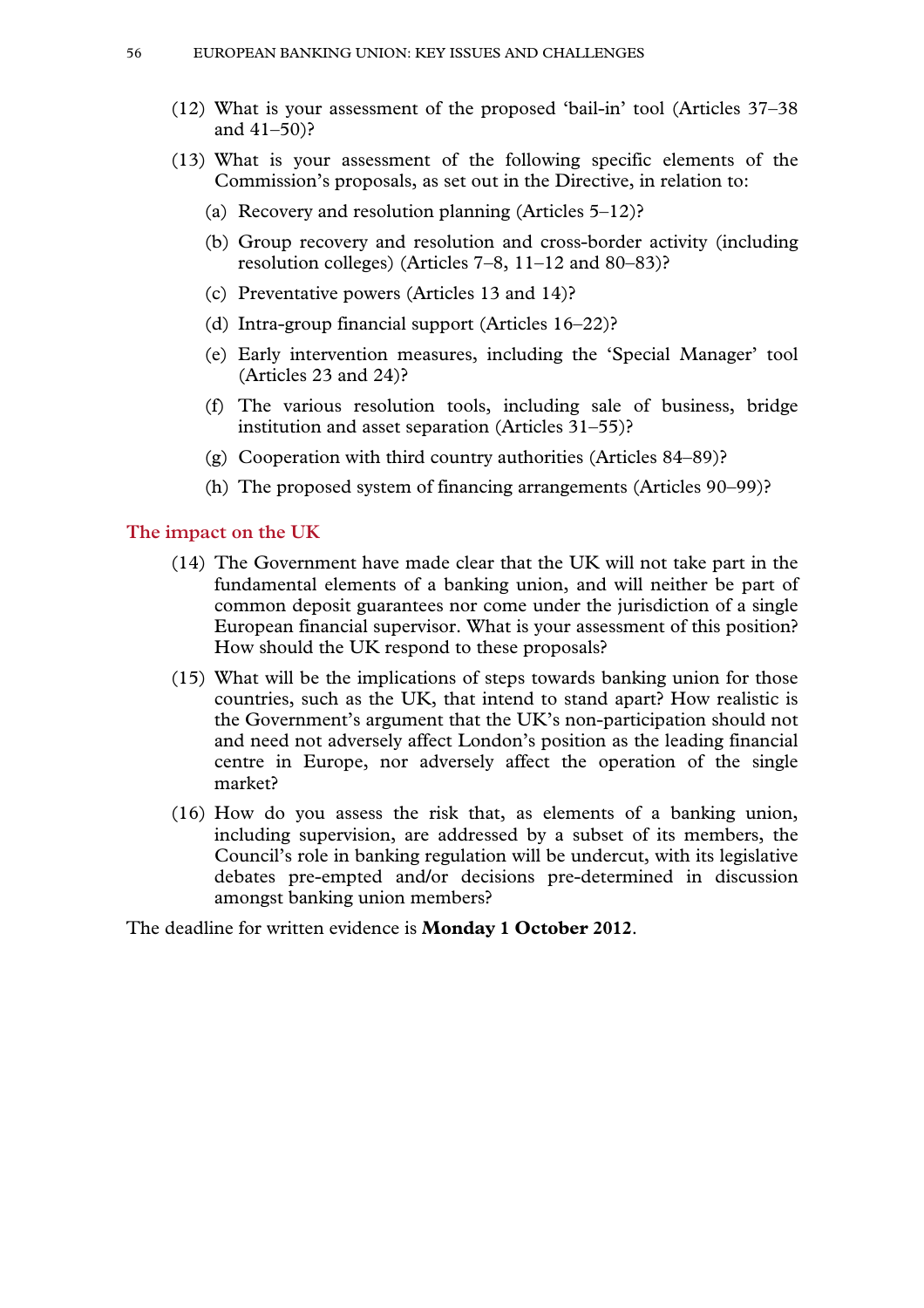(12) What is your assessment of the proposed 'bail-in' tool (Articles 37–38 and 41–50)?

(13) What is your assessment of the following specific elements of the Commission's proposals, as set out in the Directive, in relation to:

  (a) Recovery and resolution planning (Articles 5–12)?

  (b) Group recovery and resolution and cross-border activity (including resolution colleges) (Articles 7–8, 11–12 and 80–83)?

  (c) Preventative powers (Articles 13 and 14)?

  (d) Intra-group financial support (Articles 16–22)?

  (e) Early intervention measures, including the 'Special Manager' tool (Articles 23 and 24)?

  (f) The various resolution tools, including sale of business, bridge institution and asset separation (Articles 31–55)?

  (g) Cooperation with third country authorities (Articles 84–89)?

  (h) The proposed system of financing arrangements (Articles 90–99)?

## The impact on the UK

(14) The Government have made clear that the UK will not take part in the fundamental elements of a banking union, and will neither be part of common deposit guarantees nor come under the jurisdiction of a single European financial supervisor. What is your assessment of this position? How should the UK respond to these proposals?

(15) What will be the implications of steps towards banking union for those countries, such as the UK, that intend to stand apart? How realistic is the Government's argument that the UK's non-participation should not and need not adversely affect London's position as the leading financial centre in Europe, nor adversely affect the operation of the single market?

(16) How do you assess the risk that, as elements of a banking union, including supervision, are addressed by a subset of its members, the Council's role in banking regulation will be undercut, with its legislative debates pre-empted and/or decisions pre-determined in discussion amongst banking union members?

The deadline for written evidence is **Monday 1 October 2012**.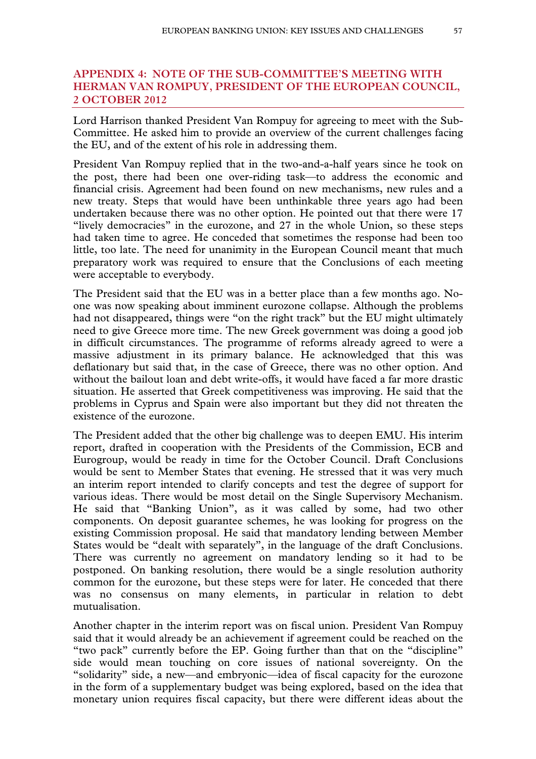## APPENDIX 4: NOTE OF THE SUB-COMMITTEE'S MEETING WITH HERMAN VAN ROMPUY, PRESIDENT OF THE EUROPEAN COUNCIL, 2 OCTOBER 2012

Lord Harrison thanked President Van Rompuy for agreeing to meet with the Sub-Committee. He asked him to provide an overview of the current challenges facing the EU, and of the extent of his role in addressing them.

President Van Rompuy replied that in the two-and-a-half years since he took on the post, there had been one over-riding task—to address the economic and financial crisis. Agreement had been found on new mechanisms, new rules and a new treaty. Steps that would have been unthinkable three years ago had been undertaken because there was no other option. He pointed out that there were 17 "lively democracies" in the eurozone, and 27 in the whole Union, so these steps had taken time to agree. He conceded that sometimes the response had been too little, too late. The need for unanimity in the European Council meant that much preparatory work was required to ensure that the Conclusions of each meeting were acceptable to everybody.

The President said that the EU was in a better place than a few months ago. No-one was now speaking about imminent eurozone collapse. Although the problems had not disappeared, things were "on the right track" but the EU might ultimately need to give Greece more time. The new Greek government was doing a good job in difficult circumstances. The programme of reforms already agreed to were a massive adjustment in its primary balance. He acknowledged that this was deflationary but said that, in the case of Greece, there was no other option. And without the bailout loan and debt write-offs, it would have faced a far more drastic situation. He asserted that Greek competitiveness was improving. He said that the problems in Cyprus and Spain were also important but they did not threaten the existence of the eurozone.

The President added that the other big challenge was to deepen EMU. His interim report, drafted in cooperation with the Presidents of the Commission, ECB and Eurogroup, would be ready in time for the October Council. Draft Conclusions would be sent to Member States that evening. He stressed that it was very much an interim report intended to clarify concepts and test the degree of support for various ideas. There would be most detail on the Single Supervisory Mechanism. He said that "Banking Union", as it was called by some, had two other components. On deposit guarantee schemes, he was looking for progress on the existing Commission proposal. He said that mandatory lending between Member States would be "dealt with separately", in the language of the draft Conclusions. There was currently no agreement on mandatory lending so it had to be postponed. On banking resolution, there would be a single resolution authority common for the eurozone, but these steps were for later. He conceded that there was no consensus on many elements, in particular in relation to debt mutualisation.

Another chapter in the interim report was on fiscal union. President Van Rompuy said that it would already be an achievement if agreement could be reached on the "two pack" currently before the EP. Going further than that on the "discipline" side would mean touching on core issues of national sovereignty. On the "solidarity" side, a new—and embryonic—idea of fiscal capacity for the eurozone in the form of a supplementary budget was being explored, based on the idea that monetary union requires fiscal capacity, but there were different ideas about the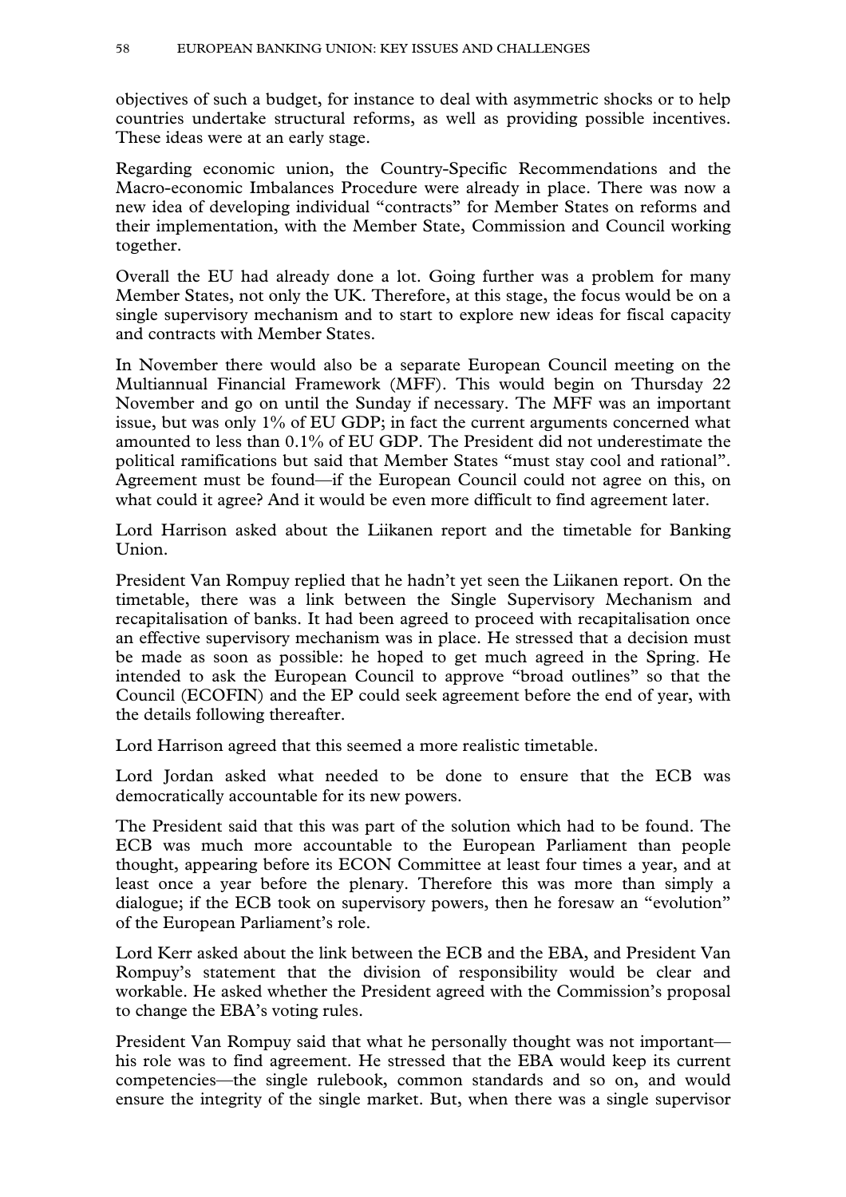objectives of such a budget, for instance to deal with asymmetric shocks or to help countries undertake structural reforms, as well as providing possible incentives. These ideas were at an early stage.

Regarding economic union, the Country-Specific Recommendations and the Macro-economic Imbalances Procedure were already in place. There was now a new idea of developing individual "contracts" for Member States on reforms and their implementation, with the Member State, Commission and Council working together.

Overall the EU had already done a lot. Going further was a problem for many Member States, not only the UK. Therefore, at this stage, the focus would be on a single supervisory mechanism and to start to explore new ideas for fiscal capacity and contracts with Member States.

In November there would also be a separate European Council meeting on the Multiannual Financial Framework (MFF). This would begin on Thursday 22 November and go on until the Sunday if necessary. The MFF was an important issue, but was only 1% of EU GDP; in fact the current arguments concerned what amounted to less than 0.1% of EU GDP. The President did not underestimate the political ramifications but said that Member States "must stay cool and rational". Agreement must be found—if the European Council could not agree on this, on what could it agree? And it would be even more difficult to find agreement later.

Lord Harrison asked about the Liikanen report and the timetable for Banking Union.

President Van Rompuy replied that he hadn't yet seen the Liikanen report. On the timetable, there was a link between the Single Supervisory Mechanism and recapitalisation of banks. It had been agreed to proceed with recapitalisation once an effective supervisory mechanism was in place. He stressed that a decision must be made as soon as possible: he hoped to get much agreed in the Spring. He intended to ask the European Council to approve "broad outlines" so that the Council (ECOFIN) and the EP could seek agreement before the end of year, with the details following thereafter.

Lord Harrison agreed that this seemed a more realistic timetable.

Lord Jordan asked what needed to be done to ensure that the ECB was democratically accountable for its new powers.

The President said that this was part of the solution which had to be found. The ECB was much more accountable to the European Parliament than people thought, appearing before its ECON Committee at least four times a year, and at least once a year before the plenary. Therefore this was more than simply a dialogue; if the ECB took on supervisory powers, then he foresaw an "evolution" of the European Parliament's role.

Lord Kerr asked about the link between the ECB and the EBA, and President Van Rompuy's statement that the division of responsibility would be clear and workable. He asked whether the President agreed with the Commission's proposal to change the EBA's voting rules.

President Van Rompuy said that what he personally thought was not important—his role was to find agreement. He stressed that the EBA would keep its current competencies—the single rulebook, common standards and so on, and would ensure the integrity of the single market. But, when there was a single supervisor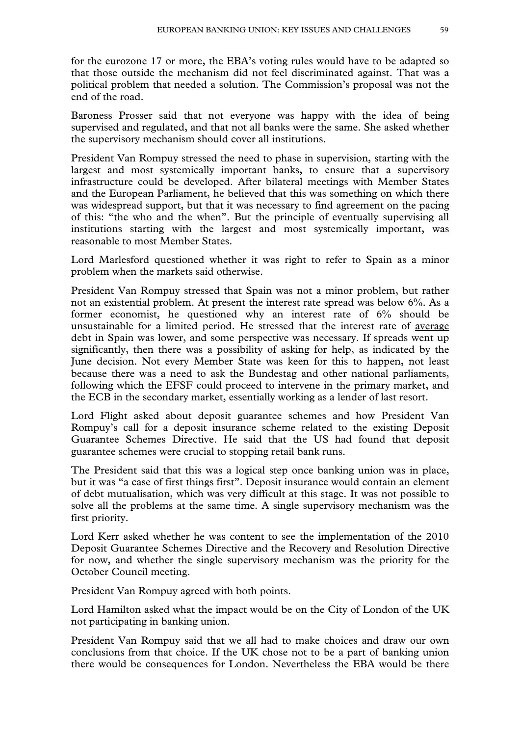for the eurozone 17 or more, the EBA's voting rules would have to be adapted so that those outside the mechanism did not feel discriminated against. That was a political problem that needed a solution. The Commission's proposal was not the end of the road.

Baroness Prosser said that not everyone was happy with the idea of being supervised and regulated, and that not all banks were the same. She asked whether the supervisory mechanism should cover all institutions.

President Van Rompuy stressed the need to phase in supervision, starting with the largest and most systemically important banks, to ensure that a supervisory infrastructure could be developed. After bilateral meetings with Member States and the European Parliament, he believed that this was something on which there was widespread support, but that it was necessary to find agreement on the pacing of this: "the who and the when". But the principle of eventually supervising all institutions starting with the largest and most systemically important, was reasonable to most Member States.

Lord Marlesford questioned whether it was right to refer to Spain as a minor problem when the markets said otherwise.

President Van Rompuy stressed that Spain was not a minor problem, but rather not an existential problem. At present the interest rate spread was below 6%. As a former economist, he questioned why an interest rate of 6% should be unsustainable for a limited period. He stressed that the interest rate of <u>average</u> debt in Spain was lower, and some perspective was necessary. If spreads went up significantly, then there was a possibility of asking for help, as indicated by the June decision. Not every Member State was keen for this to happen, not least because there was a need to ask the Bundestag and other national parliaments, following which the EFSF could proceed to intervene in the primary market, and the ECB in the secondary market, essentially working as a lender of last resort.

Lord Flight asked about deposit guarantee schemes and how President Van Rompuy's call for a deposit insurance scheme related to the existing Deposit Guarantee Schemes Directive. He said that the US had found that deposit guarantee schemes were crucial to stopping retail bank runs.

The President said that this was a logical step once banking union was in place, but it was "a case of first things first". Deposit insurance would contain an element of debt mutualisation, which was very difficult at this stage. It was not possible to solve all the problems at the same time. A single supervisory mechanism was the first priority.

Lord Kerr asked whether he was content to see the implementation of the 2010 Deposit Guarantee Schemes Directive and the Recovery and Resolution Directive for now, and whether the single supervisory mechanism was the priority for the October Council meeting.

President Van Rompuy agreed with both points.

Lord Hamilton asked what the impact would be on the City of London of the UK not participating in banking union.

President Van Rompuy said that we all had to make choices and draw our own conclusions from that choice. If the UK chose not to be a part of banking union there would be consequences for London. Nevertheless the EBA would be there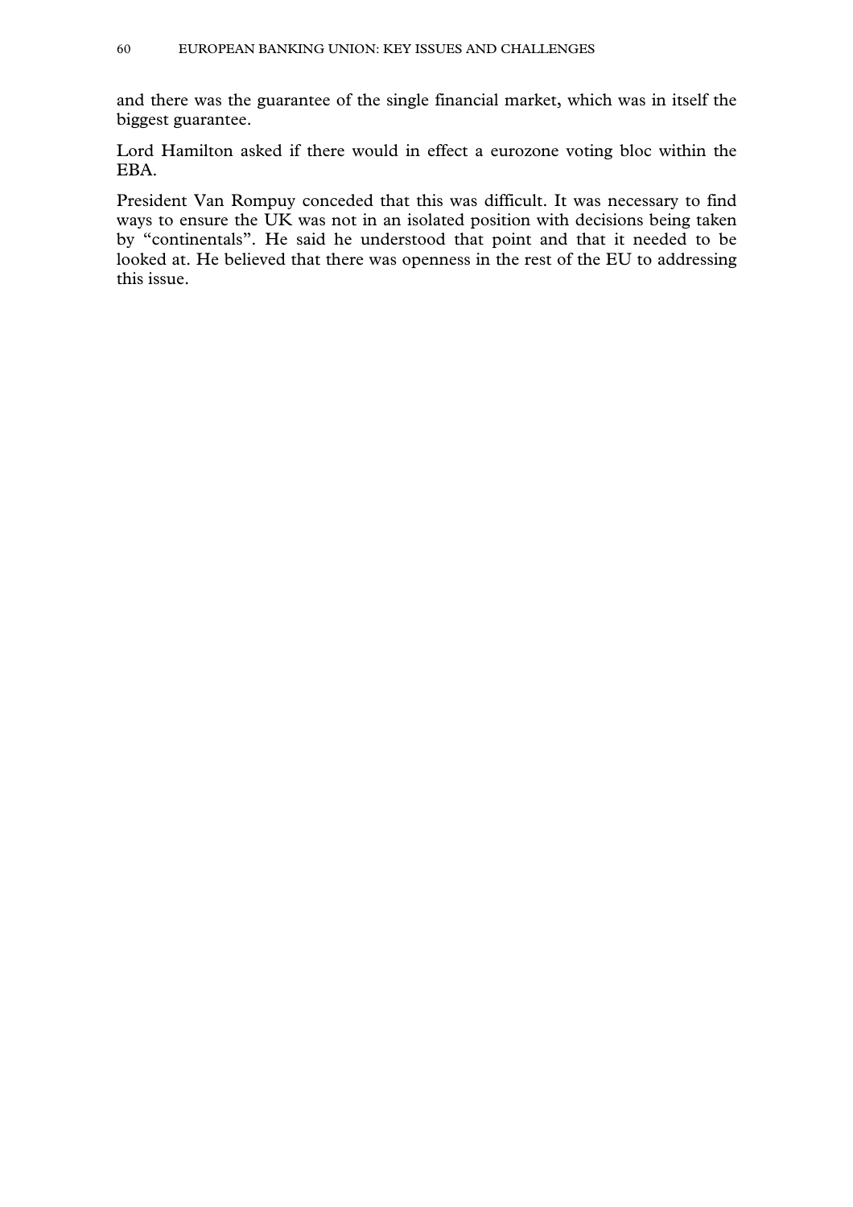and there was the guarantee of the single financial market, which was in itself the biggest guarantee.

Lord Hamilton asked if there would in effect a eurozone voting bloc within the EBA.

President Van Rompuy conceded that this was difficult. It was necessary to find ways to ensure the UK was not in an isolated position with decisions being taken by "continentals". He said he understood that point and that it needed to be looked at. He believed that there was openness in the rest of the EU to addressing this issue.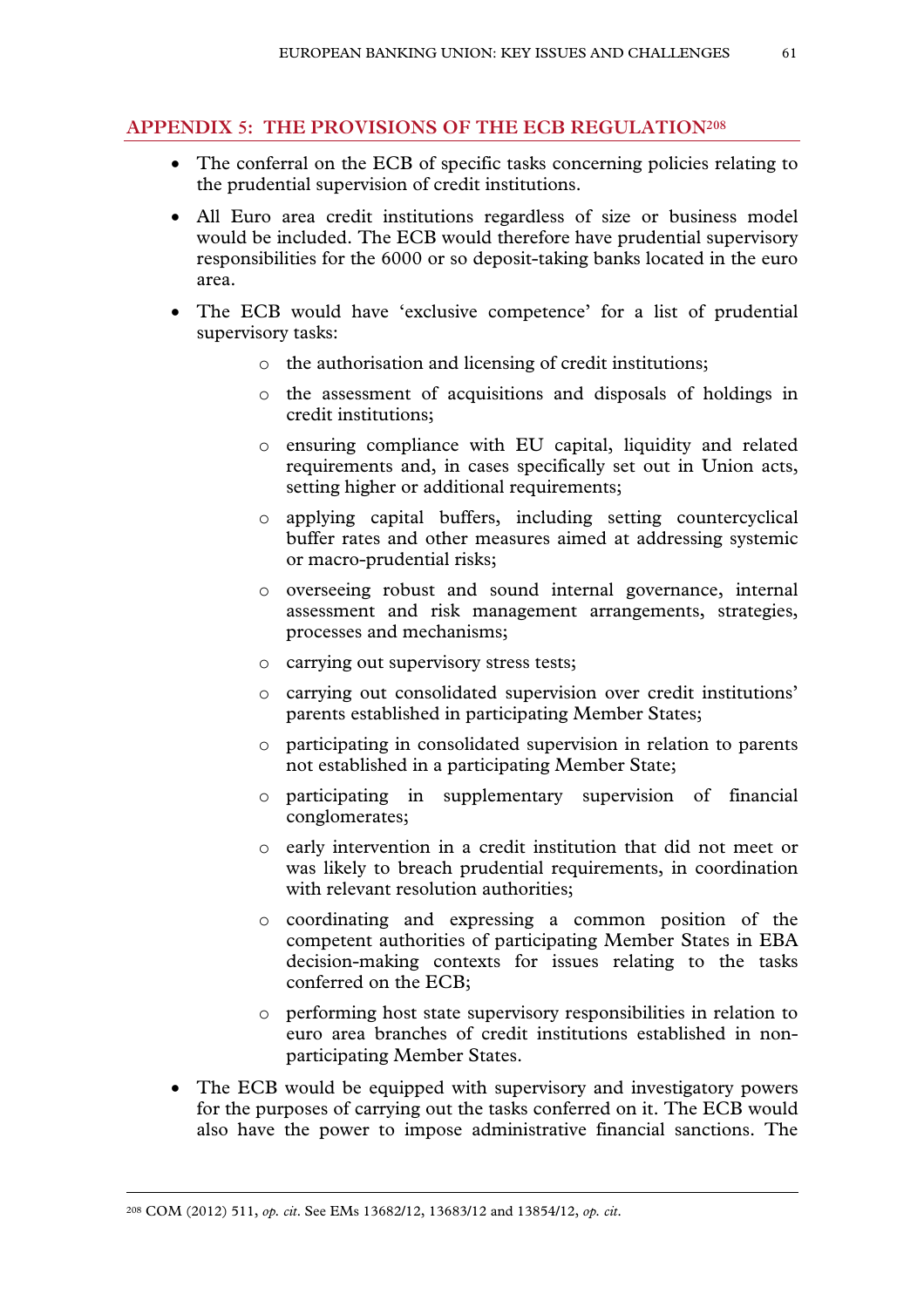## APPENDIX 5: THE PROVISIONS OF THE ECB REGULATION[208]

- The conferral on the ECB of specific tasks concerning policies relating to the prudential supervision of credit institutions.
- All Euro area credit institutions regardless of size or business model would be included. The ECB would therefore have prudential supervisory responsibilities for the 6000 or so deposit-taking banks located in the euro area.
- The ECB would have 'exclusive competence' for a list of prudential supervisory tasks:
    - the authorisation and licensing of credit institutions;
    - the assessment of acquisitions and disposals of holdings in credit institutions;
    - ensuring compliance with EU capital, liquidity and related requirements and, in cases specifically set out in Union acts, setting higher or additional requirements;
    - applying capital buffers, including setting countercyclical buffer rates and other measures aimed at addressing systemic or macro-prudential risks;
    - overseeing robust and sound internal governance, internal assessment and risk management arrangements, strategies, processes and mechanisms;
    - carrying out supervisory stress tests;
    - carrying out consolidated supervision over credit institutions' parents established in participating Member States;
    - participating in consolidated supervision in relation to parents not established in a participating Member State;
    - participating in supplementary supervision of financial conglomerates;
    - early intervention in a credit institution that did not meet or was likely to breach prudential requirements, in coordination with relevant resolution authorities;
    - coordinating and expressing a common position of the competent authorities of participating Member States in EBA decision-making contexts for issues relating to the tasks conferred on the ECB;
    - performing host state supervisory responsibilities in relation to euro area branches of credit institutions established in non-participating Member States.
- The ECB would be equipped with supervisory and investigatory powers for the purposes of carrying out the tasks conferred on it. The ECB would also have the power to impose administrative financial sanctions. The

---

[208] COM (2012) 511, *op. cit*. See EMs 13682/12, 13683/12 and 13854/12, *op. cit*.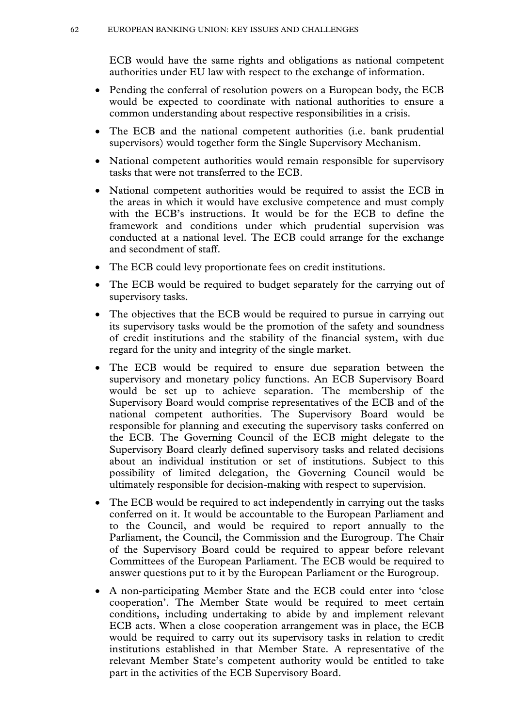ECB would have the same rights and obligations as national competent authorities under EU law with respect to the exchange of information.

- Pending the conferral of resolution powers on a European body, the ECB would be expected to coordinate with national authorities to ensure a common understanding about respective responsibilities in a crisis.
- The ECB and the national competent authorities (i.e. bank prudential supervisors) would together form the Single Supervisory Mechanism.
- National competent authorities would remain responsible for supervisory tasks that were not transferred to the ECB.
- National competent authorities would be required to assist the ECB in the areas in which it would have exclusive competence and must comply with the ECB's instructions. It would be for the ECB to define the framework and conditions under which prudential supervision was conducted at a national level. The ECB could arrange for the exchange and secondment of staff.
- The ECB could levy proportionate fees on credit institutions.
- The ECB would be required to budget separately for the carrying out of supervisory tasks.
- The objectives that the ECB would be required to pursue in carrying out its supervisory tasks would be the promotion of the safety and soundness of credit institutions and the stability of the financial system, with due regard for the unity and integrity of the single market.
- The ECB would be required to ensure due separation between the supervisory and monetary policy functions. An ECB Supervisory Board would be set up to achieve separation. The membership of the Supervisory Board would comprise representatives of the ECB and of the national competent authorities. The Supervisory Board would be responsible for planning and executing the supervisory tasks conferred on the ECB. The Governing Council of the ECB might delegate to the Supervisory Board clearly defined supervisory tasks and related decisions about an individual institution or set of institutions. Subject to this possibility of limited delegation, the Governing Council would be ultimately responsible for decision-making with respect to supervision.
- The ECB would be required to act independently in carrying out the tasks conferred on it. It would be accountable to the European Parliament and to the Council, and would be required to report annually to the Parliament, the Council, the Commission and the Eurogroup. The Chair of the Supervisory Board could be required to appear before relevant Committees of the European Parliament. The ECB would be required to answer questions put to it by the European Parliament or the Eurogroup.
- A non-participating Member State and the ECB could enter into 'close cooperation'. The Member State would be required to meet certain conditions, including undertaking to abide by and implement relevant ECB acts. When a close cooperation arrangement was in place, the ECB would be required to carry out its supervisory tasks in relation to credit institutions established in that Member State. A representative of the relevant Member State's competent authority would be entitled to take part in the activities of the ECB Supervisory Board.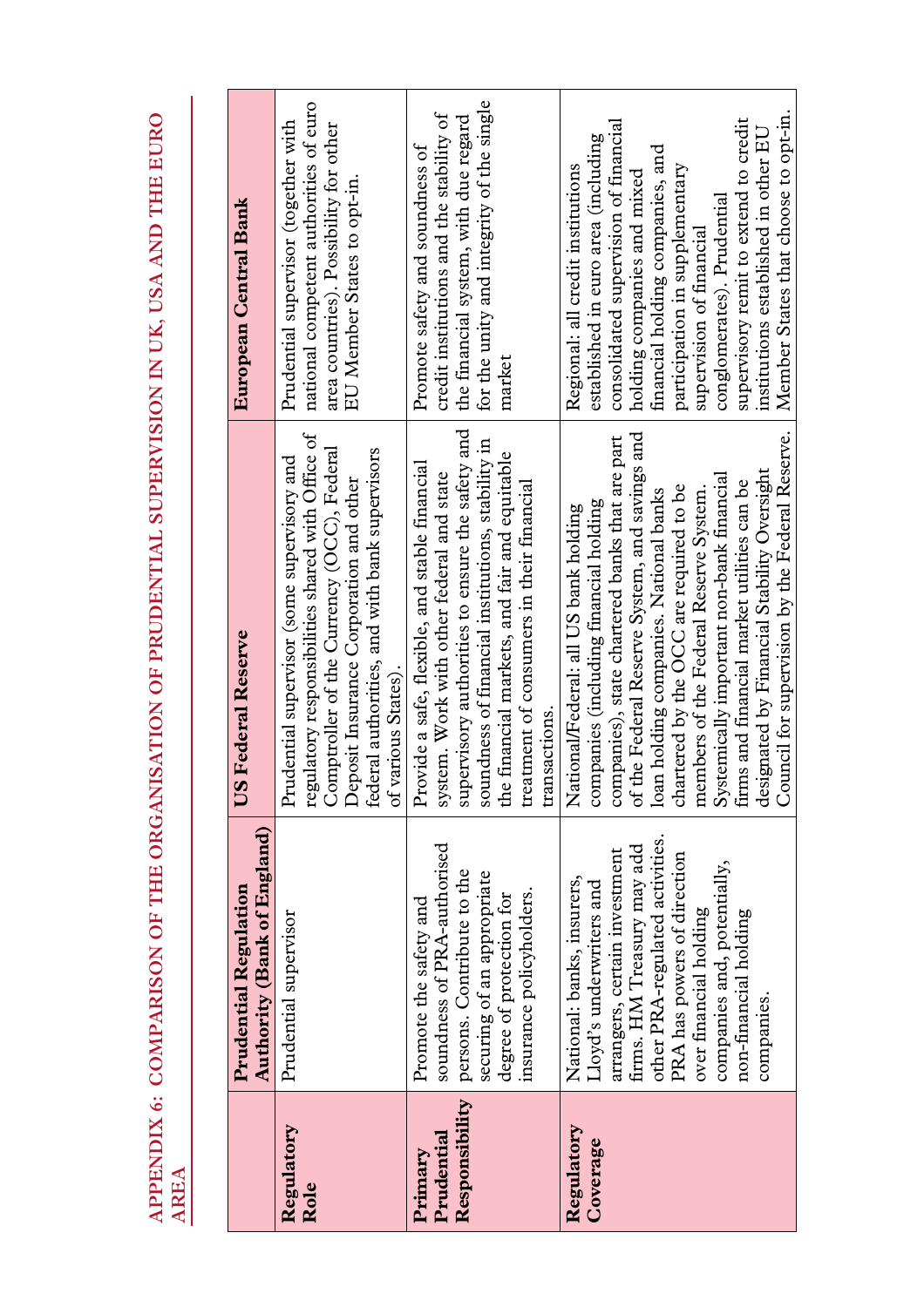## APPENDIX 6: COMPARISON OF THE ORGANISATION OF PRUDENTIAL SUPERVISION IN UK, USA AND THE EURO AREA

| | Prudential Regulation Authority (Bank of England) | US Federal Reserve | European Central Bank |
|---|---|---|---|
| **Regulatory Role** | Prudential supervisor | Prudential supervisor (some supervisory and regulatory responsibilities shared with Office of Comptroller of the Currency (OCC), Federal Deposit Insurance Corporation and other federal authorities, and with bank supervisors of various States). | Prudential supervisor (together with national competent authorities of euro area countries). Possibility for other EU Member States to opt-in. |
| **Primary Prudential Responsibility** | Promote the safety and soundness of PRA-authorised persons. Contribute to the securing of an appropriate degree of protection for insurance policyholders. | Provide a safe, flexible, and stable financial system. Work with other federal and state supervisory authorities to ensure the safety and soundness of financial institutions, stability in the financial markets, and fair and equitable treatment of consumers in their financial transactions. | Promote safety and soundness of credit institutions and the stability of the financial system, with due regard for the unity and integrity of the single market |
| **Regulatory Coverage** | National: banks, insurers, Lloyd's underwriters and arrangers, certain investment firms. HM Treasury may add other PRA-regulated activities. PRA has powers of direction over financial holding companies and, potentially, non-financial holding companies. | National/Federal: all US bank holding companies (including financial holding companies), state chartered banks that are part of the Federal Reserve System, and savings and loan holding companies. National banks chartered by the OCC are required to be members of the Federal Reserve System. Systemically important non-bank financial firms and financial market utilities can be designated by Financial Stability Oversight Council for supervision by the Federal Reserve. | Regional: all credit institutions established in euro area (including consolidated supervision of financial holding companies and mixed financial holding companies, and participation in supplementary supervision of financial conglomerates). Prudential supervisory remit to extend to credit institutions established in other EU Member States that choose to opt-in. |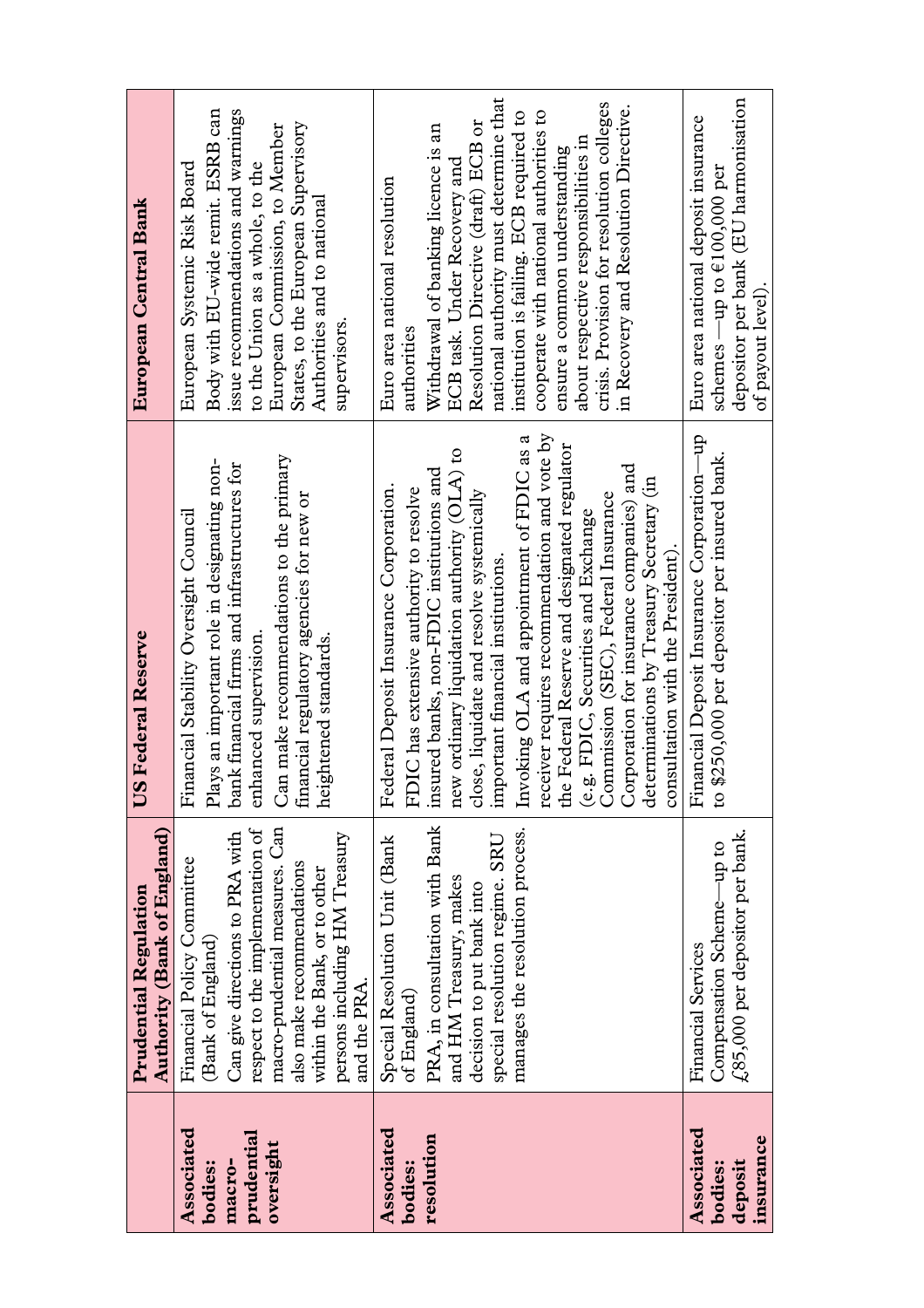| | Prudential Regulation Authority (Bank of England) | US Federal Reserve | European Central Bank |
|---|---|---|---|
| **Associated bodies: macro-prudential oversight** | Financial Policy Committee (Bank of England)<br>Can give directions to PRA with respect to the implementation of macro-prudential measures. Can also make recommendations within the Bank, or to other persons including HM Treasury and the PRA. | Financial Stability Oversight Council<br>Plays an important role in designating non-bank financial firms and infrastructures for enhanced supervision.<br>Can make recommendations to the primary financial regulatory agencies for new or heightened standards. | European Systemic Risk Board<br>Body with EU-wide remit. ESRB can issue recommendations and warnings to the Union as a whole, to the European Commission, to Member States, to the European Supervisory Authorities and to national supervisors. |
| **Associated bodies: resolution** | Special Resolution Unit (Bank of England)<br>PRA, in consultation with Bank and HM Treasury, makes decision to put bank into special resolution regime. SRU manages the resolution process. | Federal Deposit Insurance Corporation.<br>FDIC has extensive authority to resolve insured banks, non-FDIC institutions and new ordinary liquidation authority (OLA) to close, liquidate and resolve systemically important financial institutions.<br>Invoking OLA and appointment of FDIC as a receiver requires recommendation and vote by the Federal Reserve and designated regulator (e.g. FDIC, Securities and Exchange Commission (SEC), Federal Insurance Corporation for insurance companies) and determinations by Treasury Secretary (in consultation with the President). | Euro area national resolution authorities<br>Withdrawal of banking licence is an ECB task. Under Recovery and Resolution Directive (draft) ECB or national authority must determine that institution is failing. ECB required to cooperate with national authorities to ensure a common understanding about respective responsibilities in crisis. Provision for resolution colleges in Recovery and Resolution Directive. |
| **Associated bodies: deposit insurance** | Financial Services Compensation Scheme—up to £85,000 per depositor per bank. | Financial Deposit Insurance Corporation—up to \$250,000 per depositor per insured bank. | Euro area national deposit insurance schemes —up to €100,000 per depositor per bank (EU harmonisation of payout level). |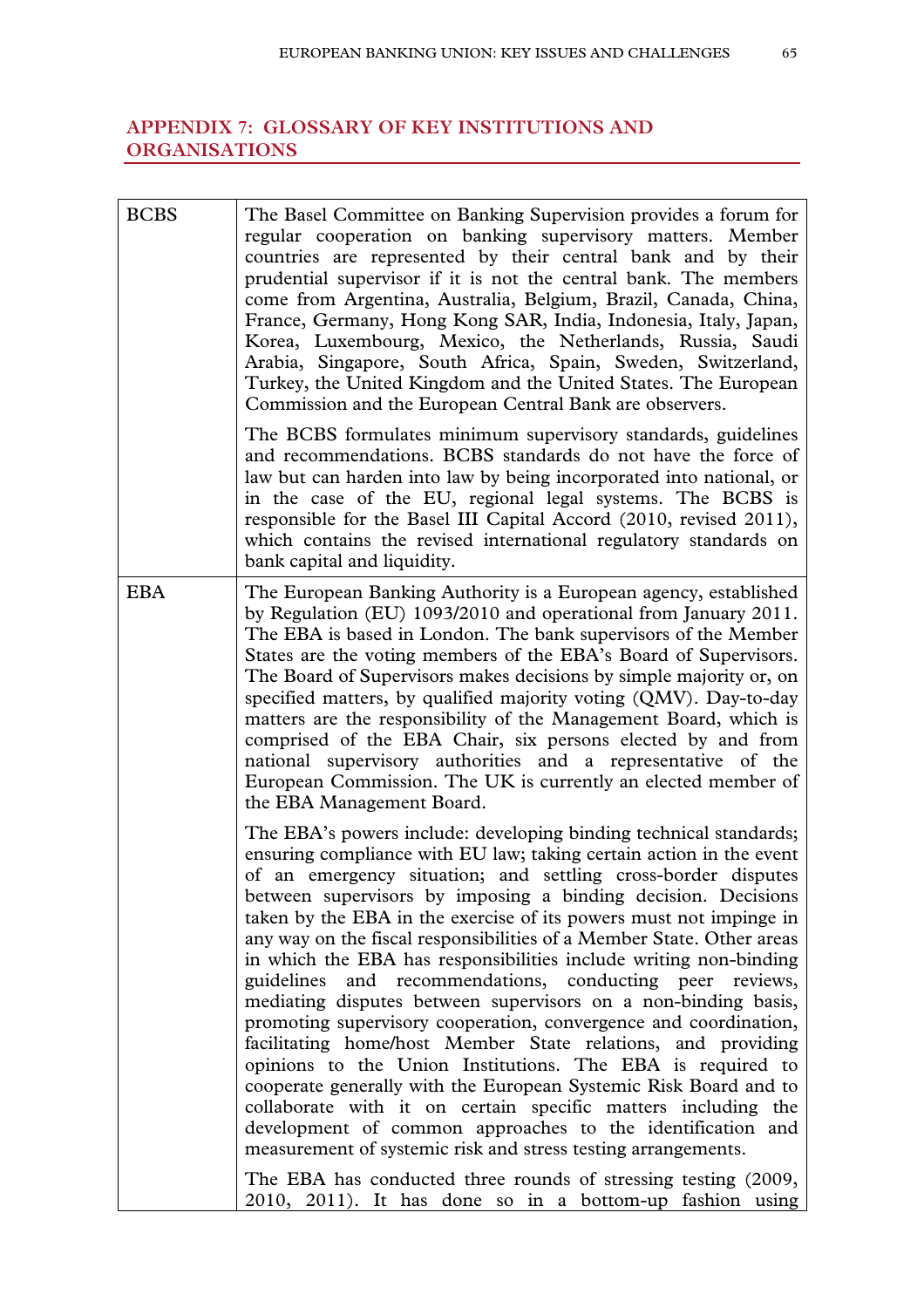## APPENDIX 7: GLOSSARY OF KEY INSTITUTIONS AND ORGANISATIONS

| | |
|---|---|
| BCBS | The Basel Committee on Banking Supervision provides a forum for regular cooperation on banking supervisory matters. Member countries are represented by their central bank and by their prudential supervisor if it is not the central bank. The members come from Argentina, Australia, Belgium, Brazil, Canada, China, France, Germany, Hong Kong SAR, India, Indonesia, Italy, Japan, Korea, Luxembourg, Mexico, the Netherlands, Russia, Saudi Arabia, Singapore, South Africa, Spain, Sweden, Switzerland, Turkey, the United Kingdom and the United States. The European Commission and the European Central Bank are observers.<br><br>The BCBS formulates minimum supervisory standards, guidelines and recommendations. BCBS standards do not have the force of law but can harden into law by being incorporated into national, or in the case of the EU, regional legal systems. The BCBS is responsible for the Basel III Capital Accord (2010, revised 2011), which contains the revised international regulatory standards on bank capital and liquidity. |
| EBA | The European Banking Authority is a European agency, established by Regulation (EU) 1093/2010 and operational from January 2011. The EBA is based in London. The bank supervisors of the Member States are the voting members of the EBA's Board of Supervisors. The Board of Supervisors makes decisions by simple majority or, on specified matters, by qualified majority voting (QMV). Day-to-day matters are the responsibility of the Management Board, which is comprised of the EBA Chair, six persons elected by and from national supervisory authorities and a representative of the European Commission. The UK is currently an elected member of the EBA Management Board.<br><br>The EBA's powers include: developing binding technical standards; ensuring compliance with EU law; taking certain action in the event of an emergency situation; and settling cross-border disputes between supervisors by imposing a binding decision. Decisions taken by the EBA in the exercise of its powers must not impinge in any way on the fiscal responsibilities of a Member State. Other areas in which the EBA has responsibilities include writing non-binding guidelines and recommendations, conducting peer reviews, mediating disputes between supervisors on a non-binding basis, promoting supervisory cooperation, convergence and coordination, facilitating home/host Member State relations, and providing opinions to the Union Institutions. The EBA is required to cooperate generally with the European Systemic Risk Board and to collaborate with it on certain specific matters including the development of common approaches to the identification and measurement of systemic risk and stress testing arrangements.<br><br>The EBA has conducted three rounds of stressing testing (2009, 2010, 2011). It has done so in a bottom-up fashion using |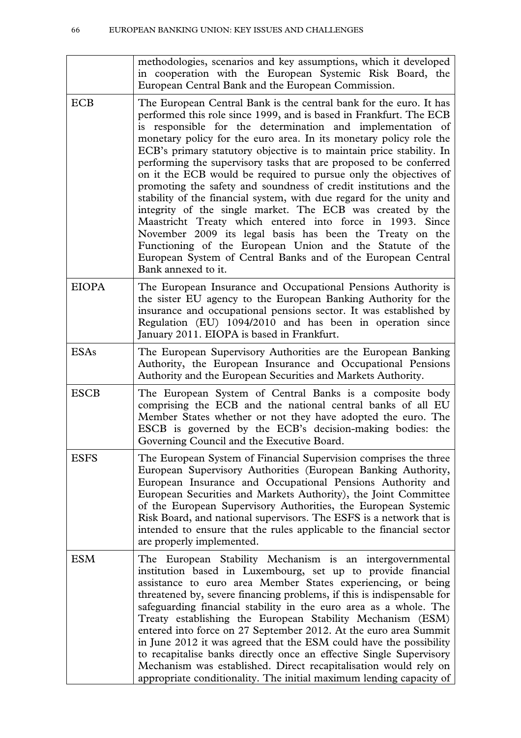| | |
|---|---|
| | methodologies, scenarios and key assumptions, which it developed in cooperation with the European Systemic Risk Board, the European Central Bank and the European Commission. |
| ECB | The European Central Bank is the central bank for the euro. It has performed this role since 1999, and is based in Frankfurt. The ECB is responsible for the determination and implementation of monetary policy for the euro area. In its monetary policy role the ECB's primary statutory objective is to maintain price stability. In performing the supervisory tasks that are proposed to be conferred on it the ECB would be required to pursue only the objectives of promoting the safety and soundness of credit institutions and the stability of the financial system, with due regard for the unity and integrity of the single market. The ECB was created by the Maastricht Treaty which entered into force in 1993. Since November 2009 its legal basis has been the Treaty on the Functioning of the European Union and the Statute of the European System of Central Banks and of the European Central Bank annexed to it. |
| EIOPA | The European Insurance and Occupational Pensions Authority is the sister EU agency to the European Banking Authority for the insurance and occupational pensions sector. It was established by Regulation (EU) 1094/2010 and has been in operation since January 2011. EIOPA is based in Frankfurt. |
| ESAs | The European Supervisory Authorities are the European Banking Authority, the European Insurance and Occupational Pensions Authority and the European Securities and Markets Authority. |
| ESCB | The European System of Central Banks is a composite body comprising the ECB and the national central banks of all EU Member States whether or not they have adopted the euro. The ESCB is governed by the ECB's decision-making bodies: the Governing Council and the Executive Board. |
| ESFS | The European System of Financial Supervision comprises the three European Supervisory Authorities (European Banking Authority, European Insurance and Occupational Pensions Authority and European Securities and Markets Authority), the Joint Committee of the European Supervisory Authorities, the European Systemic Risk Board, and national supervisors. The ESFS is a network that is intended to ensure that the rules applicable to the financial sector are properly implemented. |
| ESM | The European Stability Mechanism is an intergovernmental institution based in Luxembourg, set up to provide financial assistance to euro area Member States experiencing, or being threatened by, severe financing problems, if this is indispensable for safeguarding financial stability in the euro area as a whole. The Treaty establishing the European Stability Mechanism (ESM) entered into force on 27 September 2012. At the euro area Summit in June 2012 it was agreed that the ESM could have the possibility to recapitalise banks directly once an effective Single Supervisory Mechanism was established. Direct recapitalisation would rely on appropriate conditionality. The initial maximum lending capacity of |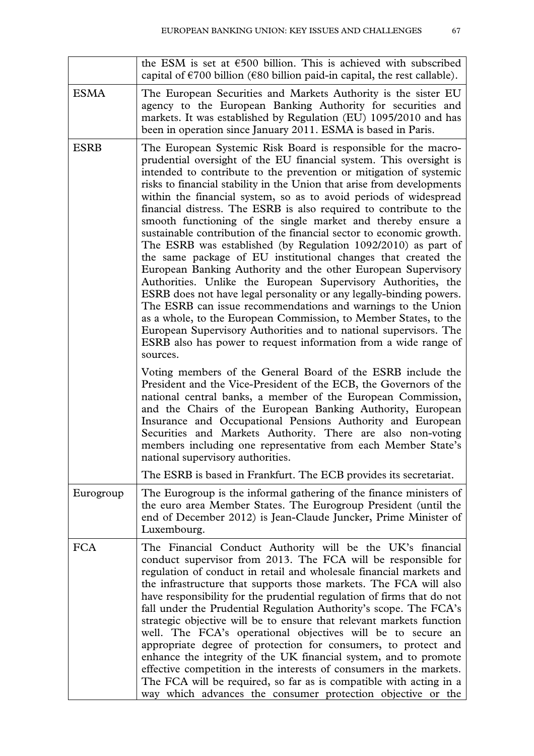| | |
|---|---|
| | the ESM is set at €500 billion. This is achieved with subscribed capital of €700 billion (€80 billion paid-in capital, the rest callable). |
| ESMA | The European Securities and Markets Authority is the sister EU agency to the European Banking Authority for securities and markets. It was established by Regulation (EU) 1095/2010 and has been in operation since January 2011. ESMA is based in Paris. |
| ESRB | The European Systemic Risk Board is responsible for the macro-prudential oversight of the EU financial system. This oversight is intended to contribute to the prevention or mitigation of systemic risks to financial stability in the Union that arise from developments within the financial system, so as to avoid periods of widespread financial distress. The ESRB is also required to contribute to the smooth functioning of the single market and thereby ensure a sustainable contribution of the financial sector to economic growth. The ESRB was established (by Regulation 1092/2010) as part of the same package of EU institutional changes that created the European Banking Authority and the other European Supervisory Authorities. Unlike the European Supervisory Authorities, the ESRB does not have legal personality or any legally-binding powers. The ESRB can issue recommendations and warnings to the Union as a whole, to the European Commission, to Member States, to the European Supervisory Authorities and to national supervisors. The ESRB also has power to request information from a wide range of sources.<br><br>Voting members of the General Board of the ESRB include the President and the Vice-President of the ECB, the Governors of the national central banks, a member of the European Commission, and the Chairs of the European Banking Authority, European Insurance and Occupational Pensions Authority and European Securities and Markets Authority. There are also non-voting members including one representative from each Member State's national supervisory authorities.<br><br>The ESRB is based in Frankfurt. The ECB provides its secretariat. |
| Eurogroup | The Eurogroup is the informal gathering of the finance ministers of the euro area Member States. The Eurogroup President (until the end of December 2012) is Jean-Claude Juncker, Prime Minister of Luxembourg. |
| FCA | The Financial Conduct Authority will be the UK's financial conduct supervisor from 2013. The FCA will be responsible for regulation of conduct in retail and wholesale financial markets and the infrastructure that supports those markets. The FCA will also have responsibility for the prudential regulation of firms that do not fall under the Prudential Regulation Authority's scope. The FCA's strategic objective will be to ensure that relevant markets function well. The FCA's operational objectives will be to secure an appropriate degree of protection for consumers, to protect and enhance the integrity of the UK financial system, and to promote effective competition in the interests of consumers in the markets. The FCA will be required, so far as is compatible with acting in a way which advances the consumer protection objective or the |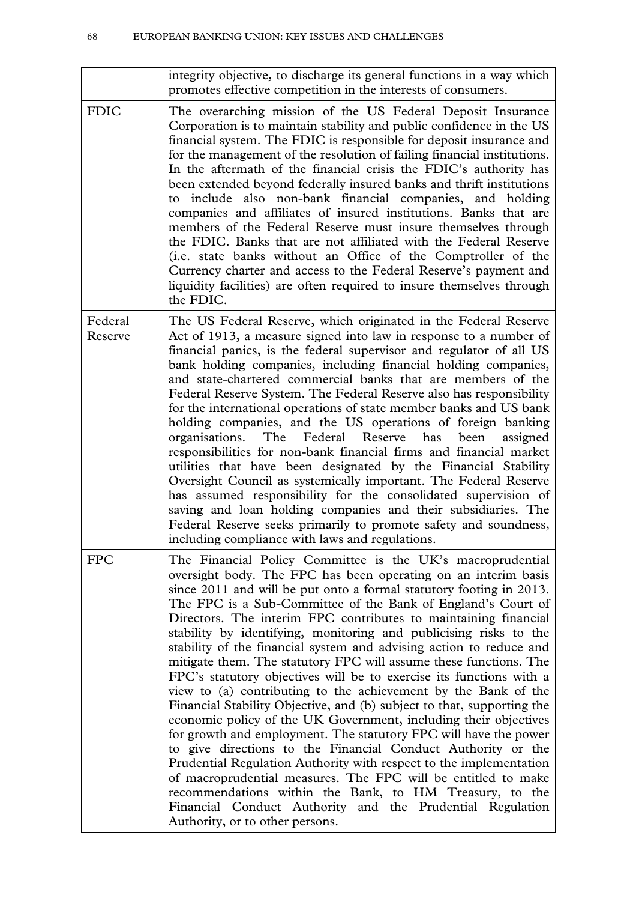| | |
|---|---|
| | integrity objective, to discharge its general functions in a way which promotes effective competition in the interests of consumers. |
| FDIC | The overarching mission of the US Federal Deposit Insurance Corporation is to maintain stability and public confidence in the US financial system. The FDIC is responsible for deposit insurance and for the management of the resolution of failing financial institutions. In the aftermath of the financial crisis the FDIC's authority has been extended beyond federally insured banks and thrift institutions to include also non-bank financial companies, and holding companies and affiliates of insured institutions. Banks that are members of the Federal Reserve must insure themselves through the FDIC. Banks that are not affiliated with the Federal Reserve (i.e. state banks without an Office of the Comptroller of the Currency charter and access to the Federal Reserve's payment and liquidity facilities) are often required to insure themselves through the FDIC. |
| Federal Reserve | The US Federal Reserve, which originated in the Federal Reserve Act of 1913, a measure signed into law in response to a number of financial panics, is the federal supervisor and regulator of all US bank holding companies, including financial holding companies, and state-chartered commercial banks that are members of the Federal Reserve System. The Federal Reserve also has responsibility for the international operations of state member banks and US bank holding companies, and the US operations of foreign banking organisations. The Federal Reserve has been assigned responsibilities for non-bank financial firms and financial market utilities that have been designated by the Financial Stability Oversight Council as systemically important. The Federal Reserve has assumed responsibility for the consolidated supervision of saving and loan holding companies and their subsidiaries. The Federal Reserve seeks primarily to promote safety and soundness, including compliance with laws and regulations. |
| FPC | The Financial Policy Committee is the UK's macroprudential oversight body. The FPC has been operating on an interim basis since 2011 and will be put onto a formal statutory footing in 2013. The FPC is a Sub-Committee of the Bank of England's Court of Directors. The interim FPC contributes to maintaining financial stability by identifying, monitoring and publicising risks to the stability of the financial system and advising action to reduce and mitigate them. The statutory FPC will assume these functions. The FPC's statutory objectives will be to exercise its functions with a view to (a) contributing to the achievement by the Bank of the Financial Stability Objective, and (b) subject to that, supporting the economic policy of the UK Government, including their objectives for growth and employment. The statutory FPC will have the power to give directions to the Financial Conduct Authority or the Prudential Regulation Authority with respect to the implementation of macroprudential measures. The FPC will be entitled to make recommendations within the Bank, to HM Treasury, to the Financial Conduct Authority and the Prudential Regulation Authority, or to other persons. |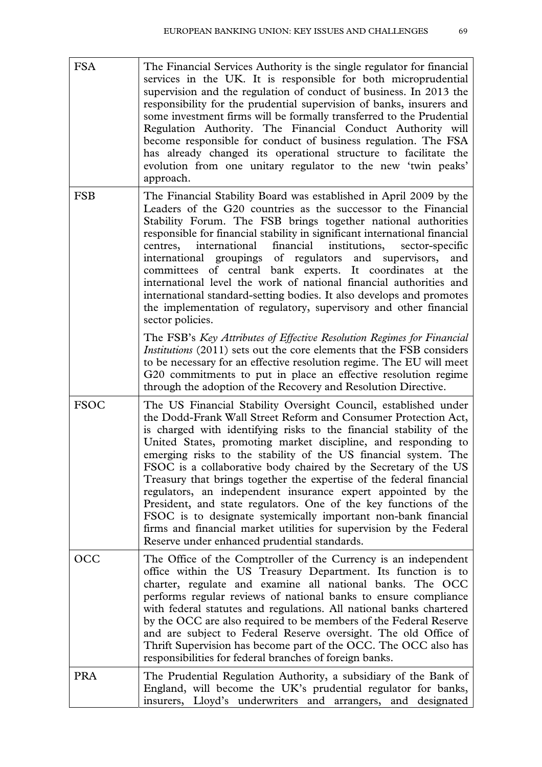| | |
|---|---|
| FSA | The Financial Services Authority is the single regulator for financial services in the UK. It is responsible for both microprudential supervision and the regulation of conduct of business. In 2013 the responsibility for the prudential supervision of banks, insurers and some investment firms will be formally transferred to the Prudential Regulation Authority. The Financial Conduct Authority will become responsible for conduct of business regulation. The FSA has already changed its operational structure to facilitate the evolution from one unitary regulator to the new 'twin peaks' approach. |
| FSB | The Financial Stability Board was established in April 2009 by the Leaders of the G20 countries as the successor to the Financial Stability Forum. The FSB brings together national authorities responsible for financial stability in significant international financial centres, international financial institutions, sector-specific international groupings of regulators and supervisors, and committees of central bank experts. It coordinates at the international level the work of national financial authorities and international standard-setting bodies. It also develops and promotes the implementation of regulatory, supervisory and other financial sector policies.<br><br>The FSB's *Key Attributes of Effective Resolution Regimes for Financial Institutions* (2011) sets out the core elements that the FSB considers to be necessary for an effective resolution regime. The EU will meet G20 commitments to put in place an effective resolution regime through the adoption of the Recovery and Resolution Directive. |
| FSOC | The US Financial Stability Oversight Council, established under the Dodd-Frank Wall Street Reform and Consumer Protection Act, is charged with identifying risks to the financial stability of the United States, promoting market discipline, and responding to emerging risks to the stability of the US financial system. The FSOC is a collaborative body chaired by the Secretary of the US Treasury that brings together the expertise of the federal financial regulators, an independent insurance expert appointed by the President, and state regulators. One of the key functions of the FSOC is to designate systemically important non-bank financial firms and financial market utilities for supervision by the Federal Reserve under enhanced prudential standards. |
| OCC | The Office of the Comptroller of the Currency is an independent office within the US Treasury Department. Its function is to charter, regulate and examine all national banks. The OCC performs regular reviews of national banks to ensure compliance with federal statutes and regulations. All national banks chartered by the OCC are also required to be members of the Federal Reserve and are subject to Federal Reserve oversight. The old Office of Thrift Supervision has become part of the OCC. The OCC also has responsibilities for federal branches of foreign banks. |
| PRA | The Prudential Regulation Authority, a subsidiary of the Bank of England, will become the UK's prudential regulator for banks, insurers, Lloyd's underwriters and arrangers, and designated |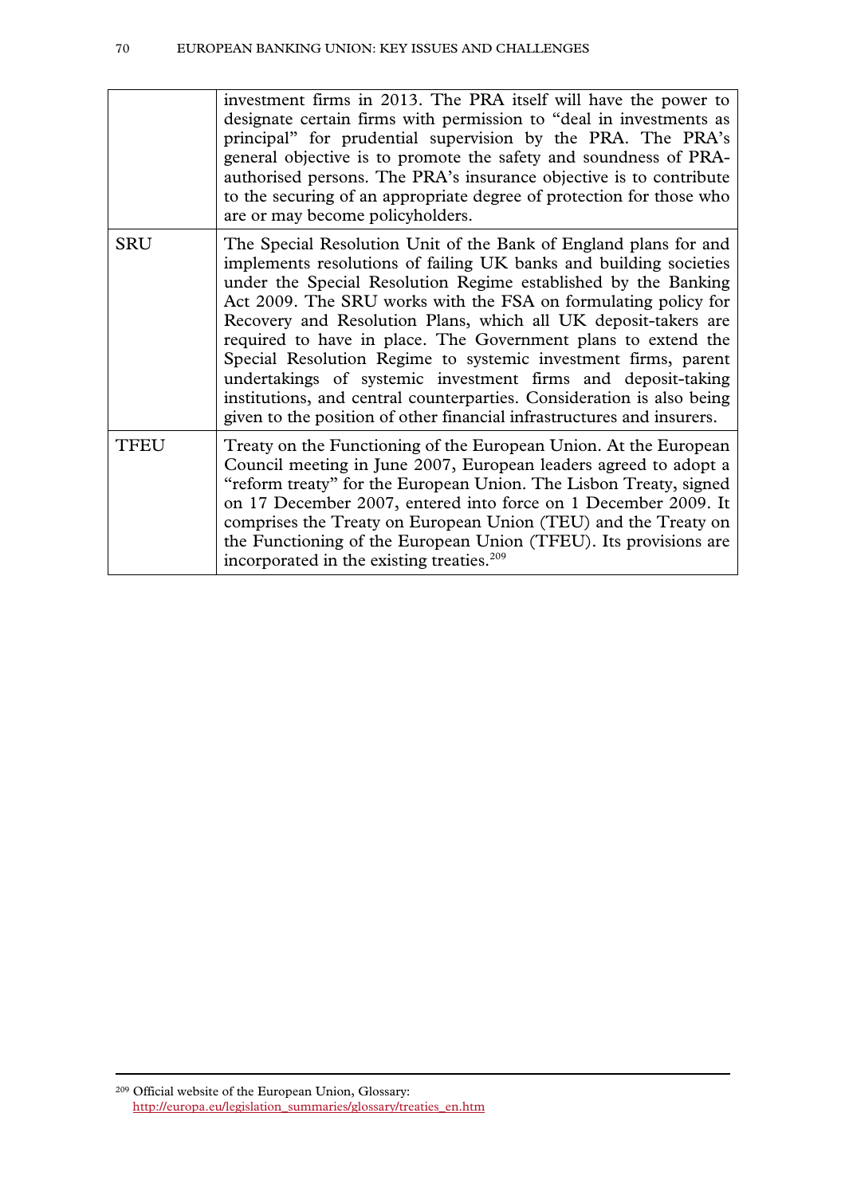| | |
|---|---|
| | investment firms in 2013. The PRA itself will have the power to designate certain firms with permission to "deal in investments as principal" for prudential supervision by the PRA. The PRA's general objective is to promote the safety and soundness of PRA-authorised persons. The PRA's insurance objective is to contribute to the securing of an appropriate degree of protection for those who are or may become policyholders. |
| SRU | The Special Resolution Unit of the Bank of England plans for and implements resolutions of failing UK banks and building societies under the Special Resolution Regime established by the Banking Act 2009. The SRU works with the FSA on formulating policy for Recovery and Resolution Plans, which all UK deposit-takers are required to have in place. The Government plans to extend the Special Resolution Regime to systemic investment firms, parent undertakings of systemic investment firms and deposit-taking institutions, and central counterparties. Consideration is also being given to the position of other financial infrastructures and insurers. |
| TFEU | Treaty on the Functioning of the European Union. At the European Council meeting in June 2007, European leaders agreed to adopt a "reform treaty" for the European Union. The Lisbon Treaty, signed on 17 December 2007, entered into force on 1 December 2009. It comprises the Treaty on European Union (TEU) and the Treaty on the Functioning of the European Union (TFEU). Its provisions are incorporated in the existing treaties.[209] |

[209] Official website of the European Union, Glossary: http://europa.eu/legislation_summaries/glossary/treaties_en.htm